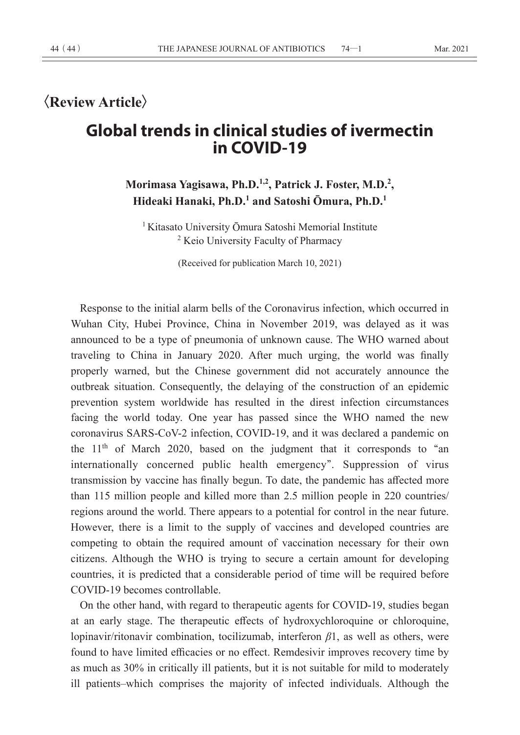〈Review Article〉

# Global trends in clinical studies of ivermectin in COVID-19

**Morimasa Yagisawa, Ph.D.[1,2], Patrick J. Foster, M.D.[2], Hideaki Hanaki, Ph.D.[1] and Satoshi Ōmura, Ph.D.[1]**

[1] Kitasato University Ōmura Satoshi Memorial Institute
[2] Keio University Faculty of Pharmacy

(Received for publication March 10, 2021)

Response to the initial alarm bells of the Coronavirus infection, which occurred in Wuhan City, Hubei Province, China in November 2019, was delayed as it was announced to be a type of pneumonia of unknown cause. The WHO warned about traveling to China in January 2020. After much urging, the world was finally properly warned, but the Chinese government did not accurately announce the outbreak situation. Consequently, the delaying of the construction of an epidemic prevention system worldwide has resulted in the direst infection circumstances facing the world today. One year has passed since the WHO named the new coronavirus SARS-CoV-2 infection, COVID-19, and it was declared a pandemic on the 11th of March 2020, based on the judgment that it corresponds to "an internationally concerned public health emergency". Suppression of virus transmission by vaccine has finally begun. To date, the pandemic has affected more than 115 million people and killed more than 2.5 million people in 220 countries/ regions around the world. There appears to a potential for control in the near future. However, there is a limit to the supply of vaccines and developed countries are competing to obtain the required amount of vaccination necessary for their own citizens. Although the WHO is trying to secure a certain amount for developing countries, it is predicted that a considerable period of time will be required before COVID-19 becomes controllable.

On the other hand, with regard to therapeutic agents for COVID-19, studies began at an early stage. The therapeutic effects of hydroxychloroquine or chloroquine, lopinavir/ritonavir combination, tocilizumab, interferon $\beta$1, as well as others, were found to have limited efficacies or no effect. Remdesivir improves recovery time by as much as 30% in critically ill patients, but it is not suitable for mild to moderately ill patients–which comprises the majority of infected individuals. Although the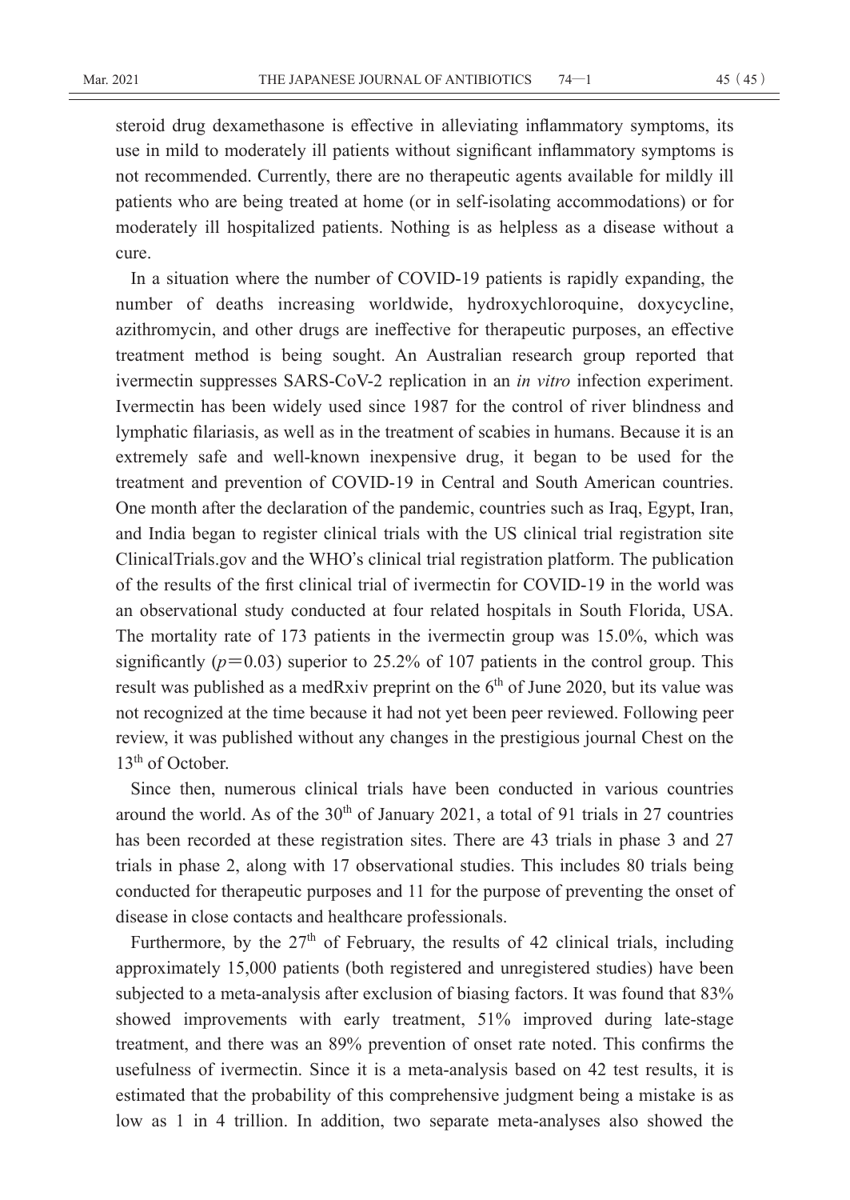steroid drug dexamethasone is effective in alleviating inflammatory symptoms, its use in mild to moderately ill patients without significant inflammatory symptoms is not recommended. Currently, there are no therapeutic agents available for mildly ill patients who are being treated at home (or in self-isolating accommodations) or for moderately ill hospitalized patients. Nothing is as helpless as a disease without a cure.

In a situation where the number of COVID-19 patients is rapidly expanding, the number of deaths increasing worldwide, hydroxychloroquine, doxycycline, azithromycin, and other drugs are ineffective for therapeutic purposes, an effective treatment method is being sought. An Australian research group reported that ivermectin suppresses SARS-CoV-2 replication in an *in vitro* infection experiment. Ivermectin has been widely used since 1987 for the control of river blindness and lymphatic filariasis, as well as in the treatment of scabies in humans. Because it is an extremely safe and well-known inexpensive drug, it began to be used for the treatment and prevention of COVID-19 in Central and South American countries. One month after the declaration of the pandemic, countries such as Iraq, Egypt, Iran, and India began to register clinical trials with the US clinical trial registration site ClinicalTrials.gov and the WHO's clinical trial registration platform. The publication of the results of the first clinical trial of ivermectin for COVID-19 in the world was an observational study conducted at four related hospitals in South Florida, USA. The mortality rate of 173 patients in the ivermectin group was 15.0%, which was significantly ($p=0.03$) superior to 25.2% of 107 patients in the control group. This result was published as a medRxiv preprint on the 6th of June 2020, but its value was not recognized at the time because it had not yet been peer reviewed. Following peer review, it was published without any changes in the prestigious journal Chest on the 13th of October.

Since then, numerous clinical trials have been conducted in various countries around the world. As of the 30th of January 2021, a total of 91 trials in 27 countries has been recorded at these registration sites. There are 43 trials in phase 3 and 27 trials in phase 2, along with 17 observational studies. This includes 80 trials being conducted for therapeutic purposes and 11 for the purpose of preventing the onset of disease in close contacts and healthcare professionals.

Furthermore, by the 27th of February, the results of 42 clinical trials, including approximately 15,000 patients (both registered and unregistered studies) have been subjected to a meta-analysis after exclusion of biasing factors. It was found that 83% showed improvements with early treatment, 51% improved during late-stage treatment, and there was an 89% prevention of onset rate noted. This confirms the usefulness of ivermectin. Since it is a meta-analysis based on 42 test results, it is estimated that the probability of this comprehensive judgment being a mistake is as low as 1 in 4 trillion. In addition, two separate meta-analyses also showed the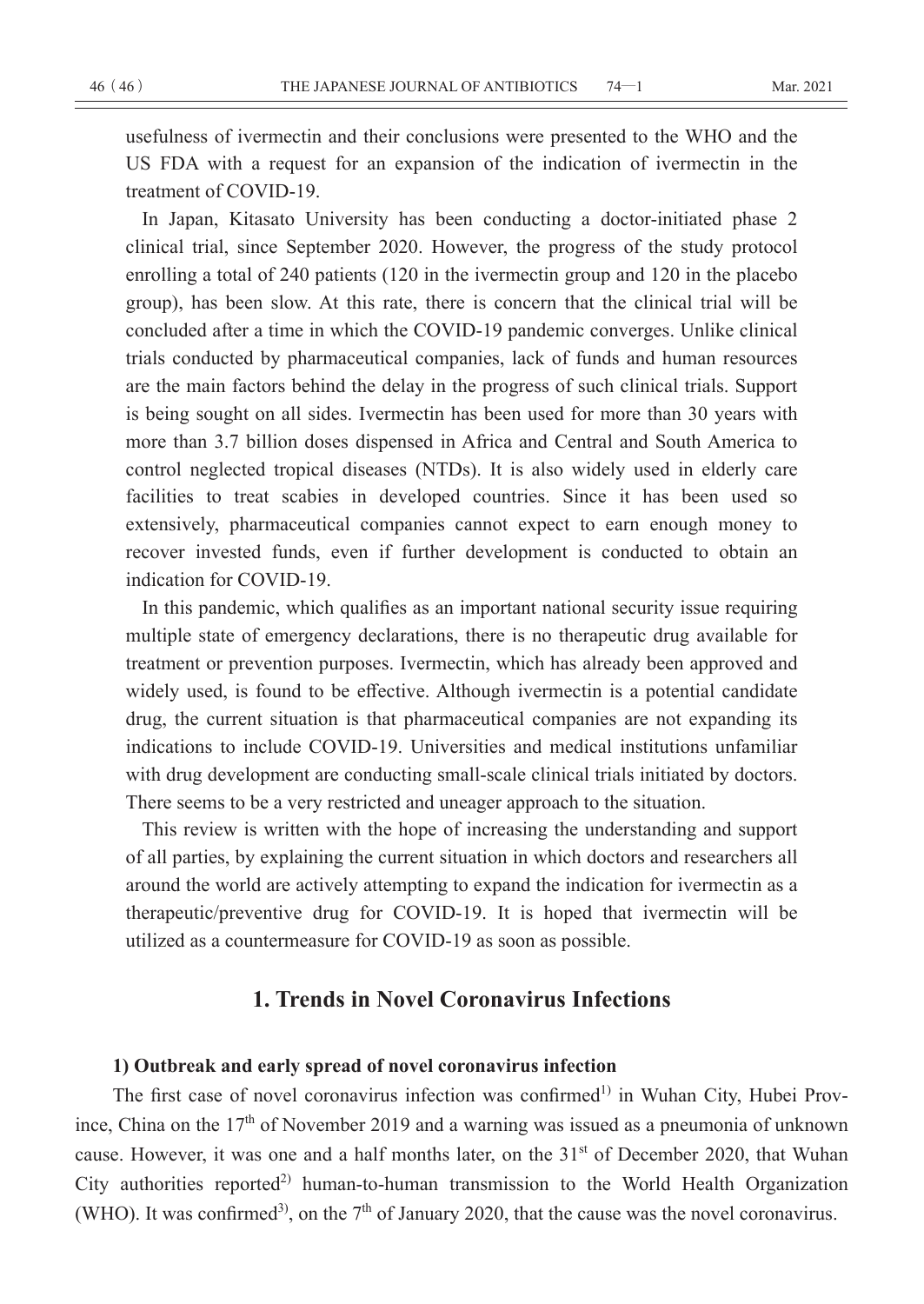usefulness of ivermectin and their conclusions were presented to the WHO and the US FDA with a request for an expansion of the indication of ivermectin in the treatment of COVID-19.

In Japan, Kitasato University has been conducting a doctor-initiated phase 2 clinical trial, since September 2020. However, the progress of the study protocol enrolling a total of 240 patients (120 in the ivermectin group and 120 in the placebo group), has been slow. At this rate, there is concern that the clinical trial will be concluded after a time in which the COVID-19 pandemic converges. Unlike clinical trials conducted by pharmaceutical companies, lack of funds and human resources are the main factors behind the delay in the progress of such clinical trials. Support is being sought on all sides. Ivermectin has been used for more than 30 years with more than 3.7 billion doses dispensed in Africa and Central and South America to control neglected tropical diseases (NTDs). It is also widely used in elderly care facilities to treat scabies in developed countries. Since it has been used so extensively, pharmaceutical companies cannot expect to earn enough money to recover invested funds, even if further development is conducted to obtain an indication for COVID-19.

In this pandemic, which qualifies as an important national security issue requiring multiple state of emergency declarations, there is no therapeutic drug available for treatment or prevention purposes. Ivermectin, which has already been approved and widely used, is found to be effective. Although ivermectin is a potential candidate drug, the current situation is that pharmaceutical companies are not expanding its indications to include COVID-19. Universities and medical institutions unfamiliar with drug development are conducting small-scale clinical trials initiated by doctors. There seems to be a very restricted and uneager approach to the situation.

This review is written with the hope of increasing the understanding and support of all parties, by explaining the current situation in which doctors and researchers all around the world are actively attempting to expand the indication for ivermectin as a therapeutic/preventive drug for COVID-19. It is hoped that ivermectin will be utilized as a countermeasure for COVID-19 as soon as possible.

## 1. Trends in Novel Coronavirus Infections

### 1) Outbreak and early spread of novel coronavirus infection

The first case of novel coronavirus infection was confirmed[1] in Wuhan City, Hubei Province, China on the 17th of November 2019 and a warning was issued as a pneumonia of unknown cause. However, it was one and a half months later, on the 31st of December 2020, that Wuhan City authorities reported[2] human-to-human transmission to the World Health Organization (WHO). It was confirmed[3], on the 7th of January 2020, that the cause was the novel coronavirus.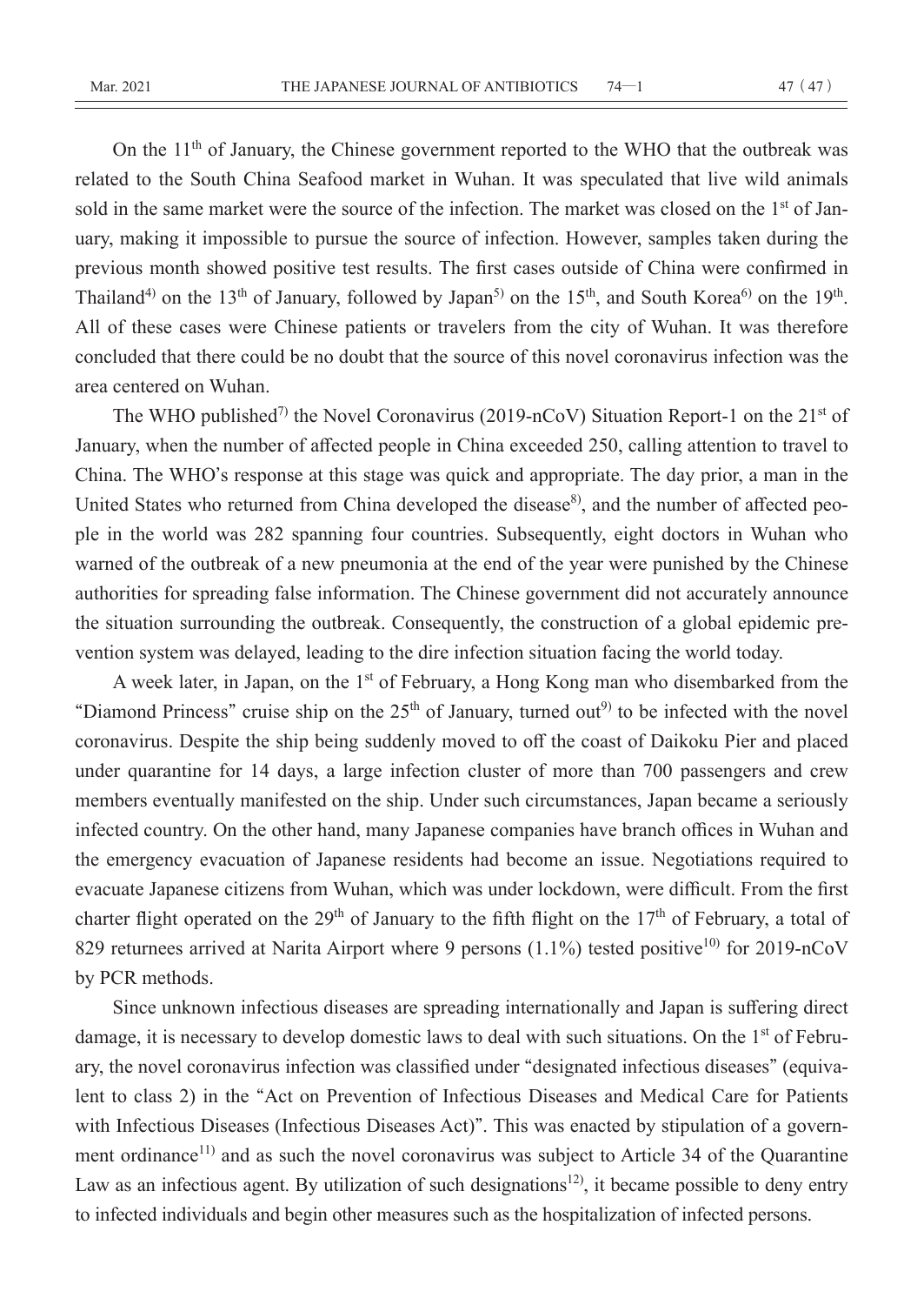On the 11th of January, the Chinese government reported to the WHO that the outbreak was related to the South China Seafood market in Wuhan. It was speculated that live wild animals sold in the same market were the source of the infection. The market was closed on the 1st of January, making it impossible to pursue the source of infection. However, samples taken during the previous month showed positive test results. The first cases outside of China were confirmed in Thailand[4] on the 13th of January, followed by Japan[5] on the 15th, and South Korea[6] on the 19th. All of these cases were Chinese patients or travelers from the city of Wuhan. It was therefore concluded that there could be no doubt that the source of this novel coronavirus infection was the area centered on Wuhan.

The WHO published[7] the Novel Coronavirus (2019-nCoV) Situation Report-1 on the 21st of January, when the number of affected people in China exceeded 250, calling attention to travel to China. The WHO's response at this stage was quick and appropriate. The day prior, a man in the United States who returned from China developed the disease[8], and the number of affected people in the world was 282 spanning four countries. Subsequently, eight doctors in Wuhan who warned of the outbreak of a new pneumonia at the end of the year were punished by the Chinese authorities for spreading false information. The Chinese government did not accurately announce the situation surrounding the outbreak. Consequently, the construction of a global epidemic prevention system was delayed, leading to the dire infection situation facing the world today.

A week later, in Japan, on the 1st of February, a Hong Kong man who disembarked from the "Diamond Princess" cruise ship on the 25th of January, turned out[9] to be infected with the novel coronavirus. Despite the ship being suddenly moved to off the coast of Daikoku Pier and placed under quarantine for 14 days, a large infection cluster of more than 700 passengers and crew members eventually manifested on the ship. Under such circumstances, Japan became a seriously infected country. On the other hand, many Japanese companies have branch offices in Wuhan and the emergency evacuation of Japanese residents had become an issue. Negotiations required to evacuate Japanese citizens from Wuhan, which was under lockdown, were difficult. From the first charter flight operated on the 29th of January to the fifth flight on the 17th of February, a total of 829 returnees arrived at Narita Airport where 9 persons (1.1%) tested positive[10] for 2019-nCoV by PCR methods.

Since unknown infectious diseases are spreading internationally and Japan is suffering direct damage, it is necessary to develop domestic laws to deal with such situations. On the 1st of February, the novel coronavirus infection was classified under "designated infectious diseases" (equivalent to class 2) in the "Act on Prevention of Infectious Diseases and Medical Care for Patients with Infectious Diseases (Infectious Diseases Act)". This was enacted by stipulation of a government ordinance[11] and as such the novel coronavirus was subject to Article 34 of the Quarantine Law as an infectious agent. By utilization of such designations[12], it became possible to deny entry to infected individuals and begin other measures such as the hospitalization of infected persons.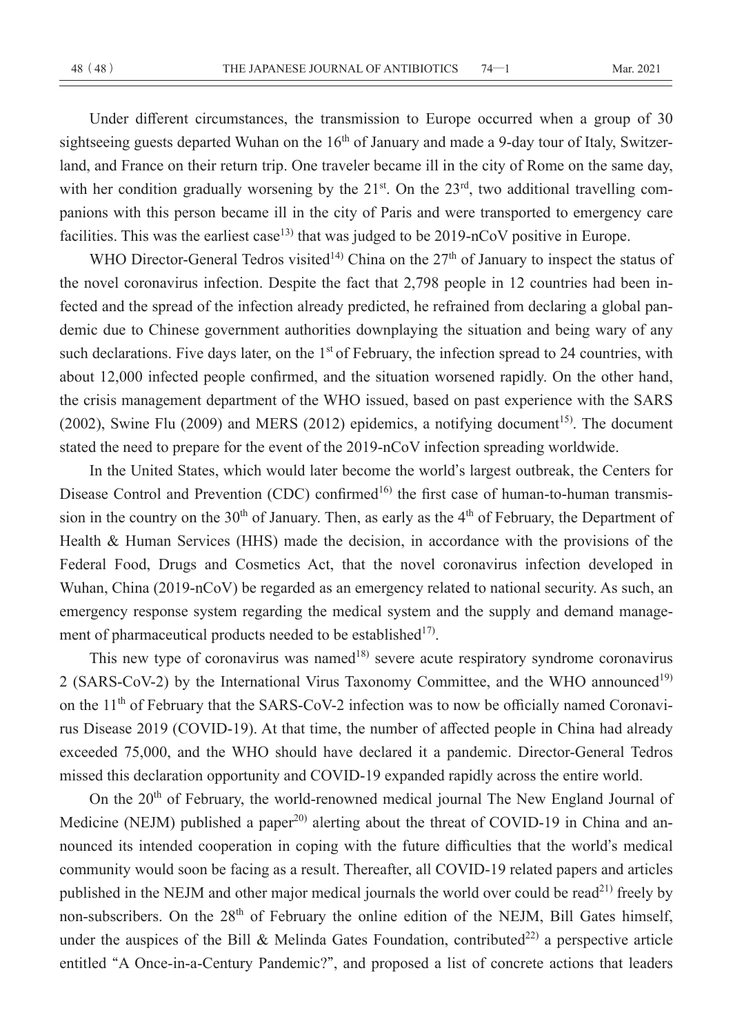Under different circumstances, the transmission to Europe occurred when a group of 30 sightseeing guests departed Wuhan on the 16th of January and made a 9-day tour of Italy, Switzerland, and France on their return trip. One traveler became ill in the city of Rome on the same day, with her condition gradually worsening by the 21st. On the 23rd, two additional travelling companions with this person became ill in the city of Paris and were transported to emergency care facilities. This was the earliest case[13] that was judged to be 2019-nCoV positive in Europe.

WHO Director-General Tedros visited[14] China on the 27th of January to inspect the status of the novel coronavirus infection. Despite the fact that 2,798 people in 12 countries had been infected and the spread of the infection already predicted, he refrained from declaring a global pandemic due to Chinese government authorities downplaying the situation and being wary of any such declarations. Five days later, on the 1st of February, the infection spread to 24 countries, with about 12,000 infected people confirmed, and the situation worsened rapidly. On the other hand, the crisis management department of the WHO issued, based on past experience with the SARS (2002), Swine Flu (2009) and MERS (2012) epidemics, a notifying document[15]. The document stated the need to prepare for the event of the 2019-nCoV infection spreading worldwide.

In the United States, which would later become the world's largest outbreak, the Centers for Disease Control and Prevention (CDC) confirmed[16] the first case of human-to-human transmission in the country on the 30th of January. Then, as early as the 4th of February, the Department of Health & Human Services (HHS) made the decision, in accordance with the provisions of the Federal Food, Drugs and Cosmetics Act, that the novel coronavirus infection developed in Wuhan, China (2019-nCoV) be regarded as an emergency related to national security. As such, an emergency response system regarding the medical system and the supply and demand management of pharmaceutical products needed to be established[17].

This new type of coronavirus was named[18] severe acute respiratory syndrome coronavirus 2 (SARS-CoV-2) by the International Virus Taxonomy Committee, and the WHO announced[19] on the 11th of February that the SARS-CoV-2 infection was to now be officially named Coronavirus Disease 2019 (COVID-19). At that time, the number of affected people in China had already exceeded 75,000, and the WHO should have declared it a pandemic. Director-General Tedros missed this declaration opportunity and COVID-19 expanded rapidly across the entire world.

On the 20th of February, the world-renowned medical journal The New England Journal of Medicine (NEJM) published a paper[20] alerting about the threat of COVID-19 in China and announced its intended cooperation in coping with the future difficulties that the world's medical community would soon be facing as a result. Thereafter, all COVID-19 related papers and articles published in the NEJM and other major medical journals the world over could be read[21] freely by non-subscribers. On the 28th of February the online edition of the NEJM, Bill Gates himself, under the auspices of the Bill & Melinda Gates Foundation, contributed[22] a perspective article entitled "A Once-in-a-Century Pandemic?", and proposed a list of concrete actions that leaders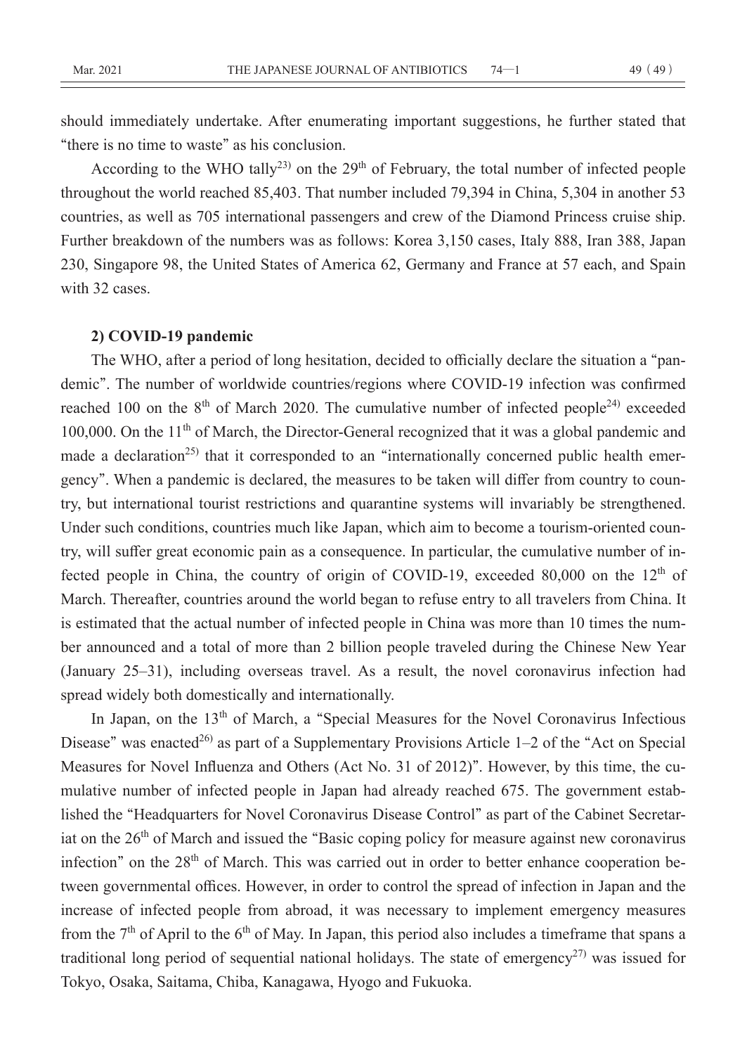should immediately undertake. After enumerating important suggestions, he further stated that "there is no time to waste" as his conclusion.

According to the WHO tally[23] on the 29th of February, the total number of infected people throughout the world reached 85,403. That number included 79,394 in China, 5,304 in another 53 countries, as well as 705 international passengers and crew of the Diamond Princess cruise ship. Further breakdown of the numbers was as follows: Korea 3,150 cases, Italy 888, Iran 388, Japan 230, Singapore 98, the United States of America 62, Germany and France at 57 each, and Spain with 32 cases.

**2) COVID-19 pandemic**

The WHO, after a period of long hesitation, decided to officially declare the situation a "pandemic". The number of worldwide countries/regions where COVID-19 infection was confirmed reached 100 on the 8th of March 2020. The cumulative number of infected people[24] exceeded 100,000. On the 11th of March, the Director-General recognized that it was a global pandemic and made a declaration[25] that it corresponded to an "internationally concerned public health emergency". When a pandemic is declared, the measures to be taken will differ from country to country, but international tourist restrictions and quarantine systems will invariably be strengthened. Under such conditions, countries much like Japan, which aim to become a tourism-oriented country, will suffer great economic pain as a consequence. In particular, the cumulative number of infected people in China, the country of origin of COVID-19, exceeded 80,000 on the 12th of March. Thereafter, countries around the world began to refuse entry to all travelers from China. It is estimated that the actual number of infected people in China was more than 10 times the number announced and a total of more than 2 billion people traveled during the Chinese New Year (January 25–31), including overseas travel. As a result, the novel coronavirus infection had spread widely both domestically and internationally.

In Japan, on the 13th of March, a "Special Measures for the Novel Coronavirus Infectious Disease" was enacted[26] as part of a Supplementary Provisions Article 1–2 of the "Act on Special Measures for Novel Influenza and Others (Act No. 31 of 2012)". However, by this time, the cumulative number of infected people in Japan had already reached 675. The government established the "Headquarters for Novel Coronavirus Disease Control" as part of the Cabinet Secretariat on the 26th of March and issued the "Basic coping policy for measure against new coronavirus infection" on the 28th of March. This was carried out in order to better enhance cooperation between governmental offices. However, in order to control the spread of infection in Japan and the increase of infected people from abroad, it was necessary to implement emergency measures from the 7th of April to the 6th of May. In Japan, this period also includes a timeframe that spans a traditional long period of sequential national holidays. The state of emergency[27] was issued for Tokyo, Osaka, Saitama, Chiba, Kanagawa, Hyogo and Fukuoka.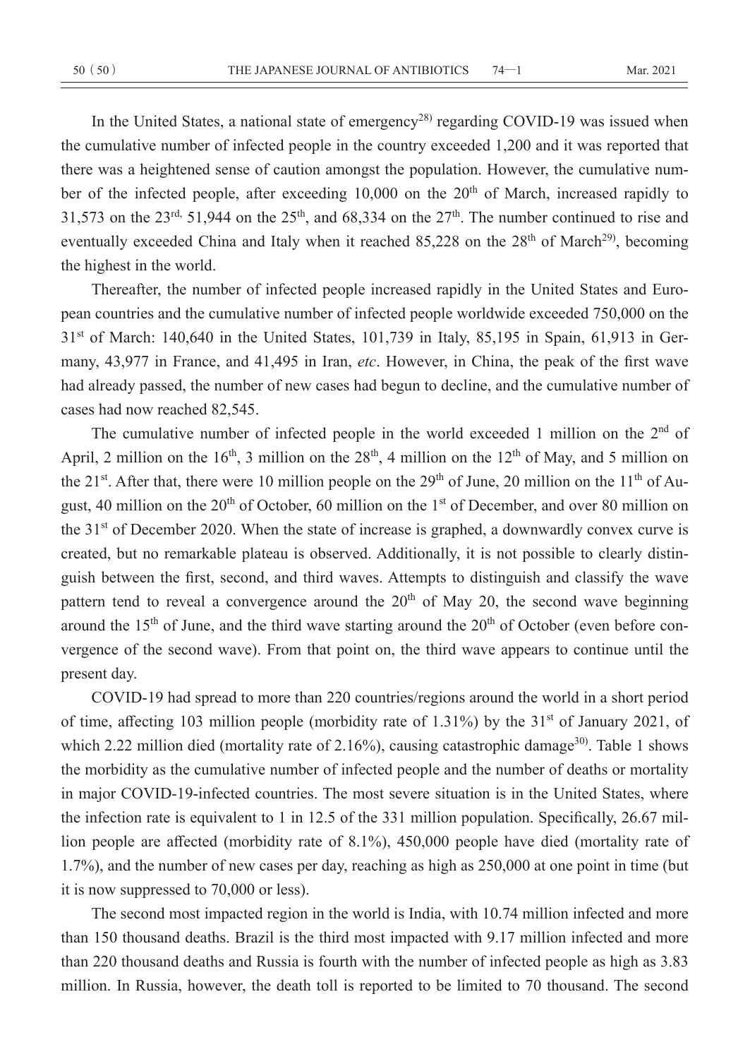In the United States, a national state of emergency[28] regarding COVID-19 was issued when the cumulative number of infected people in the country exceeded 1,200 and it was reported that there was a heightened sense of caution amongst the population. However, the cumulative number of the infected people, after exceeding 10,000 on the 20th of March, increased rapidly to 31,573 on the 23rd, 51,944 on the 25th, and 68,334 on the 27th. The number continued to rise and eventually exceeded China and Italy when it reached 85,228 on the 28th of March[29], becoming the highest in the world.

Thereafter, the number of infected people increased rapidly in the United States and European countries and the cumulative number of infected people worldwide exceeded 750,000 on the 31st of March: 140,640 in the United States, 101,739 in Italy, 85,195 in Spain, 61,913 in Germany, 43,977 in France, and 41,495 in Iran, *etc*. However, in China, the peak of the first wave had already passed, the number of new cases had begun to decline, and the cumulative number of cases had now reached 82,545.

The cumulative number of infected people in the world exceeded 1 million on the 2nd of April, 2 million on the 16th, 3 million on the 28th, 4 million on the 12th of May, and 5 million on the 21st. After that, there were 10 million people on the 29th of June, 20 million on the 11th of August, 40 million on the 20th of October, 60 million on the 1st of December, and over 80 million on the 31st of December 2020. When the state of increase is graphed, a downwardly convex curve is created, but no remarkable plateau is observed. Additionally, it is not possible to clearly distinguish between the first, second, and third waves. Attempts to distinguish and classify the wave pattern tend to reveal a convergence around the 20th of May 20, the second wave beginning around the 15th of June, and the third wave starting around the 20th of October (even before convergence of the second wave). From that point on, the third wave appears to continue until the present day.

COVID-19 had spread to more than 220 countries/regions around the world in a short period of time, affecting 103 million people (morbidity rate of 1.31%) by the 31st of January 2021, of which 2.22 million died (mortality rate of 2.16%), causing catastrophic damage[30]. Table 1 shows the morbidity as the cumulative number of infected people and the number of deaths or mortality in major COVID-19-infected countries. The most severe situation is in the United States, where the infection rate is equivalent to 1 in 12.5 of the 331 million population. Specifically, 26.67 million people are affected (morbidity rate of 8.1%), 450,000 people have died (mortality rate of 1.7%), and the number of new cases per day, reaching as high as 250,000 at one point in time (but it is now suppressed to 70,000 or less).

The second most impacted region in the world is India, with 10.74 million infected and more than 150 thousand deaths. Brazil is the third most impacted with 9.17 million infected and more than 220 thousand deaths and Russia is fourth with the number of infected people as high as 3.83 million. In Russia, however, the death toll is reported to be limited to 70 thousand. The second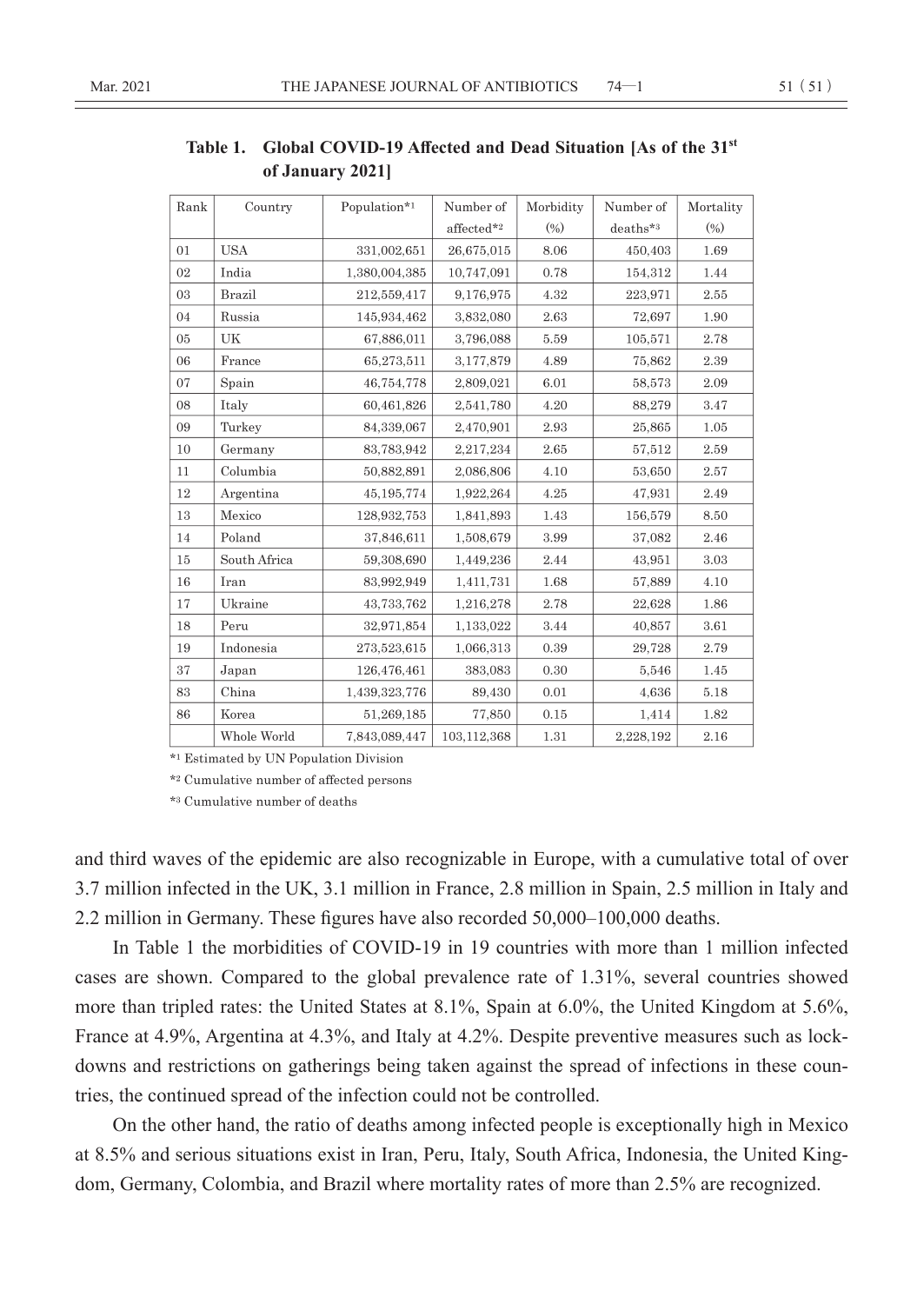**Table 1. Global COVID-19 Affected and Dead Situation [As of the 31st of January 2021]**

| Rank | Country | Population*1 | Number of affected*2 | Morbidity (%) | Number of deaths*3 | Mortality (%) |
|---|---|---|---|---|---|---|
| 01 | USA | 331,002,651 | 26,675,015 | 8.06 | 450,403 | 1.69 |
| 02 | India | 1,380,004,385 | 10,747,091 | 0.78 | 154,312 | 1.44 |
| 03 | Brazil | 212,559,417 | 9,176,975 | 4.32 | 223,971 | 2.55 |
| 04 | Russia | 145,934,462 | 3,832,080 | 2.63 | 72,697 | 1.90 |
| 05 | UK | 67,886,011 | 3,796,088 | 5.59 | 105,571 | 2.78 |
| 06 | France | 65,273,511 | 3,177,879 | 4.89 | 75,862 | 2.39 |
| 07 | Spain | 46,754,778 | 2,809,021 | 6.01 | 58,573 | 2.09 |
| 08 | Italy | 60,461,826 | 2,541,780 | 4.20 | 88,279 | 3.47 |
| 09 | Turkey | 84,339,067 | 2,470,901 | 2.93 | 25,865 | 1.05 |
| 10 | Germany | 83,783,942 | 2,217,234 | 2.65 | 57,512 | 2.59 |
| 11 | Columbia | 50,882,891 | 2,086,806 | 4.10 | 53,650 | 2.57 |
| 12 | Argentina | 45,195,774 | 1,922,264 | 4.25 | 47,931 | 2.49 |
| 13 | Mexico | 128,932,753 | 1,841,893 | 1.43 | 156,579 | 8.50 |
| 14 | Poland | 37,846,611 | 1,508,679 | 3.99 | 37,082 | 2.46 |
| 15 | South Africa | 59,308,690 | 1,449,236 | 2.44 | 43,951 | 3.03 |
| 16 | Iran | 83,992,949 | 1,411,731 | 1.68 | 57,889 | 4.10 |
| 17 | Ukraine | 43,733,762 | 1,216,278 | 2.78 | 22,628 | 1.86 |
| 18 | Peru | 32,971,854 | 1,133,022 | 3.44 | 40,857 | 3.61 |
| 19 | Indonesia | 273,523,615 | 1,066,313 | 0.39 | 29,728 | 2.79 |
| 37 | Japan | 126,476,461 | 383,083 | 0.30 | 5,546 | 1.45 |
| 83 | China | 1,439,323,776 | 89,430 | 0.01 | 4,636 | 5.18 |
| 86 | Korea | 51,269,185 | 77,850 | 0.15 | 1,414 | 1.82 |
| | Whole World | 7,843,089,447 | 103,112,368 | 1.31 | 2,228,192 | 2.16 |

*1 Estimated by UN Population Division

*2 Cumulative number of affected persons

*3 Cumulative number of deaths

and third waves of the epidemic are also recognizable in Europe, with a cumulative total of over 3.7 million infected in the UK, 3.1 million in France, 2.8 million in Spain, 2.5 million in Italy and 2.2 million in Germany. These figures have also recorded 50,000–100,000 deaths.

In Table 1 the morbidities of COVID-19 in 19 countries with more than 1 million infected cases are shown. Compared to the global prevalence rate of 1.31%, several countries showed more than tripled rates: the United States at 8.1%, Spain at 6.0%, the United Kingdom at 5.6%, France at 4.9%, Argentina at 4.3%, and Italy at 4.2%. Despite preventive measures such as lockdowns and restrictions on gatherings being taken against the spread of infections in these countries, the continued spread of the infection could not be controlled.

On the other hand, the ratio of deaths among infected people is exceptionally high in Mexico at 8.5% and serious situations exist in Iran, Peru, Italy, South Africa, Indonesia, the United Kingdom, Germany, Colombia, and Brazil where mortality rates of more than 2.5% are recognized.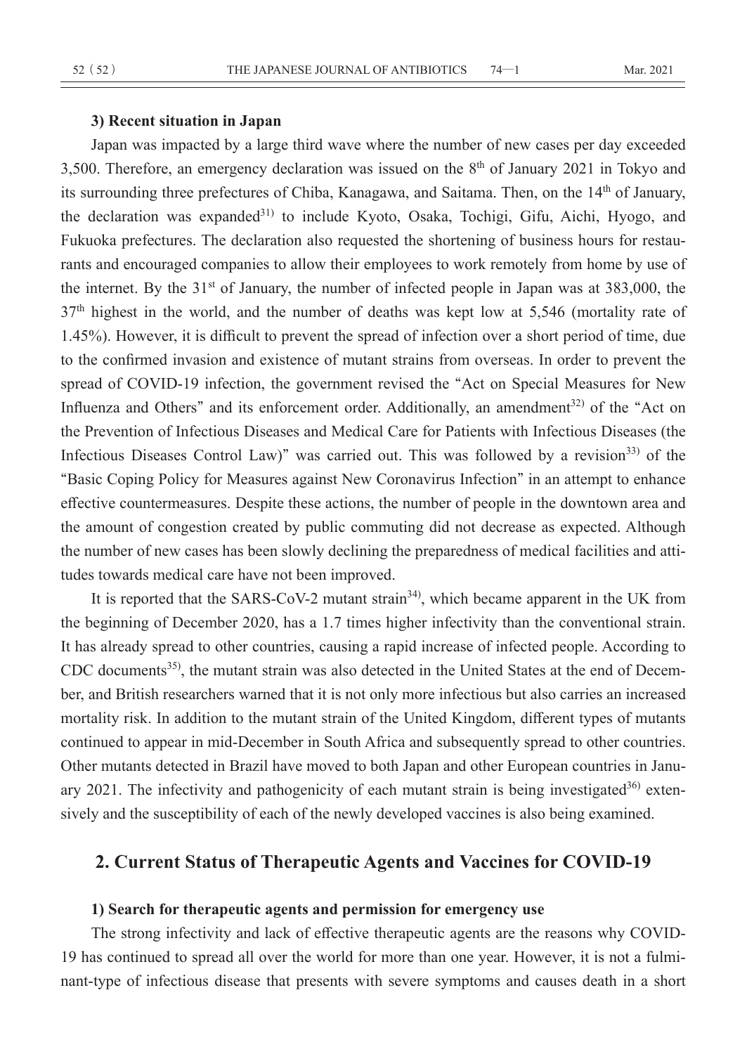### 3) Recent situation in Japan

Japan was impacted by a large third wave where the number of new cases per day exceeded 3,500. Therefore, an emergency declaration was issued on the 8th of January 2021 in Tokyo and its surrounding three prefectures of Chiba, Kanagawa, and Saitama. Then, on the 14th of January, the declaration was expanded[31] to include Kyoto, Osaka, Tochigi, Gifu, Aichi, Hyogo, and Fukuoka prefectures. The declaration also requested the shortening of business hours for restaurants and encouraged companies to allow their employees to work remotely from home by use of the internet. By the 31st of January, the number of infected people in Japan was at 383,000, the 37th highest in the world, and the number of deaths was kept low at 5,546 (mortality rate of 1.45%). However, it is difficult to prevent the spread of infection over a short period of time, due to the confirmed invasion and existence of mutant strains from overseas. In order to prevent the spread of COVID-19 infection, the government revised the "Act on Special Measures for New Influenza and Others" and its enforcement order. Additionally, an amendment[32] of the "Act on the Prevention of Infectious Diseases and Medical Care for Patients with Infectious Diseases (the Infectious Diseases Control Law)" was carried out. This was followed by a revision[33] of the "Basic Coping Policy for Measures against New Coronavirus Infection" in an attempt to enhance effective countermeasures. Despite these actions, the number of people in the downtown area and the amount of congestion created by public commuting did not decrease as expected. Although the number of new cases has been slowly declining the preparedness of medical facilities and attitudes towards medical care have not been improved.

It is reported that the SARS-CoV-2 mutant strain[34], which became apparent in the UK from the beginning of December 2020, has a 1.7 times higher infectivity than the conventional strain. It has already spread to other countries, causing a rapid increase of infected people. According to CDC documents[35], the mutant strain was also detected in the United States at the end of December, and British researchers warned that it is not only more infectious but also carries an increased mortality risk. In addition to the mutant strain of the United Kingdom, different types of mutants continued to appear in mid-December in South Africa and subsequently spread to other countries. Other mutants detected in Brazil have moved to both Japan and other European countries in January 2021. The infectivity and pathogenicity of each mutant strain is being investigated[36] extensively and the susceptibility of each of the newly developed vaccines is also being examined.

## 2. Current Status of Therapeutic Agents and Vaccines for COVID-19

### 1) Search for therapeutic agents and permission for emergency use

The strong infectivity and lack of effective therapeutic agents are the reasons why COVID-19 has continued to spread all over the world for more than one year. However, it is not a fulminant-type of infectious disease that presents with severe symptoms and causes death in a short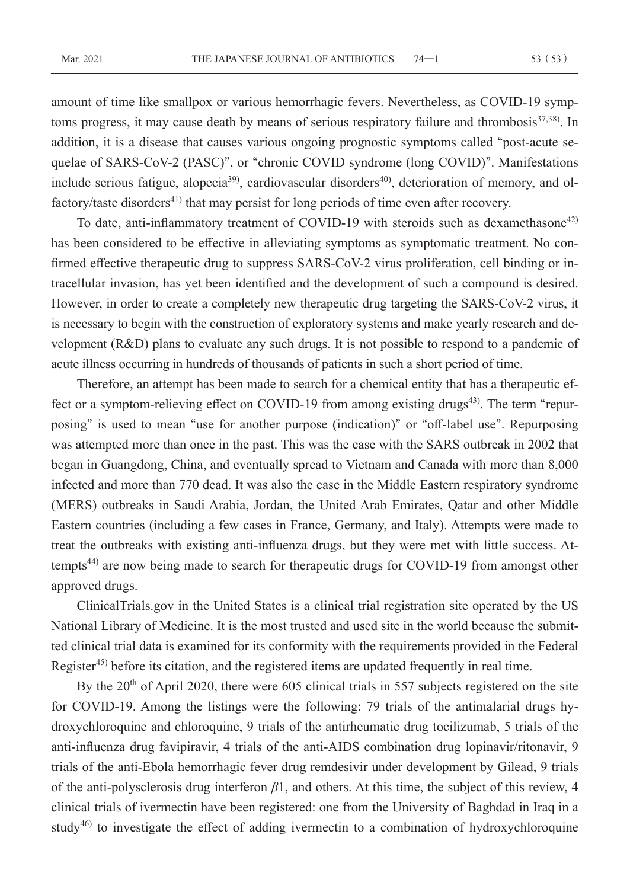amount of time like smallpox or various hemorrhagic fevers. Nevertheless, as COVID-19 symptoms progress, it may cause death by means of serious respiratory failure and thrombosis[37,38]. In addition, it is a disease that causes various ongoing prognostic symptoms called "post-acute sequelae of SARS-CoV-2 (PASC)", or "chronic COVID syndrome (long COVID)". Manifestations include serious fatigue, alopecia[39], cardiovascular disorders[40], deterioration of memory, and olfactory/taste disorders[41] that may persist for long periods of time even after recovery.

To date, anti-inflammatory treatment of COVID-19 with steroids such as dexamethasone[42] has been considered to be effective in alleviating symptoms as symptomatic treatment. No confirmed effective therapeutic drug to suppress SARS-CoV-2 virus proliferation, cell binding or intracellular invasion, has yet been identified and the development of such a compound is desired. However, in order to create a completely new therapeutic drug targeting the SARS-CoV-2 virus, it is necessary to begin with the construction of exploratory systems and make yearly research and development (R&D) plans to evaluate any such drugs. It is not possible to respond to a pandemic of acute illness occurring in hundreds of thousands of patients in such a short period of time.

Therefore, an attempt has been made to search for a chemical entity that has a therapeutic effect or a symptom-relieving effect on COVID-19 from among existing drugs[43]. The term "repurposing" is used to mean "use for another purpose (indication)" or "off-label use". Repurposing was attempted more than once in the past. This was the case with the SARS outbreak in 2002 that began in Guangdong, China, and eventually spread to Vietnam and Canada with more than 8,000 infected and more than 770 dead. It was also the case in the Middle Eastern respiratory syndrome (MERS) outbreaks in Saudi Arabia, Jordan, the United Arab Emirates, Qatar and other Middle Eastern countries (including a few cases in France, Germany, and Italy). Attempts were made to treat the outbreaks with existing anti-influenza drugs, but they were met with little success. Attempts[44] are now being made to search for therapeutic drugs for COVID-19 from amongst other approved drugs.

ClinicalTrials.gov in the United States is a clinical trial registration site operated by the US National Library of Medicine. It is the most trusted and used site in the world because the submitted clinical trial data is examined for its conformity with the requirements provided in the Federal Register[45] before its citation, and the registered items are updated frequently in real time.

By the 20th of April 2020, there were 605 clinical trials in 557 subjects registered on the site for COVID-19. Among the listings were the following: 79 trials of the antimalarial drugs hydroxychloroquine and chloroquine, 9 trials of the antirheumatic drug tocilizumab, 5 trials of the anti-influenza drug favipiravir, 4 trials of the anti-AIDS combination drug lopinavir/ritonavir, 9 trials of the anti-Ebola hemorrhagic fever drug remdesivir under development by Gilead, 9 trials of the anti-polysclerosis drug interferon $\beta$1, and others. At this time, the subject of this review, 4 clinical trials of ivermectin have been registered: one from the University of Baghdad in Iraq in a study[46] to investigate the effect of adding ivermectin to a combination of hydroxychloroquine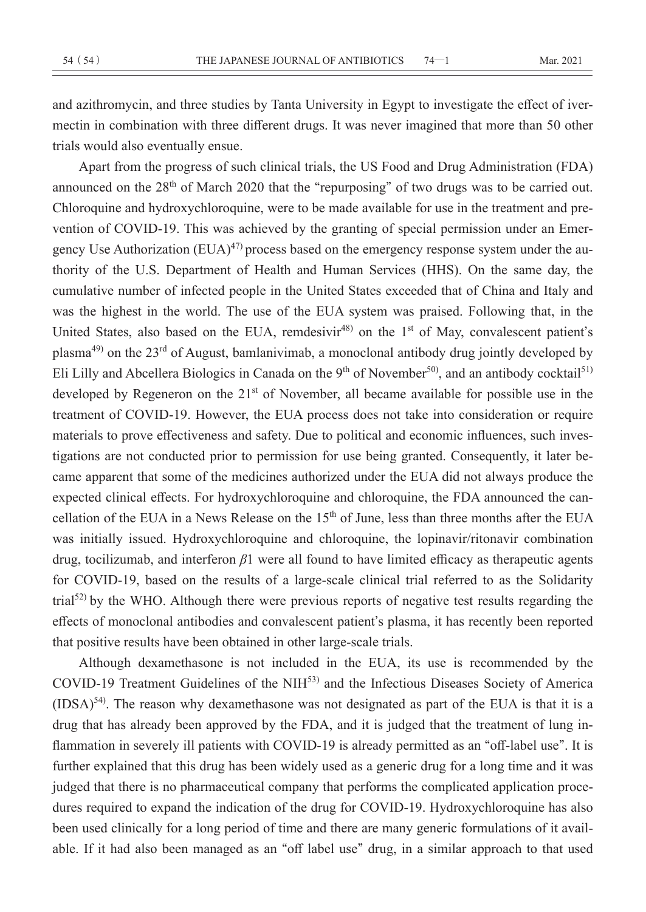and azithromycin, and three studies by Tanta University in Egypt to investigate the effect of ivermectin in combination with three different drugs. It was never imagined that more than 50 other trials would also eventually ensue.

Apart from the progress of such clinical trials, the US Food and Drug Administration (FDA) announced on the 28th of March 2020 that the "repurposing" of two drugs was to be carried out. Chloroquine and hydroxychloroquine, were to be made available for use in the treatment and prevention of COVID-19. This was achieved by the granting of special permission under an Emergency Use Authorization (EUA)[47] process based on the emergency response system under the authority of the U.S. Department of Health and Human Services (HHS). On the same day, the cumulative number of infected people in the United States exceeded that of China and Italy and was the highest in the world. The use of the EUA system was praised. Following that, in the United States, also based on the EUA, remdesivir[48] on the 1st of May, convalescent patient's plasma[49] on the 23rd of August, bamlanivimab, a monoclonal antibody drug jointly developed by Eli Lilly and Abcellera Biologics in Canada on the 9th of November[50], and an antibody cocktail[51] developed by Regeneron on the 21st of November, all became available for possible use in the treatment of COVID-19. However, the EUA process does not take into consideration or require materials to prove effectiveness and safety. Due to political and economic influences, such investigations are not conducted prior to permission for use being granted. Consequently, it later became apparent that some of the medicines authorized under the EUA did not always produce the expected clinical effects. For hydroxychloroquine and chloroquine, the FDA announced the cancellation of the EUA in a News Release on the 15th of June, less than three months after the EUA was initially issued. Hydroxychloroquine and chloroquine, the lopinavir/ritonavir combination drug, tocilizumab, and interferon $\beta$1 were all found to have limited efficacy as therapeutic agents for COVID-19, based on the results of a large-scale clinical trial referred to as the Solidarity trial[52] by the WHO. Although there were previous reports of negative test results regarding the effects of monoclonal antibodies and convalescent patient's plasma, it has recently been reported that positive results have been obtained in other large-scale trials.

Although dexamethasone is not included in the EUA, its use is recommended by the COVID-19 Treatment Guidelines of the NIH[53] and the Infectious Diseases Society of America (IDSA)[54]. The reason why dexamethasone was not designated as part of the EUA is that it is a drug that has already been approved by the FDA, and it is judged that the treatment of lung inflammation in severely ill patients with COVID-19 is already permitted as an "off-label use". It is further explained that this drug has been widely used as a generic drug for a long time and it was judged that there is no pharmaceutical company that performs the complicated application procedures required to expand the indication of the drug for COVID-19. Hydroxychloroquine has also been used clinically for a long period of time and there are many generic formulations of it available. If it had also been managed as an "off label use" drug, in a similar approach to that used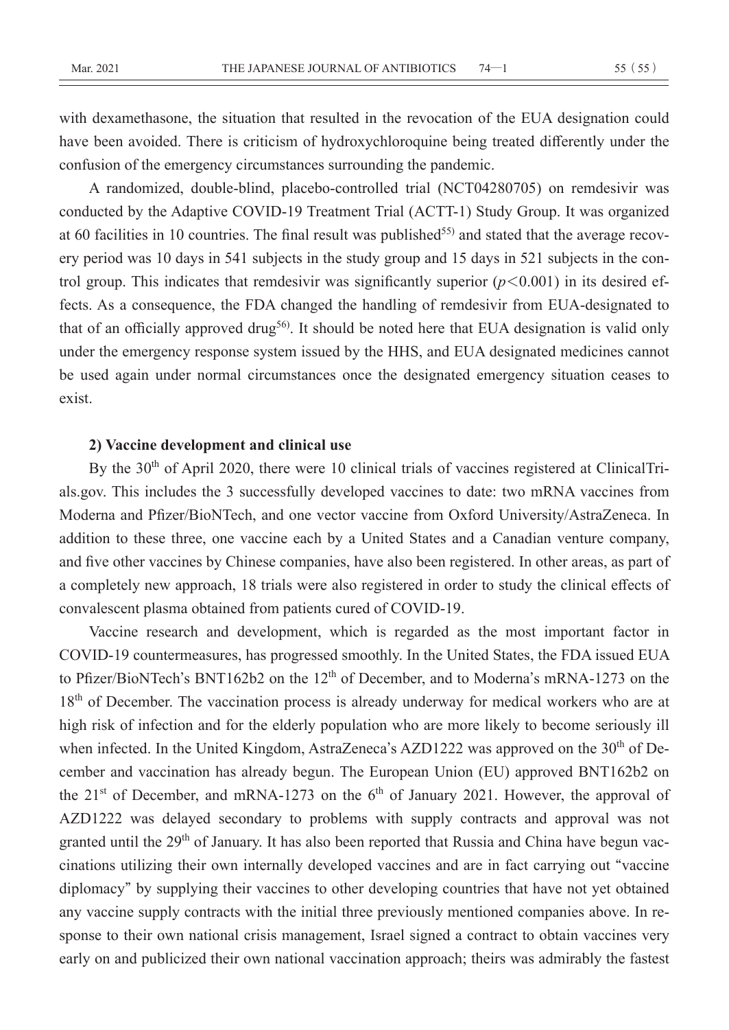with dexamethasone, the situation that resulted in the revocation of the EUA designation could have been avoided. There is criticism of hydroxychloroquine being treated differently under the confusion of the emergency circumstances surrounding the pandemic.

A randomized, double-blind, placebo-controlled trial (NCT04280705) on remdesivir was conducted by the Adaptive COVID-19 Treatment Trial (ACTT-1) Study Group. It was organized at 60 facilities in 10 countries. The final result was published[55)] and stated that the average recovery period was 10 days in 541 subjects in the study group and 15 days in 521 subjects in the control group. This indicates that remdesivir was significantly superior ($p<0.001$) in its desired effects. As a consequence, the FDA changed the handling of remdesivir from EUA-designated to that of an officially approved drug[56)]. It should be noted here that EUA designation is valid only under the emergency response system issued by the HHS, and EUA designated medicines cannot be used again under normal circumstances once the designated emergency situation ceases to exist.

**2) Vaccine development and clinical use**

By the 30th of April 2020, there were 10 clinical trials of vaccines registered at ClinicalTrials.gov. This includes the 3 successfully developed vaccines to date: two mRNA vaccines from Moderna and Pfizer/BioNTech, and one vector vaccine from Oxford University/AstraZeneca. In addition to these three, one vaccine each by a United States and a Canadian venture company, and five other vaccines by Chinese companies, have also been registered. In other areas, as part of a completely new approach, 18 trials were also registered in order to study the clinical effects of convalescent plasma obtained from patients cured of COVID-19.

Vaccine research and development, which is regarded as the most important factor in COVID-19 countermeasures, has progressed smoothly. In the United States, the FDA issued EUA to Pfizer/BioNTech's BNT162b2 on the 12th of December, and to Moderna's mRNA-1273 on the 18th of December. The vaccination process is already underway for medical workers who are at high risk of infection and for the elderly population who are more likely to become seriously ill when infected. In the United Kingdom, AstraZeneca's AZD1222 was approved on the 30th of December and vaccination has already begun. The European Union (EU) approved BNT162b2 on the 21st of December, and mRNA-1273 on the 6th of January 2021. However, the approval of AZD1222 was delayed secondary to problems with supply contracts and approval was not granted until the 29th of January. It has also been reported that Russia and China have begun vaccinations utilizing their own internally developed vaccines and are in fact carrying out "vaccine diplomacy" by supplying their vaccines to other developing countries that have not yet obtained any vaccine supply contracts with the initial three previously mentioned companies above. In response to their own national crisis management, Israel signed a contract to obtain vaccines very early on and publicized their own national vaccination approach; theirs was admirably the fastest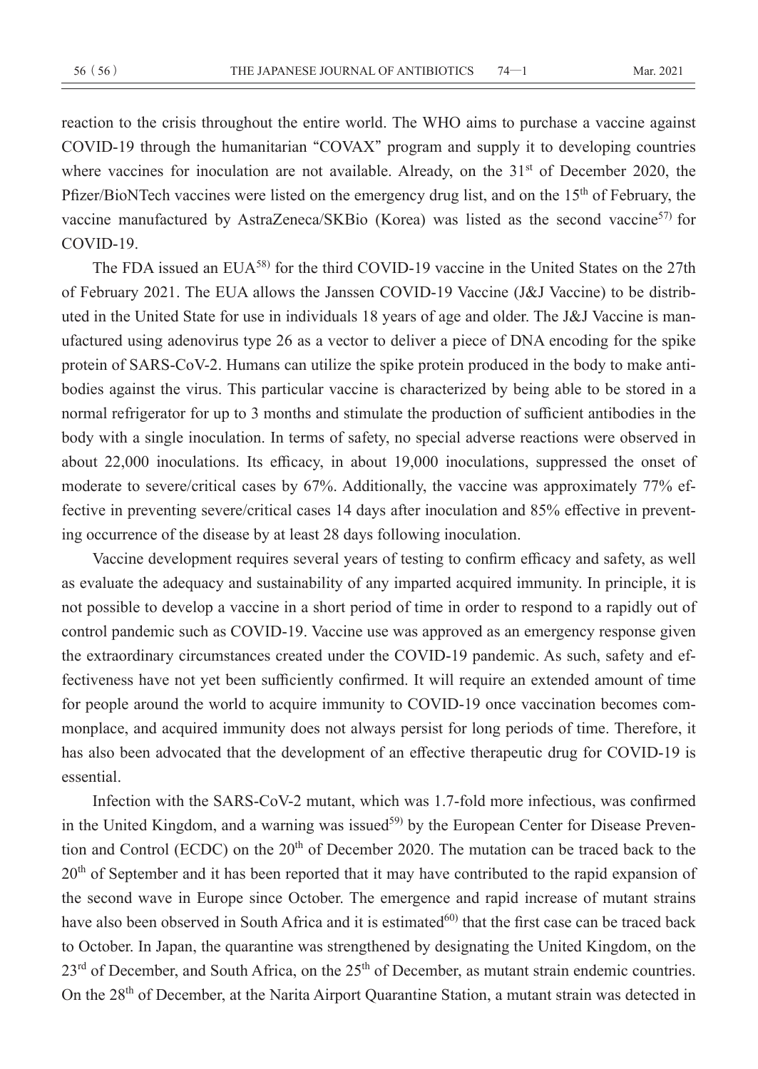reaction to the crisis throughout the entire world. The WHO aims to purchase a vaccine against COVID-19 through the humanitarian "COVAX" program and supply it to developing countries where vaccines for inoculation are not available. Already, on the 31st of December 2020, the Pfizer/BioNTech vaccines were listed on the emergency drug list, and on the 15th of February, the vaccine manufactured by AstraZeneca/SKBio (Korea) was listed as the second vaccine[57] for COVID-19.

The FDA issued an EUA[58] for the third COVID-19 vaccine in the United States on the 27th of February 2021. The EUA allows the Janssen COVID-19 Vaccine (J&J Vaccine) to be distributed in the United State for use in individuals 18 years of age and older. The J&J Vaccine is manufactured using adenovirus type 26 as a vector to deliver a piece of DNA encoding for the spike protein of SARS-CoV-2. Humans can utilize the spike protein produced in the body to make antibodies against the virus. This particular vaccine is characterized by being able to be stored in a normal refrigerator for up to 3 months and stimulate the production of sufficient antibodies in the body with a single inoculation. In terms of safety, no special adverse reactions were observed in about 22,000 inoculations. Its efficacy, in about 19,000 inoculations, suppressed the onset of moderate to severe/critical cases by 67%. Additionally, the vaccine was approximately 77% effective in preventing severe/critical cases 14 days after inoculation and 85% effective in preventing occurrence of the disease by at least 28 days following inoculation.

Vaccine development requires several years of testing to confirm efficacy and safety, as well as evaluate the adequacy and sustainability of any imparted acquired immunity. In principle, it is not possible to develop a vaccine in a short period of time in order to respond to a rapidly out of control pandemic such as COVID-19. Vaccine use was approved as an emergency response given the extraordinary circumstances created under the COVID-19 pandemic. As such, safety and effectiveness have not yet been sufficiently confirmed. It will require an extended amount of time for people around the world to acquire immunity to COVID-19 once vaccination becomes commonplace, and acquired immunity does not always persist for long periods of time. Therefore, it has also been advocated that the development of an effective therapeutic drug for COVID-19 is essential.

Infection with the SARS-CoV-2 mutant, which was 1.7-fold more infectious, was confirmed in the United Kingdom, and a warning was issued[59] by the European Center for Disease Prevention and Control (ECDC) on the 20th of December 2020. The mutation can be traced back to the 20th of September and it has been reported that it may have contributed to the rapid expansion of the second wave in Europe since October. The emergence and rapid increase of mutant strains have also been observed in South Africa and it is estimated[60] that the first case can be traced back to October. In Japan, the quarantine was strengthened by designating the United Kingdom, on the 23rd of December, and South Africa, on the 25th of December, as mutant strain endemic countries. On the 28th of December, at the Narita Airport Quarantine Station, a mutant strain was detected in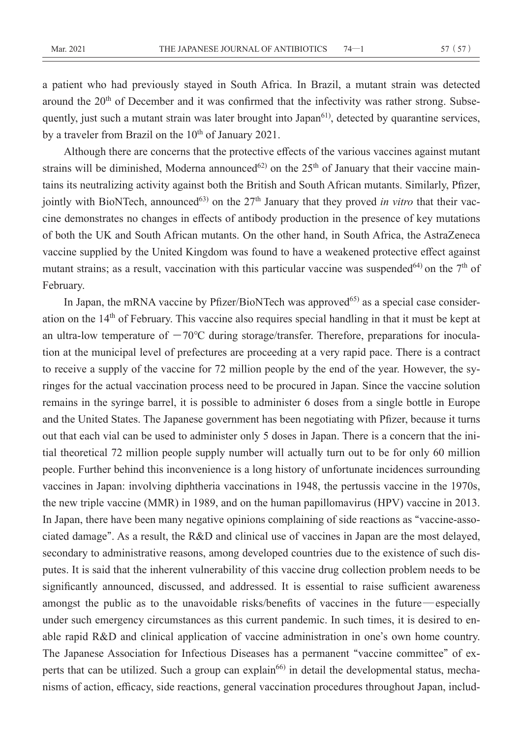a patient who had previously stayed in South Africa. In Brazil, a mutant strain was detected around the 20th of December and it was confirmed that the infectivity was rather strong. Subsequently, just such a mutant strain was later brought into Japan[61], detected by quarantine services, by a traveler from Brazil on the 10th of January 2021.

Although there are concerns that the protective effects of the various vaccines against mutant strains will be diminished, Moderna announced[62] on the 25th of January that their vaccine maintains its neutralizing activity against both the British and South African mutants. Similarly, Pfizer, jointly with BioNTech, announced[63] on the 27th January that they proved *in vitro* that their vaccine demonstrates no changes in effects of antibody production in the presence of key mutations of both the UK and South African mutants. On the other hand, in South Africa, the AstraZeneca vaccine supplied by the United Kingdom was found to have a weakened protective effect against mutant strains; as a result, vaccination with this particular vaccine was suspended[64] on the 7th of February.

In Japan, the mRNA vaccine by Pfizer/BioNTech was approved[65] as a special case consideration on the 14th of February. This vaccine also requires special handling in that it must be kept at an ultra-low temperature of −70℃ during storage/transfer. Therefore, preparations for inoculation at the municipal level of prefectures are proceeding at a very rapid pace. There is a contract to receive a supply of the vaccine for 72 million people by the end of the year. However, the syringes for the actual vaccination process need to be procured in Japan. Since the vaccine solution remains in the syringe barrel, it is possible to administer 6 doses from a single bottle in Europe and the United States. The Japanese government has been negotiating with Pfizer, because it turns out that each vial can be used to administer only 5 doses in Japan. There is a concern that the initial theoretical 72 million people supply number will actually turn out to be for only 60 million people. Further behind this inconvenience is a long history of unfortunate incidences surrounding vaccines in Japan: involving diphtheria vaccinations in 1948, the pertussis vaccine in the 1970s, the new triple vaccine (MMR) in 1989, and on the human papillomavirus (HPV) vaccine in 2013. In Japan, there have been many negative opinions complaining of side reactions as "vaccine-associated damage". As a result, the R&D and clinical use of vaccines in Japan are the most delayed, secondary to administrative reasons, among developed countries due to the existence of such disputes. It is said that the inherent vulnerability of this vaccine drug collection problem needs to be significantly announced, discussed, and addressed. It is essential to raise sufficient awareness amongst the public as to the unavoidable risks/benefits of vaccines in the future—especially under such emergency circumstances as this current pandemic. In such times, it is desired to enable rapid R&D and clinical application of vaccine administration in one's own home country. The Japanese Association for Infectious Diseases has a permanent "vaccine committee" of experts that can be utilized. Such a group can explain[66] in detail the developmental status, mechanisms of action, efficacy, side reactions, general vaccination procedures throughout Japan, includ-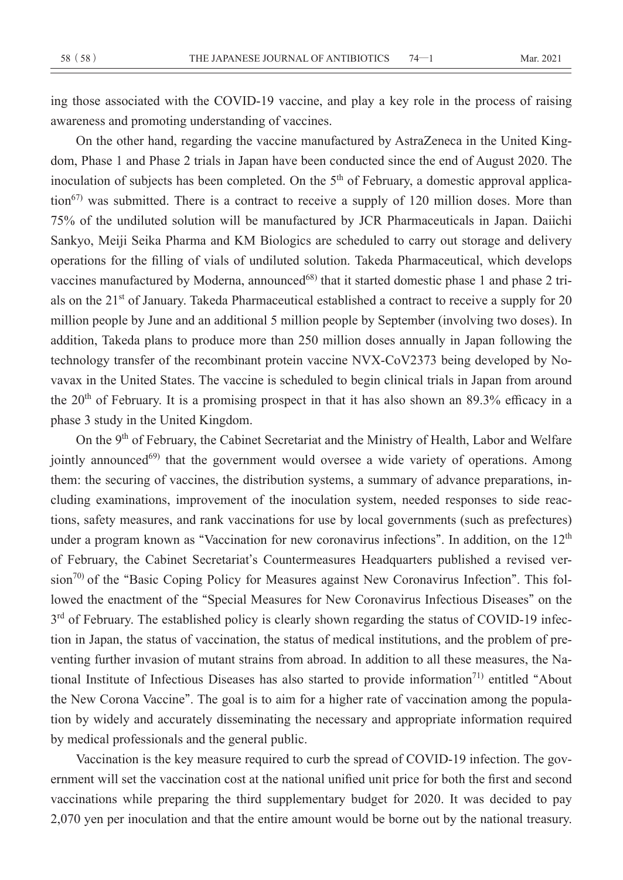ing those associated with the COVID-19 vaccine, and play a key role in the process of raising awareness and promoting understanding of vaccines.

On the other hand, regarding the vaccine manufactured by AstraZeneca in the United Kingdom, Phase 1 and Phase 2 trials in Japan have been conducted since the end of August 2020. The inoculation of subjects has been completed. On the 5th of February, a domestic approval application[67] was submitted. There is a contract to receive a supply of 120 million doses. More than 75% of the undiluted solution will be manufactured by JCR Pharmaceuticals in Japan. Daiichi Sankyo, Meiji Seika Pharma and KM Biologics are scheduled to carry out storage and delivery operations for the filling of vials of undiluted solution. Takeda Pharmaceutical, which develops vaccines manufactured by Moderna, announced[68] that it started domestic phase 1 and phase 2 trials on the 21st of January. Takeda Pharmaceutical established a contract to receive a supply for 20 million people by June and an additional 5 million people by September (involving two doses). In addition, Takeda plans to produce more than 250 million doses annually in Japan following the technology transfer of the recombinant protein vaccine NVX-CoV2373 being developed by Novavax in the United States. The vaccine is scheduled to begin clinical trials in Japan from around the 20th of February. It is a promising prospect in that it has also shown an 89.3% efficacy in a phase 3 study in the United Kingdom.

On the 9th of February, the Cabinet Secretariat and the Ministry of Health, Labor and Welfare jointly announced[69] that the government would oversee a wide variety of operations. Among them: the securing of vaccines, the distribution systems, a summary of advance preparations, including examinations, improvement of the inoculation system, needed responses to side reactions, safety measures, and rank vaccinations for use by local governments (such as prefectures) under a program known as "Vaccination for new coronavirus infections". In addition, on the 12th of February, the Cabinet Secretariat's Countermeasures Headquarters published a revised version[70] of the "Basic Coping Policy for Measures against New Coronavirus Infection". This followed the enactment of the "Special Measures for New Coronavirus Infectious Diseases" on the 3rd of February. The established policy is clearly shown regarding the status of COVID-19 infection in Japan, the status of vaccination, the status of medical institutions, and the problem of preventing further invasion of mutant strains from abroad. In addition to all these measures, the National Institute of Infectious Diseases has also started to provide information[71] entitled "About the New Corona Vaccine". The goal is to aim for a higher rate of vaccination among the population by widely and accurately disseminating the necessary and appropriate information required by medical professionals and the general public.

Vaccination is the key measure required to curb the spread of COVID-19 infection. The government will set the vaccination cost at the national unified unit price for both the first and second vaccinations while preparing the third supplementary budget for 2020. It was decided to pay 2,070 yen per inoculation and that the entire amount would be borne out by the national treasury.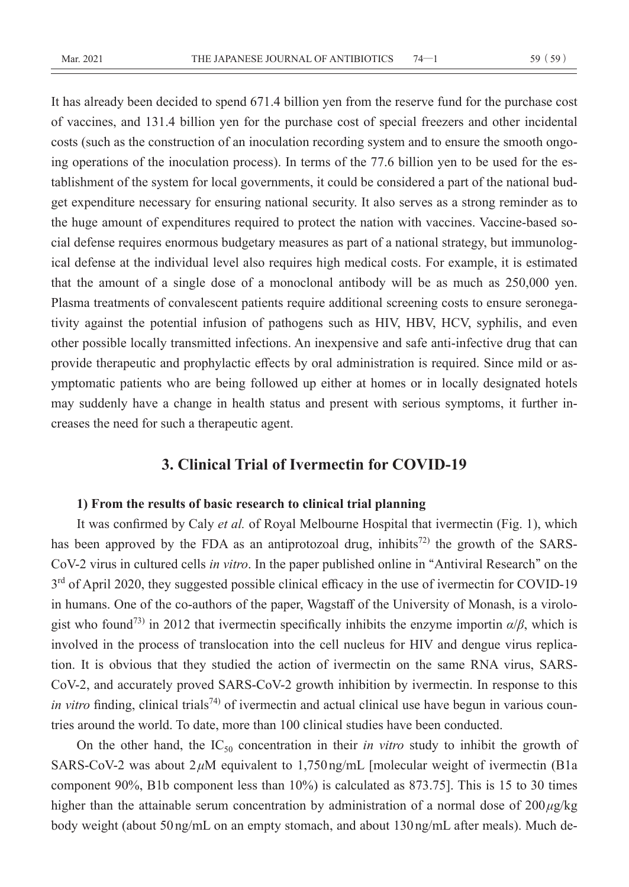It has already been decided to spend 671.4 billion yen from the reserve fund for the purchase cost of vaccines, and 131.4 billion yen for the purchase cost of special freezers and other incidental costs (such as the construction of an inoculation recording system and to ensure the smooth ongoing operations of the inoculation process). In terms of the 77.6 billion yen to be used for the establishment of the system for local governments, it could be considered a part of the national budget expenditure necessary for ensuring national security. It also serves as a strong reminder as to the huge amount of expenditures required to protect the nation with vaccines. Vaccine-based social defense requires enormous budgetary measures as part of a national strategy, but immunological defense at the individual level also requires high medical costs. For example, it is estimated that the amount of a single dose of a monoclonal antibody will be as much as 250,000 yen. Plasma treatments of convalescent patients require additional screening costs to ensure seronegativity against the potential infusion of pathogens such as HIV, HBV, HCV, syphilis, and even other possible locally transmitted infections. An inexpensive and safe anti-infective drug that can provide therapeutic and prophylactic effects by oral administration is required. Since mild or asymptomatic patients who are being followed up either at homes or in locally designated hotels may suddenly have a change in health status and present with serious symptoms, it further increases the need for such a therapeutic agent.

## 3. Clinical Trial of Ivermectin for COVID-19

### 1) From the results of basic research to clinical trial planning

It was confirmed by Caly *et al.* of Royal Melbourne Hospital that ivermectin (Fig. 1), which has been approved by the FDA as an antiprotozoal drug, inhibits[72] the growth of the SARS-CoV-2 virus in cultured cells *in vitro*. In the paper published online in "Antiviral Research" on the 3rd of April 2020, they suggested possible clinical efficacy in the use of ivermectin for COVID-19 in humans. One of the co-authors of the paper, Wagstaff of the University of Monash, is a virologist who found[73] in 2012 that ivermectin specifically inhibits the enzyme importin $\alpha/\beta$, which is involved in the process of translocation into the cell nucleus for HIV and dengue virus replication. It is obvious that they studied the action of ivermectin on the same RNA virus, SARS-CoV-2, and accurately proved SARS-CoV-2 growth inhibition by ivermectin. In response to this *in vitro* finding, clinical trials[74] of ivermectin and actual clinical use have begun in various countries around the world. To date, more than 100 clinical studies have been conducted.

On the other hand, the $IC_{50}$ concentration in their *in vitro* study to inhibit the growth of SARS-CoV-2 was about $2\mu M$ equivalent to 1,750 ng/mL [molecular weight of ivermectin (B1a component 90%, B1b component less than 10%) is calculated as 873.75]. This is 15 to 30 times higher than the attainable serum concentration by administration of a normal dose of $200\mu g/kg$ body weight (about 50 ng/mL on an empty stomach, and about 130 ng/mL after meals). Much de-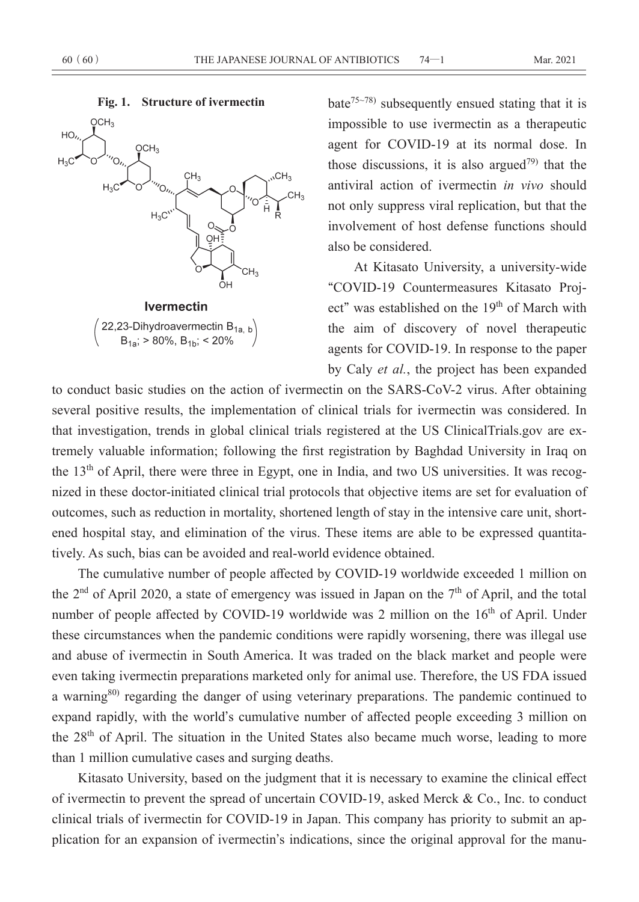**Fig. 1. Structure of ivermectin**

**Ivermectin**

(22,23-Dihydroavermectin $B_{1a,\,b}$
$B_{1a}$; > 80%, $B_{1b}$; < 20%)

bate[75~78] subsequently ensued stating that it is impossible to use ivermectin as a therapeutic agent for COVID-19 at its normal dose. In those discussions, it is also argued[79] that the antiviral action of ivermectin *in vivo* should not only suppress viral replication, but that the involvement of host defense functions should also be considered.

At Kitasato University, a university-wide "COVID-19 Countermeasures Kitasato Project" was established on the 19th of March with the aim of discovery of novel therapeutic agents for COVID-19. In response to the paper by Caly *et al.*, the project has been expanded to conduct basic studies on the action of ivermectin on the SARS-CoV-2 virus. After obtaining several positive results, the implementation of clinical trials for ivermectin was considered. In that investigation, trends in global clinical trials registered at the US ClinicalTrials.gov are extremely valuable information; following the first registration by Baghdad University in Iraq on the 13th of April, there were three in Egypt, one in India, and two US universities. It was recognized in these doctor-initiated clinical trial protocols that objective items are set for evaluation of outcomes, such as reduction in mortality, shortened length of stay in the intensive care unit, shortened hospital stay, and elimination of the virus. These items are able to be expressed quantitatively. As such, bias can be avoided and real-world evidence obtained.

The cumulative number of people affected by COVID-19 worldwide exceeded 1 million on the 2nd of April 2020, a state of emergency was issued in Japan on the 7th of April, and the total number of people affected by COVID-19 worldwide was 2 million on the 16th of April. Under these circumstances when the pandemic conditions were rapidly worsening, there was illegal use and abuse of ivermectin in South America. It was traded on the black market and people were even taking ivermectin preparations marketed only for animal use. Therefore, the US FDA issued a warning[80] regarding the danger of using veterinary preparations. The pandemic continued to expand rapidly, with the world's cumulative number of affected people exceeding 3 million on the 28th of April. The situation in the United States also became much worse, leading to more than 1 million cumulative cases and surging deaths.

Kitasato University, based on the judgment that it is necessary to examine the clinical effect of ivermectin to prevent the spread of uncertain COVID-19, asked Merck & Co., Inc. to conduct clinical trials of ivermectin for COVID-19 in Japan. This company has priority to submit an application for an expansion of ivermectin's indications, since the original approval for the manu-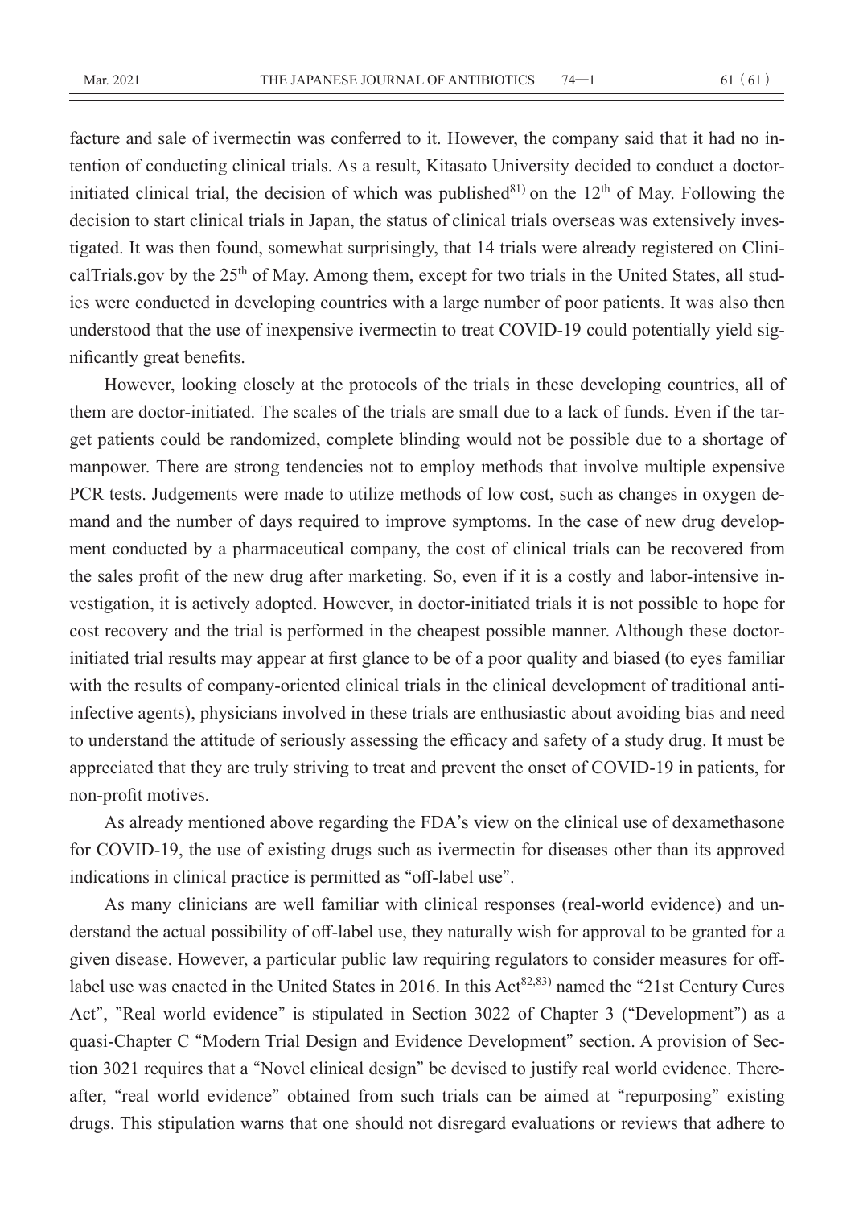facture and sale of ivermectin was conferred to it. However, the company said that it had no intention of conducting clinical trials. As a result, Kitasato University decided to conduct a doctor-initiated clinical trial, the decision of which was published[81] on the 12th of May. Following the decision to start clinical trials in Japan, the status of clinical trials overseas was extensively investigated. It was then found, somewhat surprisingly, that 14 trials were already registered on ClinicalTrials.gov by the 25th of May. Among them, except for two trials in the United States, all studies were conducted in developing countries with a large number of poor patients. It was also then understood that the use of inexpensive ivermectin to treat COVID-19 could potentially yield significantly great benefits.

However, looking closely at the protocols of the trials in these developing countries, all of them are doctor-initiated. The scales of the trials are small due to a lack of funds. Even if the target patients could be randomized, complete blinding would not be possible due to a shortage of manpower. There are strong tendencies not to employ methods that involve multiple expensive PCR tests. Judgements were made to utilize methods of low cost, such as changes in oxygen demand and the number of days required to improve symptoms. In the case of new drug development conducted by a pharmaceutical company, the cost of clinical trials can be recovered from the sales profit of the new drug after marketing. So, even if it is a costly and labor-intensive investigation, it is actively adopted. However, in doctor-initiated trials it is not possible to hope for cost recovery and the trial is performed in the cheapest possible manner. Although these doctor-initiated trial results may appear at first glance to be of a poor quality and biased (to eyes familiar with the results of company-oriented clinical trials in the clinical development of traditional anti-infective agents), physicians involved in these trials are enthusiastic about avoiding bias and need to understand the attitude of seriously assessing the efficacy and safety of a study drug. It must be appreciated that they are truly striving to treat and prevent the onset of COVID-19 in patients, for non-profit motives.

As already mentioned above regarding the FDA's view on the clinical use of dexamethasone for COVID-19, the use of existing drugs such as ivermectin for diseases other than its approved indications in clinical practice is permitted as "off-label use".

As many clinicians are well familiar with clinical responses (real-world evidence) and understand the actual possibility of off-label use, they naturally wish for approval to be granted for a given disease. However, a particular public law requiring regulators to consider measures for off-label use was enacted in the United States in 2016. In this Act[82,83] named the "21st Century Cures Act", "Real world evidence" is stipulated in Section 3022 of Chapter 3 ("Development") as a quasi-Chapter C "Modern Trial Design and Evidence Development" section. A provision of Section 3021 requires that a "Novel clinical design" be devised to justify real world evidence. Thereafter, "real world evidence" obtained from such trials can be aimed at "repurposing" existing drugs. This stipulation warns that one should not disregard evaluations or reviews that adhere to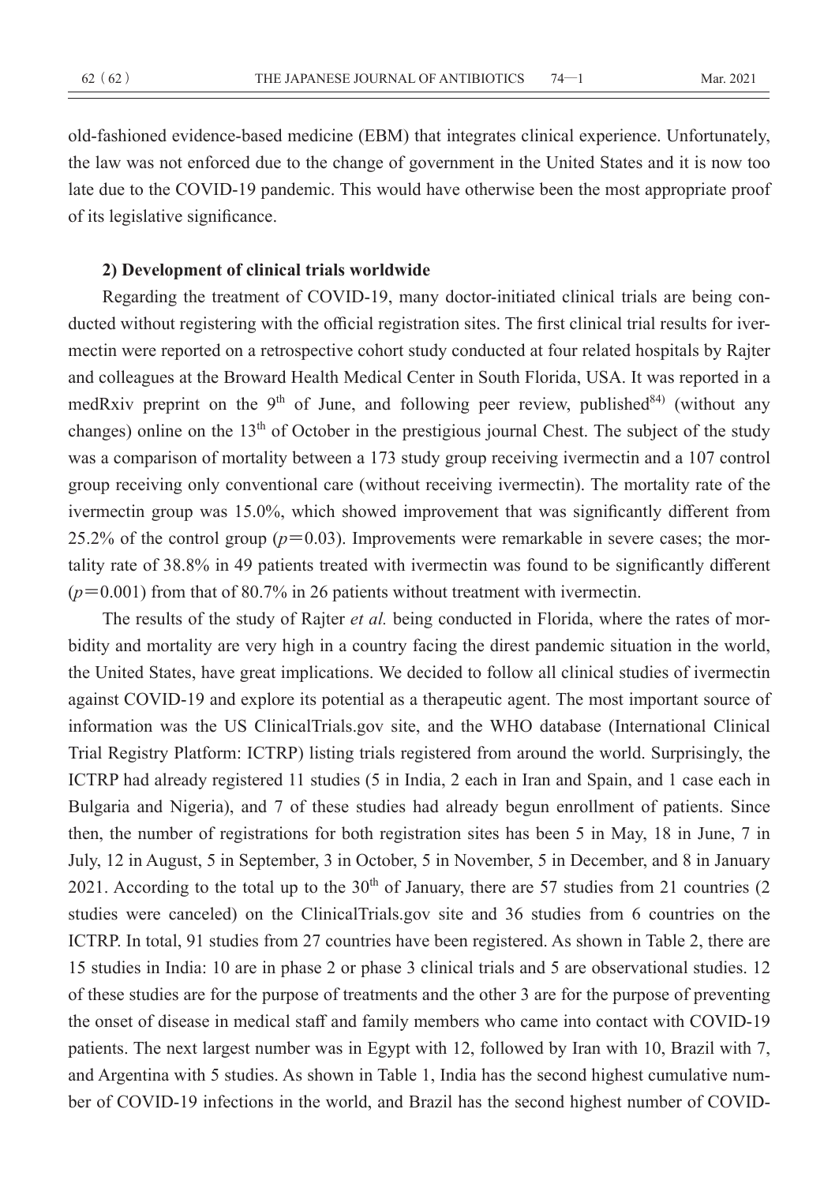old-fashioned evidence-based medicine (EBM) that integrates clinical experience. Unfortunately, the law was not enforced due to the change of government in the United States and it is now too late due to the COVID-19 pandemic. This would have otherwise been the most appropriate proof of its legislative significance.

**2) Development of clinical trials worldwide**

Regarding the treatment of COVID-19, many doctor-initiated clinical trials are being conducted without registering with the official registration sites. The first clinical trial results for ivermectin were reported on a retrospective cohort study conducted at four related hospitals by Rajter and colleagues at the Broward Health Medical Center in South Florida, USA. It was reported in a medRxiv preprint on the 9th of June, and following peer review, published[84] (without any changes) online on the 13th of October in the prestigious journal Chest. The subject of the study was a comparison of mortality between a 173 study group receiving ivermectin and a 107 control group receiving only conventional care (without receiving ivermectin). The mortality rate of the ivermectin group was 15.0%, which showed improvement that was significantly different from 25.2% of the control group ($p=0.03$). Improvements were remarkable in severe cases; the mortality rate of 38.8% in 49 patients treated with ivermectin was found to be significantly different ($p=0.001$) from that of 80.7% in 26 patients without treatment with ivermectin.

The results of the study of Rajter *et al.* being conducted in Florida, where the rates of morbidity and mortality are very high in a country facing the direst pandemic situation in the world, the United States, have great implications. We decided to follow all clinical studies of ivermectin against COVID-19 and explore its potential as a therapeutic agent. The most important source of information was the US ClinicalTrials.gov site, and the WHO database (International Clinical Trial Registry Platform: ICTRP) listing trials registered from around the world. Surprisingly, the ICTRP had already registered 11 studies (5 in India, 2 each in Iran and Spain, and 1 case each in Bulgaria and Nigeria), and 7 of these studies had already begun enrollment of patients. Since then, the number of registrations for both registration sites has been 5 in May, 18 in June, 7 in July, 12 in August, 5 in September, 3 in October, 5 in November, 5 in December, and 8 in January 2021. According to the total up to the 30th of January, there are 57 studies from 21 countries (2 studies were canceled) on the ClinicalTrials.gov site and 36 studies from 6 countries on the ICTRP. In total, 91 studies from 27 countries have been registered. As shown in Table 2, there are 15 studies in India: 10 are in phase 2 or phase 3 clinical trials and 5 are observational studies. 12 of these studies are for the purpose of treatments and the other 3 are for the purpose of preventing the onset of disease in medical staff and family members who came into contact with COVID-19 patients. The next largest number was in Egypt with 12, followed by Iran with 10, Brazil with 7, and Argentina with 5 studies. As shown in Table 1, India has the second highest cumulative number of COVID-19 infections in the world, and Brazil has the second highest number of COVID-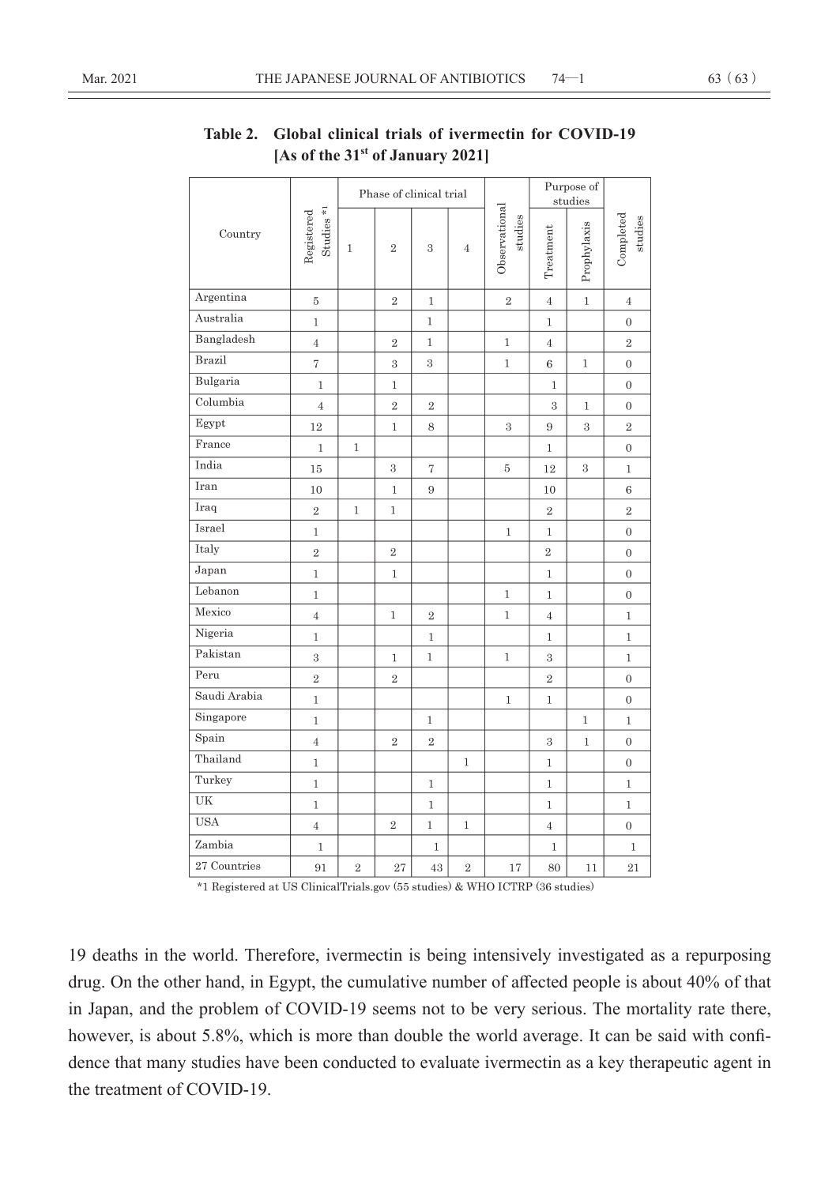**Table 2. Global clinical trials of ivermectin for COVID-19 [As of the 31st of January 2021]**

| Country | Registered Studies *1 | Phase of clinical trial | | | | Observational studies | Purpose of studies | | Completed studies |
|---|---|---|---|---|---|---|---|---|---|
| | | 1 | 2 | 3 | 4 | | Treatment | Prophylaxis | |
| Argentina | 5 | | 2 | 1 | | 2 | 4 | 1 | 4 |
| Australia | 1 | | | 1 | | | 1 | | 0 |
| Bangladesh | 4 | | 2 | 1 | | 1 | 4 | | 2 |
| Brazil | 7 | | 3 | 3 | | 1 | 6 | 1 | 0 |
| Bulgaria | 1 | | 1 | | | | 1 | | 0 |
| Columbia | 4 | | 2 | 2 | | | 3 | 1 | 0 |
| Egypt | 12 | | 1 | 8 | | 3 | 9 | 3 | 2 |
| France | 1 | 1 | | | | | 1 | | 0 |
| India | 15 | | 3 | 7 | | 5 | 12 | 3 | 1 |
| Iran | 10 | | 1 | 9 | | | 10 | | 6 |
| Iraq | 2 | 1 | 1 | | | | 2 | | 2 |
| Israel | 1 | | | | | 1 | 1 | | 0 |
| Italy | 2 | | 2 | | | | 2 | | 0 |
| Japan | 1 | | 1 | | | | 1 | | 0 |
| Lebanon | 1 | | | | | 1 | 1 | | 0 |
| Mexico | 4 | | 1 | 2 | | 1 | 4 | | 1 |
| Nigeria | 1 | | | 1 | | | 1 | | 1 |
| Pakistan | 3 | | 1 | 1 | | 1 | 3 | | 1 |
| Peru | 2 | | 2 | | | | 2 | | 0 |
| Saudi Arabia | 1 | | | | | 1 | 1 | | 0 |
| Singapore | 1 | | | 1 | | | | 1 | 1 |
| Spain | 4 | | 2 | 2 | | | 3 | 1 | 0 |
| Thailand | 1 | | | | 1 | | 1 | | 0 |
| Turkey | 1 | | | 1 | | | 1 | | 1 |
| UK | 1 | | | 1 | | | 1 | | 1 |
| USA | 4 | | 2 | 1 | 1 | | 4 | | 0 |
| Zambia | 1 | | | 1 | | | 1 | | 1 |
| 27 Countries | 91 | 2 | 27 | 43 | 2 | 17 | 80 | 11 | 21 |

*1 Registered at US ClinicalTrials.gov (55 studies) & WHO ICTRP (36 studies)

19 deaths in the world. Therefore, ivermectin is being intensively investigated as a repurposing drug. On the other hand, in Egypt, the cumulative number of affected people is about 40% of that in Japan, and the problem of COVID-19 seems not to be very serious. The mortality rate there, however, is about 5.8%, which is more than double the world average. It can be said with confidence that many studies have been conducted to evaluate ivermectin as a key therapeutic agent in the treatment of COVID-19.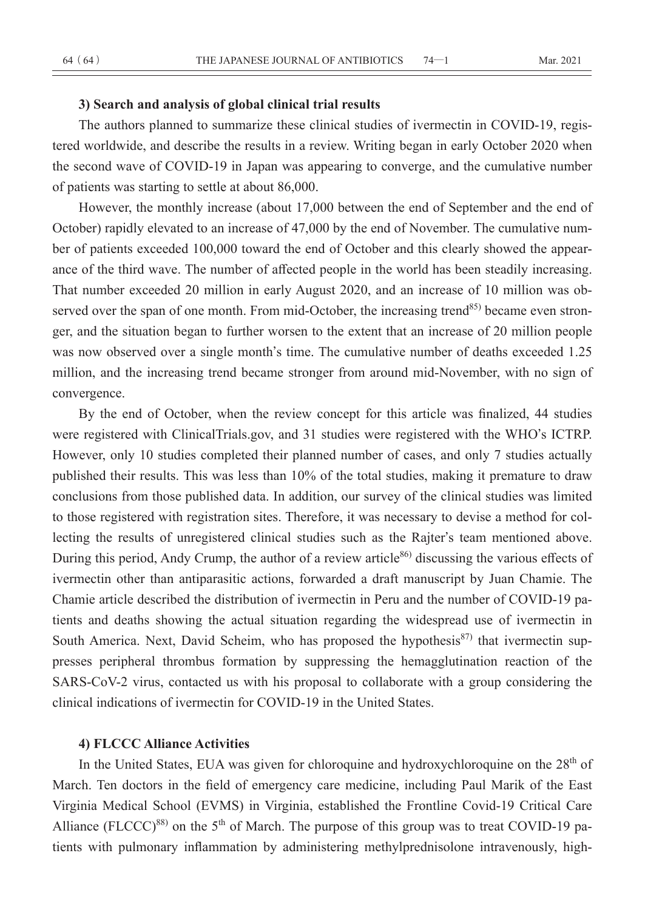### 3) Search and analysis of global clinical trial results

The authors planned to summarize these clinical studies of ivermectin in COVID-19, registered worldwide, and describe the results in a review. Writing began in early October 2020 when the second wave of COVID-19 in Japan was appearing to converge, and the cumulative number of patients was starting to settle at about 86,000.

However, the monthly increase (about 17,000 between the end of September and the end of October) rapidly elevated to an increase of 47,000 by the end of November. The cumulative number of patients exceeded 100,000 toward the end of October and this clearly showed the appearance of the third wave. The number of affected people in the world has been steadily increasing. That number exceeded 20 million in early August 2020, and an increase of 10 million was observed over the span of one month. From mid-October, the increasing trend[85] became even stronger, and the situation began to further worsen to the extent that an increase of 20 million people was now observed over a single month's time. The cumulative number of deaths exceeded 1.25 million, and the increasing trend became stronger from around mid-November, with no sign of convergence.

By the end of October, when the review concept for this article was finalized, 44 studies were registered with ClinicalTrials.gov, and 31 studies were registered with the WHO's ICTRP. However, only 10 studies completed their planned number of cases, and only 7 studies actually published their results. This was less than 10% of the total studies, making it premature to draw conclusions from those published data. In addition, our survey of the clinical studies was limited to those registered with registration sites. Therefore, it was necessary to devise a method for collecting the results of unregistered clinical studies such as the Rajter's team mentioned above. During this period, Andy Crump, the author of a review article[86] discussing the various effects of ivermectin other than antiparasitic actions, forwarded a draft manuscript by Juan Chamie. The Chamie article described the distribution of ivermectin in Peru and the number of COVID-19 patients and deaths showing the actual situation regarding the widespread use of ivermectin in South America. Next, David Scheim, who has proposed the hypothesis[87] that ivermectin suppresses peripheral thrombus formation by suppressing the hemagglutination reaction of the SARS-CoV-2 virus, contacted us with his proposal to collaborate with a group considering the clinical indications of ivermectin for COVID-19 in the United States.

### 4) FLCCC Alliance Activities

In the United States, EUA was given for chloroquine and hydroxychloroquine on the 28th of March. Ten doctors in the field of emergency care medicine, including Paul Marik of the East Virginia Medical School (EVMS) in Virginia, established the Frontline Covid-19 Critical Care Alliance (FLCCC)[88] on the 5th of March. The purpose of this group was to treat COVID-19 patients with pulmonary inflammation by administering methylprednisolone intravenously, high-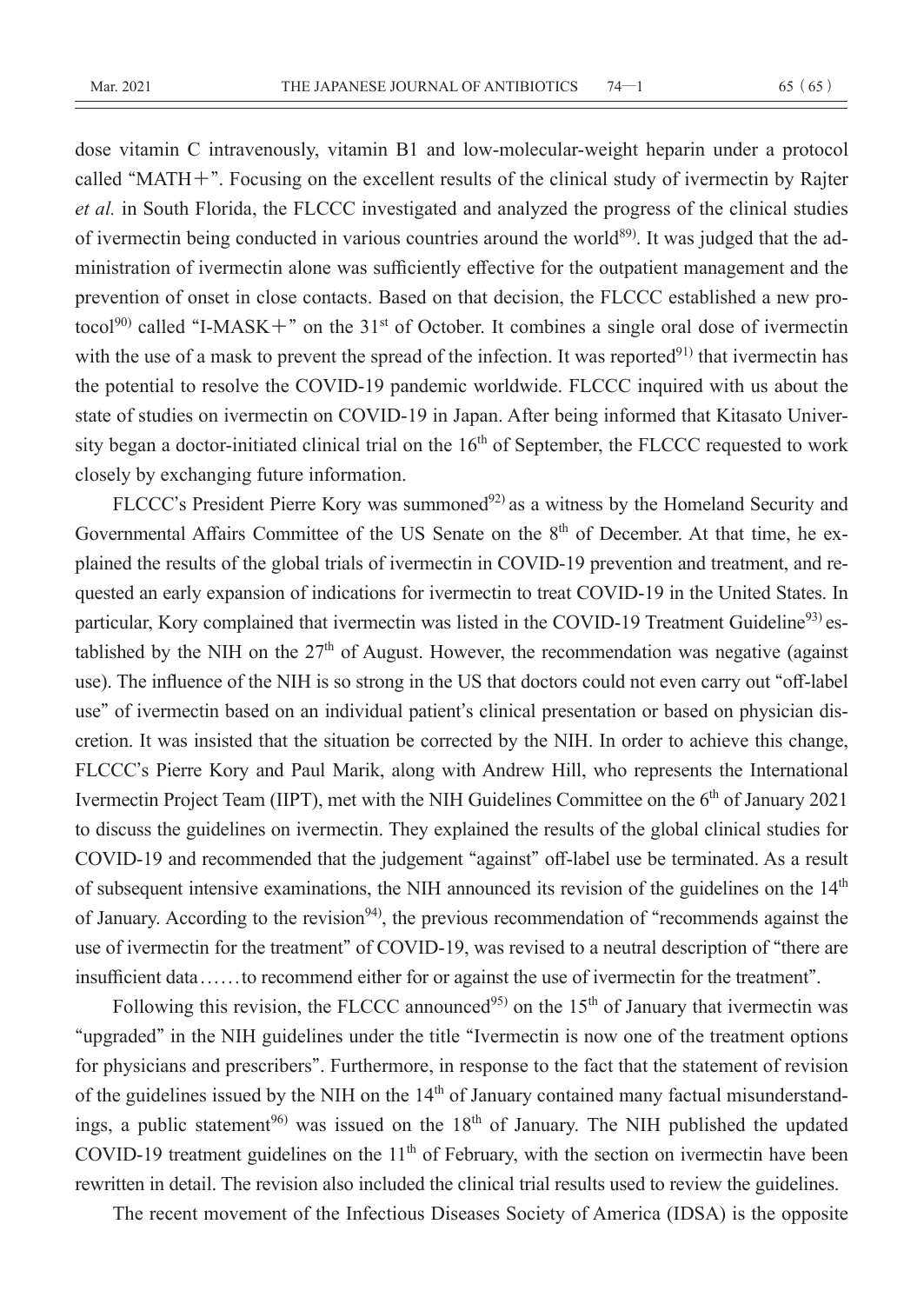dose vitamin C intravenously, vitamin B1 and low-molecular-weight heparin under a protocol called "MATH＋". Focusing on the excellent results of the clinical study of ivermectin by Rajter *et al.* in South Florida, the FLCCC investigated and analyzed the progress of the clinical studies of ivermectin being conducted in various countries around the world[89]. It was judged that the administration of ivermectin alone was sufficiently effective for the outpatient management and the prevention of onset in close contacts. Based on that decision, the FLCCC established a new protocol[90] called "I-MASK＋" on the 31st of October. It combines a single oral dose of ivermectin with the use of a mask to prevent the spread of the infection. It was reported[91] that ivermectin has the potential to resolve the COVID-19 pandemic worldwide. FLCCC inquired with us about the state of studies on ivermectin on COVID-19 in Japan. After being informed that Kitasato University began a doctor-initiated clinical trial on the 16th of September, the FLCCC requested to work closely by exchanging future information.

FLCCC's President Pierre Kory was summoned[92] as a witness by the Homeland Security and Governmental Affairs Committee of the US Senate on the 8th of December. At that time, he explained the results of the global trials of ivermectin in COVID-19 prevention and treatment, and requested an early expansion of indications for ivermectin to treat COVID-19 in the United States. In particular, Kory complained that ivermectin was listed in the COVID-19 Treatment Guideline[93] established by the NIH on the 27th of August. However, the recommendation was negative (against use). The influence of the NIH is so strong in the US that doctors could not even carry out "off-label use" of ivermectin based on an individual patient's clinical presentation or based on physician discretion. It was insisted that the situation be corrected by the NIH. In order to achieve this change, FLCCC's Pierre Kory and Paul Marik, along with Andrew Hill, who represents the International Ivermectin Project Team (IIPT), met with the NIH Guidelines Committee on the 6th of January 2021 to discuss the guidelines on ivermectin. They explained the results of the global clinical studies for COVID-19 and recommended that the judgement "against" off-label use be terminated. As a result of subsequent intensive examinations, the NIH announced its revision of the guidelines on the 14th of January. According to the revision[94], the previous recommendation of "recommends against the use of ivermectin for the treatment" of COVID-19, was revised to a neutral description of "there are insufficient data……to recommend either for or against the use of ivermectin for the treatment".

Following this revision, the FLCCC announced[95] on the 15th of January that ivermectin was "upgraded" in the NIH guidelines under the title "Ivermectin is now one of the treatment options for physicians and prescribers". Furthermore, in response to the fact that the statement of revision of the guidelines issued by the NIH on the 14th of January contained many factual misunderstandings, a public statement[96] was issued on the 18th of January. The NIH published the updated COVID-19 treatment guidelines on the 11th of February, with the section on ivermectin have been rewritten in detail. The revision also included the clinical trial results used to review the guidelines.

The recent movement of the Infectious Diseases Society of America (IDSA) is the opposite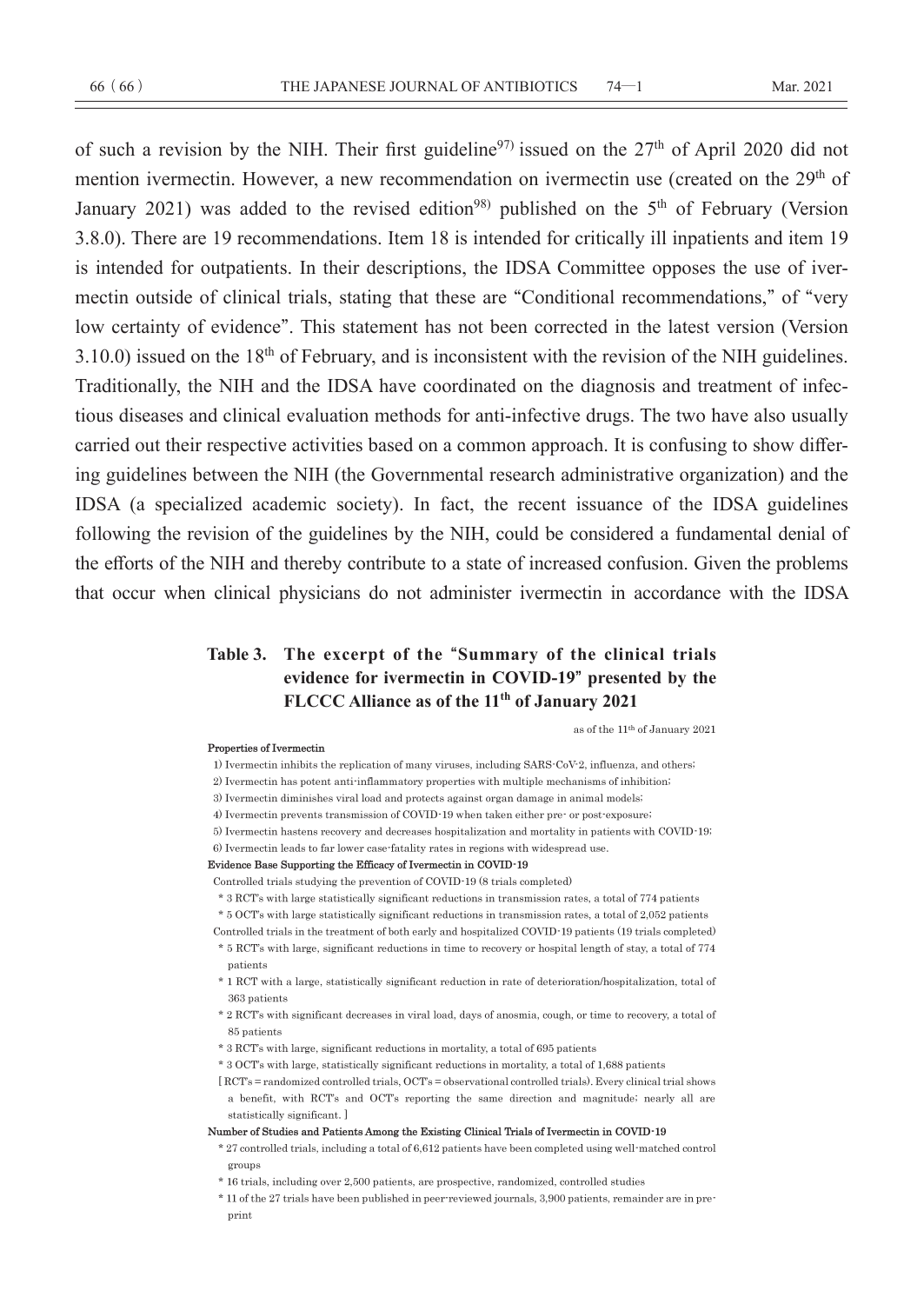of such a revision by the NIH. Their first guideline[97] issued on the 27th of April 2020 did not mention ivermectin. However, a new recommendation on ivermectin use (created on the 29th of January 2021) was added to the revised edition[98] published on the 5th of February (Version 3.8.0). There are 19 recommendations. Item 18 is intended for critically ill inpatients and item 19 is intended for outpatients. In their descriptions, the IDSA Committee opposes the use of ivermectin outside of clinical trials, stating that these are "Conditional recommendations," of "very low certainty of evidence". This statement has not been corrected in the latest version (Version 3.10.0) issued on the 18th of February, and is inconsistent with the revision of the NIH guidelines. Traditionally, the NIH and the IDSA have coordinated on the diagnosis and treatment of infectious diseases and clinical evaluation methods for anti-infective drugs. The two have also usually carried out their respective activities based on a common approach. It is confusing to show differing guidelines between the NIH (the Governmental research administrative organization) and the IDSA (a specialized academic society). In fact, the recent issuance of the IDSA guidelines following the revision of the guidelines by the NIH, could be considered a fundamental denial of the efforts of the NIH and thereby contribute to a state of increased confusion. Given the problems that occur when clinical physicians do not administer ivermectin in accordance with the IDSA

**Table 3. The excerpt of the "Summary of the clinical trials evidence for ivermectin in COVID-19" presented by the FLCCC Alliance as of the 11th of January 2021**

as of the 11th of January 2021

**Properties of Ivermectin**

1) Ivermectin inhibits the replication of many viruses, including SARS-CoV-2, influenza, and others;
2) Ivermectin has potent anti-inflammatory properties with multiple mechanisms of inhibition;
3) Ivermectin diminishes viral load and protects against organ damage in animal models;
4) Ivermectin prevents transmission of COVID-19 when taken either pre- or post-exposure;
5) Ivermectin hastens recovery and decreases hospitalization and mortality in patients with COVID-19;
6) Ivermectin leads to far lower case-fatality rates in regions with widespread use.

**Evidence Base Supporting the Efficacy of Ivermectin in COVID-19**

Controlled trials studying the prevention of COVID-19 (8 trials completed)

* 3 RCT's with large statistically significant reductions in transmission rates, a total of 774 patients
* 5 OCT's with large statistically significant reductions in transmission rates, a total of 2,052 patients

Controlled trials in the treatment of both early and hospitalized COVID-19 patients (19 trials completed)

* 5 RCT's with large, significant reductions in time to recovery or hospital length of stay, a total of 774 patients
* 1 RCT with a large, statistically significant reduction in rate of deterioration/hospitalization, total of 363 patients
* 2 RCT's with significant decreases in viral load, days of anosmia, cough, or time to recovery, a total of 85 patients
* 3 RCT's with large, significant reductions in mortality, a total of 695 patients
* 3 OCT's with large, statistically significant reductions in mortality, a total of 1,688 patients

[RCT's = randomized controlled trials, OCT's = observational controlled trials). Every clinical trial shows a benefit, with RCT's and OCT's reporting the same direction and magnitude; nearly all are statistically significant.]

**Number of Studies and Patients Among the Existing Clinical Trials of Ivermectin in COVID-19**

* 27 controlled trials, including a total of 6,612 patients have been completed using well-matched control groups
* 16 trials, including over 2,500 patients, are prospective, randomized, controlled studies
* 11 of the 27 trials have been published in peer-reviewed journals, 3,900 patients, remainder are in pre-print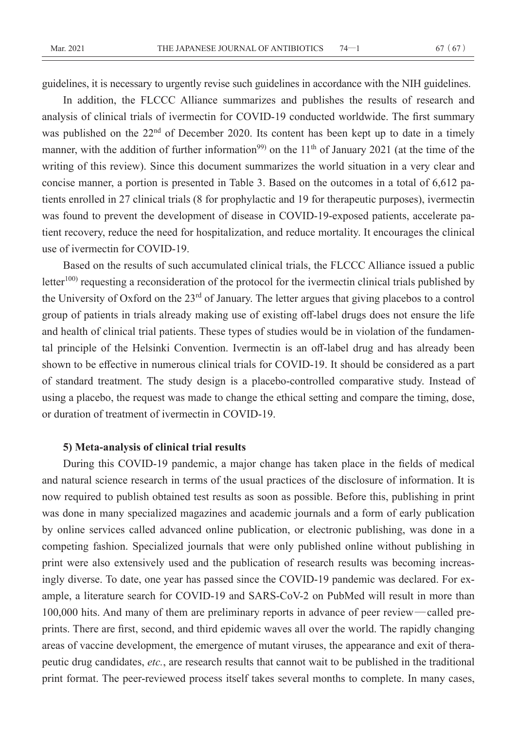guidelines, it is necessary to urgently revise such guidelines in accordance with the NIH guidelines.

In addition, the FLCCC Alliance summarizes and publishes the results of research and analysis of clinical trials of ivermectin for COVID-19 conducted worldwide. The first summary was published on the 22nd of December 2020. Its content has been kept up to date in a timely manner, with the addition of further information[99] on the 11th of January 2021 (at the time of the writing of this review). Since this document summarizes the world situation in a very clear and concise manner, a portion is presented in Table 3. Based on the outcomes in a total of 6,612 patients enrolled in 27 clinical trials (8 for prophylactic and 19 for therapeutic purposes), ivermectin was found to prevent the development of disease in COVID-19-exposed patients, accelerate patient recovery, reduce the need for hospitalization, and reduce mortality. It encourages the clinical use of ivermectin for COVID-19.

Based on the results of such accumulated clinical trials, the FLCCC Alliance issued a public letter[100] requesting a reconsideration of the protocol for the ivermectin clinical trials published by the University of Oxford on the 23rd of January. The letter argues that giving placebos to a control group of patients in trials already making use of existing off-label drugs does not ensure the life and health of clinical trial patients. These types of studies would be in violation of the fundamental principle of the Helsinki Convention. Ivermectin is an off-label drug and has already been shown to be effective in numerous clinical trials for COVID-19. It should be considered as a part of standard treatment. The study design is a placebo-controlled comparative study. Instead of using a placebo, the request was made to change the ethical setting and compare the timing, dose, or duration of treatment of ivermectin in COVID-19.

**5) Meta-analysis of clinical trial results**

During this COVID-19 pandemic, a major change has taken place in the fields of medical and natural science research in terms of the usual practices of the disclosure of information. It is now required to publish obtained test results as soon as possible. Before this, publishing in print was done in many specialized magazines and academic journals and a form of early publication by online services called advanced online publication, or electronic publishing, was done in a competing fashion. Specialized journals that were only published online without publishing in print were also extensively used and the publication of research results was becoming increasingly diverse. To date, one year has passed since the COVID-19 pandemic was declared. For example, a literature search for COVID-19 and SARS-CoV-2 on PubMed will result in more than 100,000 hits. And many of them are preliminary reports in advance of peer review—called preprints. There are first, second, and third epidemic waves all over the world. The rapidly changing areas of vaccine development, the emergence of mutant viruses, the appearance and exit of therapeutic drug candidates, *etc.*, are research results that cannot wait to be published in the traditional print format. The peer-reviewed process itself takes several months to complete. In many cases,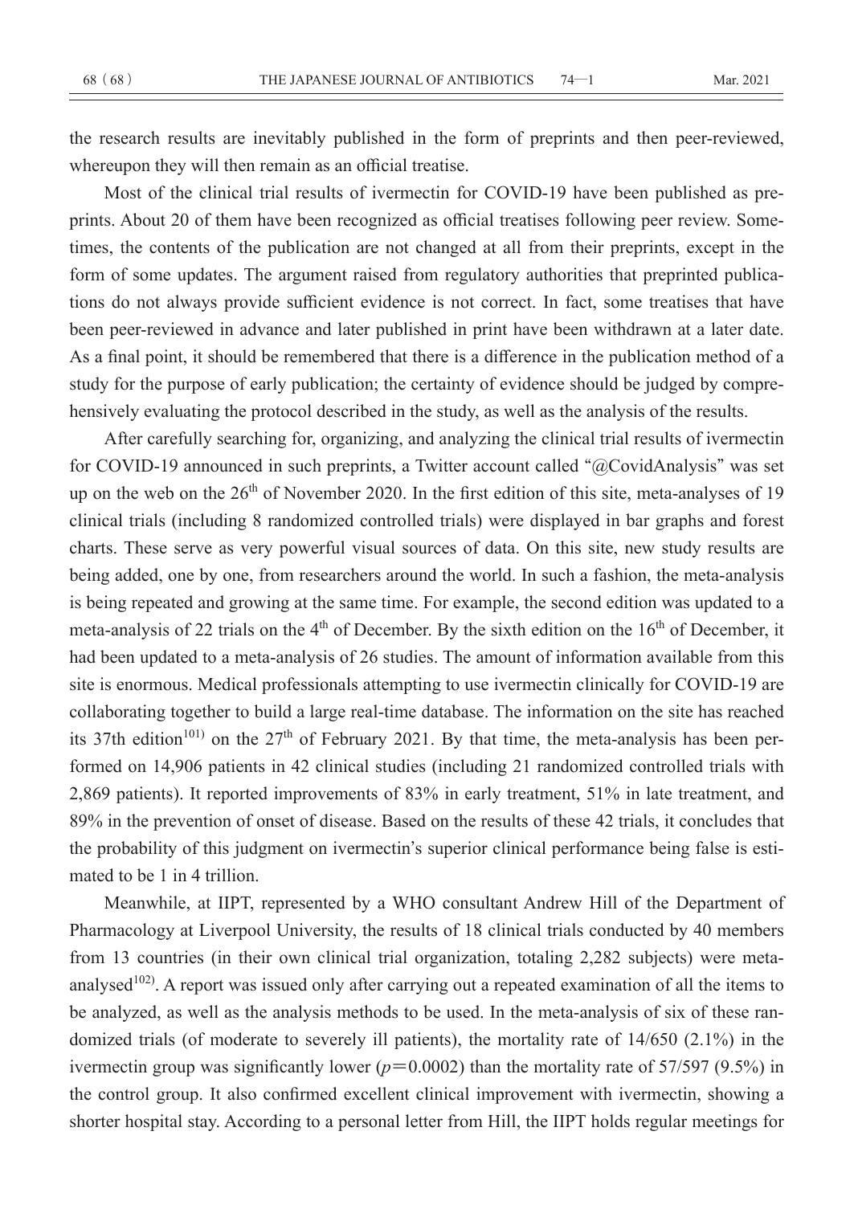the research results are inevitably published in the form of preprints and then peer-reviewed, whereupon they will then remain as an official treatise.

Most of the clinical trial results of ivermectin for COVID-19 have been published as preprints. About 20 of them have been recognized as official treatises following peer review. Sometimes, the contents of the publication are not changed at all from their preprints, except in the form of some updates. The argument raised from regulatory authorities that preprinted publications do not always provide sufficient evidence is not correct. In fact, some treatises that have been peer-reviewed in advance and later published in print have been withdrawn at a later date. As a final point, it should be remembered that there is a difference in the publication method of a study for the purpose of early publication; the certainty of evidence should be judged by comprehensively evaluating the protocol described in the study, as well as the analysis of the results.

After carefully searching for, organizing, and analyzing the clinical trial results of ivermectin for COVID-19 announced in such preprints, a Twitter account called "@CovidAnalysis" was set up on the web on the 26th of November 2020. In the first edition of this site, meta-analyses of 19 clinical trials (including 8 randomized controlled trials) were displayed in bar graphs and forest charts. These serve as very powerful visual sources of data. On this site, new study results are being added, one by one, from researchers around the world. In such a fashion, the meta-analysis is being repeated and growing at the same time. For example, the second edition was updated to a meta-analysis of 22 trials on the 4th of December. By the sixth edition on the 16th of December, it had been updated to a meta-analysis of 26 studies. The amount of information available from this site is enormous. Medical professionals attempting to use ivermectin clinically for COVID-19 are collaborating together to build a large real-time database. The information on the site has reached its 37th edition[101] on the 27th of February 2021. By that time, the meta-analysis has been performed on 14,906 patients in 42 clinical studies (including 21 randomized controlled trials with 2,869 patients). It reported improvements of 83% in early treatment, 51% in late treatment, and 89% in the prevention of onset of disease. Based on the results of these 42 trials, it concludes that the probability of this judgment on ivermectin's superior clinical performance being false is estimated to be 1 in 4 trillion.

Meanwhile, at IIPT, represented by a WHO consultant Andrew Hill of the Department of Pharmacology at Liverpool University, the results of 18 clinical trials conducted by 40 members from 13 countries (in their own clinical trial organization, totaling 2,282 subjects) were meta-analysed[102]. A report was issued only after carrying out a repeated examination of all the items to be analyzed, as well as the analysis methods to be used. In the meta-analysis of six of these randomized trials (of moderate to severely ill patients), the mortality rate of 14/650 (2.1%) in the ivermectin group was significantly lower ($p=0.0002$) than the mortality rate of 57/597 (9.5%) in the control group. It also confirmed excellent clinical improvement with ivermectin, showing a shorter hospital stay. According to a personal letter from Hill, the IIPT holds regular meetings for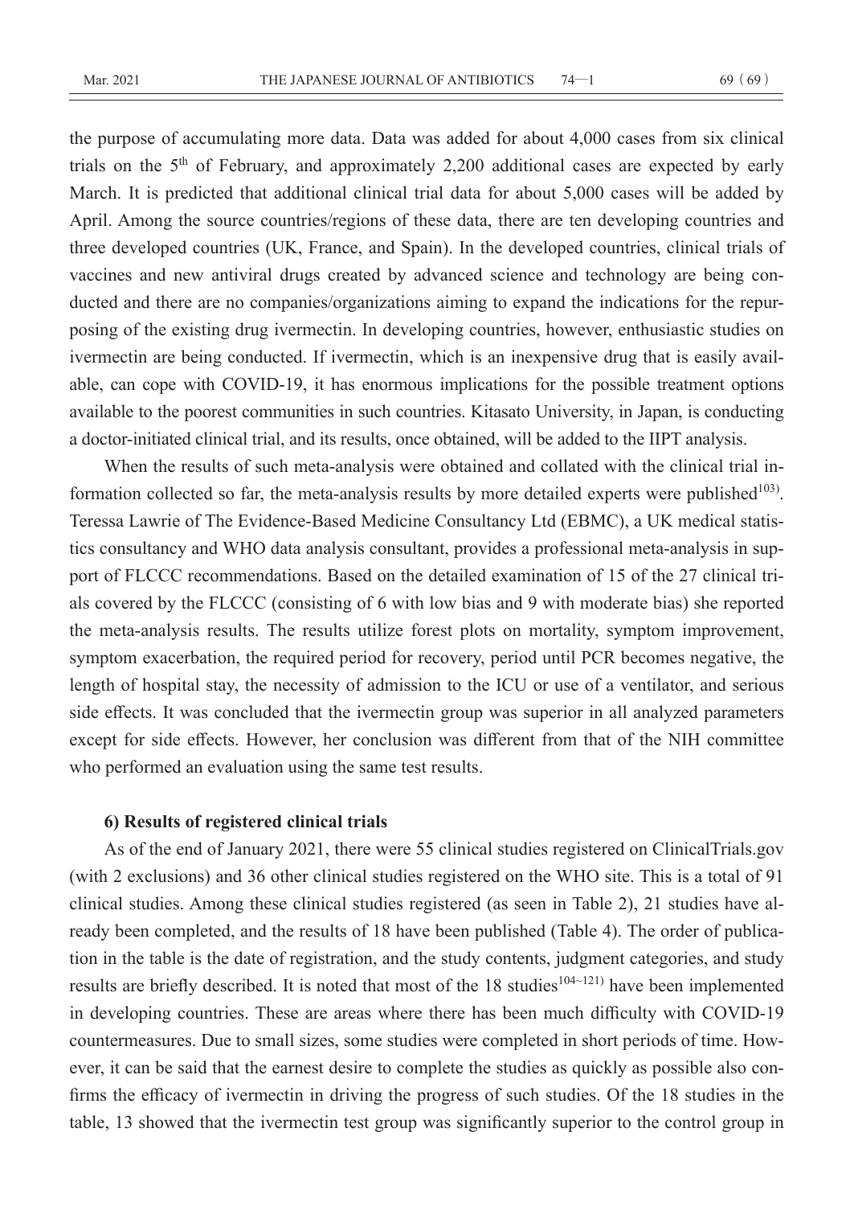the purpose of accumulating more data. Data was added for about 4,000 cases from six clinical trials on the 5th of February, and approximately 2,200 additional cases are expected by early March. It is predicted that additional clinical trial data for about 5,000 cases will be added by April. Among the source countries/regions of these data, there are ten developing countries and three developed countries (UK, France, and Spain). In the developed countries, clinical trials of vaccines and new antiviral drugs created by advanced science and technology are being conducted and there are no companies/organizations aiming to expand the indications for the repurposing of the existing drug ivermectin. In developing countries, however, enthusiastic studies on ivermectin are being conducted. If ivermectin, which is an inexpensive drug that is easily available, can cope with COVID-19, it has enormous implications for the possible treatment options available to the poorest communities in such countries. Kitasato University, in Japan, is conducting a doctor-initiated clinical trial, and its results, once obtained, will be added to the IIPT analysis.

When the results of such meta-analysis were obtained and collated with the clinical trial information collected so far, the meta-analysis results by more detailed experts were published[103]. Teressa Lawrie of The Evidence-Based Medicine Consultancy Ltd (EBMC), a UK medical statistics consultancy and WHO data analysis consultant, provides a professional meta-analysis in support of FLCCC recommendations. Based on the detailed examination of 15 of the 27 clinical trials covered by the FLCCC (consisting of 6 with low bias and 9 with moderate bias) she reported the meta-analysis results. The results utilize forest plots on mortality, symptom improvement, symptom exacerbation, the required period for recovery, period until PCR becomes negative, the length of hospital stay, the necessity of admission to the ICU or use of a ventilator, and serious side effects. It was concluded that the ivermectin group was superior in all analyzed parameters except for side effects. However, her conclusion was different from that of the NIH committee who performed an evaluation using the same test results.

#### 6) Results of registered clinical trials

As of the end of January 2021, there were 55 clinical studies registered on ClinicalTrials.gov (with 2 exclusions) and 36 other clinical studies registered on the WHO site. This is a total of 91 clinical studies. Among these clinical studies registered (as seen in Table 2), 21 studies have already been completed, and the results of 18 have been published (Table 4). The order of publication in the table is the date of registration, and the study contents, judgment categories, and study results are briefly described. It is noted that most of the 18 studies[104~121] have been implemented in developing countries. These are areas where there has been much difficulty with COVID-19 countermeasures. Due to small sizes, some studies were completed in short periods of time. However, it can be said that the earnest desire to complete the studies as quickly as possible also confirms the efficacy of ivermectin in driving the progress of such studies. Of the 18 studies in the table, 13 showed that the ivermectin test group was significantly superior to the control group in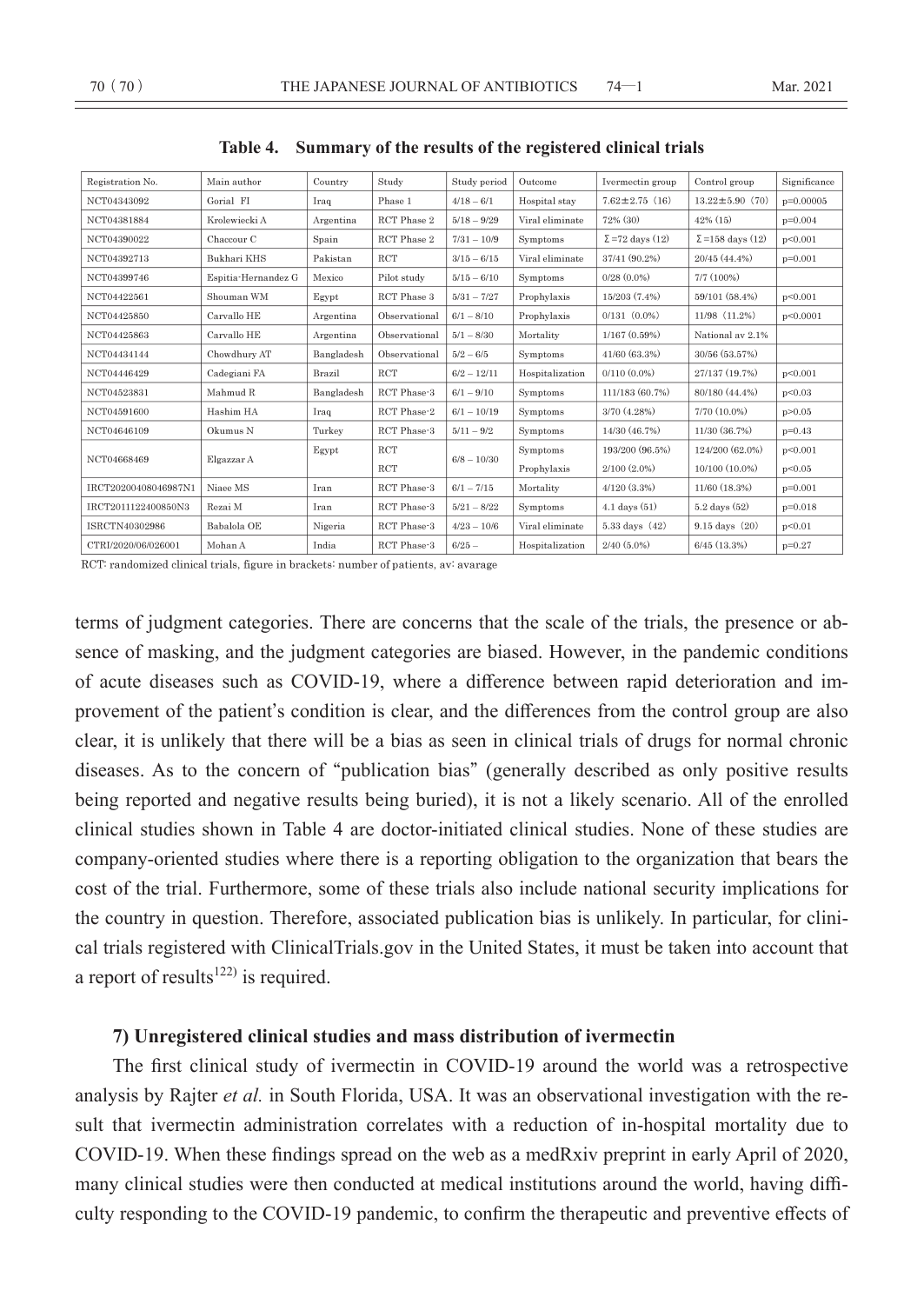**Table 4. Summary of the results of the registered clinical trials**

| Registration No. | Main author | Country | Study | Study period | Outcome | Ivermectin group | Control group | Significance |
|---|---|---|---|---|---|---|---|---|
| NCT04343092 | Gorial FI | Iraq | Phase 1 | 4/18 – 6/1 | Hospital stay | 7.62±2.75 (16) | 13.22±5.90 (70) | p=0.00005 |
| NCT04381884 | Krolewiecki A | Argentina | RCT Phase 2 | 5/18 – 9/29 | Viral eliminate | 72% (30) | 42% (15) | p=0.004 |
| NCT04390022 | Chaccour C | Spain | RCT Phase 2 | 7/31 – 10/9 | Symptoms | Σ=72 days (12) | Σ=158 days (12) | p<0.001 |
| NCT04392713 | Bukhari KHS | Pakistan | RCT | 3/15 – 6/15 | Viral eliminate | 37/41 (90.2%) | 20/45 (44.4%) | p=0.001 |
| NCT04399746 | Espitia-Hernandez G | Mexico | Pilot study | 5/15 – 6/10 | Symptoms | 0/28 (0.0%) | 7/7 (100%) | |
| NCT04422561 | Shouman WM | Egypt | RCT Phase 3 | 5/31 – 7/27 | Prophylaxis | 15/203 (7.4%) | 59/101 (58.4%) | p<0.001 |
| NCT04425850 | Carvallo HE | Argentina | Observational | 6/1 – 8/10 | Prophylaxis | 0/131 (0.0%) | 11/98 (11.2%) | p<0.0001 |
| NCT04425863 | Carvallo HE | Argentina | Observational | 5/1 – 8/30 | Mortality | 1/167 (0.59%) | National av 2.1% | |
| NCT04434144 | Chowdhury AT | Bangladesh | Observational | 5/2 – 6/5 | Symptoms | 41/60 (63.3%) | 30/56 (53.57%) | |
| NCT04446429 | Cadegiani FA | Brazil | RCT | 6/2 – 12/11 | Hospitalization | 0/110 (0.0%) | 27/137 (19.7%) | p<0.001 |
| NCT04523831 | Mahmud R | Bangladesh | RCT Phase-3 | 6/1 – 9/10 | Symptoms | 111/183 (60.7%) | 80/180 (44.4%) | p<0.03 |
| NCT04591600 | Hashim HA | Iraq | RCT Phase-2 | 6/1 – 10/19 | Symptoms | 3/70 (4.28%) | 7/70 (10.0%) | p>0.05 |
| NCT04646109 | Okumus N | Turkey | RCT Phase-3 | 5/11 – 9/2 | Symptoms | 14/30 (46.7%) | 11/30 (36.7%) | p=0.43 |
| NCT04668469 | Elgazzar A | Egypt | RCT | 6/8 – 10/30 | Symptoms | 193/200 (96.5%) | 124/200 (62.0%) | p<0.001 |
| | | | RCT | | Prophylaxis | 2/100 (2.0%) | 10/100 (10.0%) | p<0.05 |
| IRCT20200408046987N1 | Niaee MS | Iran | RCT Phase-3 | 6/1 – 7/15 | Mortality | 4/120 (3.3%) | 11/60 (18.3%) | p=0.001 |
| IRCT2011122400850N3 | Rezai M | Iran | RCT Phase-3 | 5/21 – 8/22 | Symptoms | 4.1 days (51) | 5.2 days (52) | p=0.018 |
| ISRCTN40302986 | Babalola OE | Nigeria | RCT Phase-3 | 4/23 – 10/6 | Viral eliminate | 5.33 days (42) | 9.15 days (20) | p<0.01 |
| CTRI/2020/06/026001 | Mohan A | India | RCT Phase-3 | 6/25 – | Hospitalization | 2/40 (5.0%) | 6/45 (13.3%) | p=0.27 |

RCT: randomized clinical trials, figure in brackets: number of patients, av: avarage

terms of judgment categories. There are concerns that the scale of the trials, the presence or absence of masking, and the judgment categories are biased. However, in the pandemic conditions of acute diseases such as COVID-19, where a difference between rapid deterioration and improvement of the patient's condition is clear, and the differences from the control group are also clear, it is unlikely that there will be a bias as seen in clinical trials of drugs for normal chronic diseases. As to the concern of "publication bias" (generally described as only positive results being reported and negative results being buried), it is not a likely scenario. All of the enrolled clinical studies shown in Table 4 are doctor-initiated clinical studies. None of these studies are company-oriented studies where there is a reporting obligation to the organization that bears the cost of the trial. Furthermore, some of these trials also include national security implications for the country in question. Therefore, associated publication bias is unlikely. In particular, for clinical trials registered with ClinicalTrials.gov in the United States, it must be taken into account that a report of results[122] is required.

### 7) Unregistered clinical studies and mass distribution of ivermectin

The first clinical study of ivermectin in COVID-19 around the world was a retrospective analysis by Rajter *et al.* in South Florida, USA. It was an observational investigation with the result that ivermectin administration correlates with a reduction of in-hospital mortality due to COVID-19. When these findings spread on the web as a medRxiv preprint in early April of 2020, many clinical studies were then conducted at medical institutions around the world, having difficulty responding to the COVID-19 pandemic, to confirm the therapeutic and preventive effects of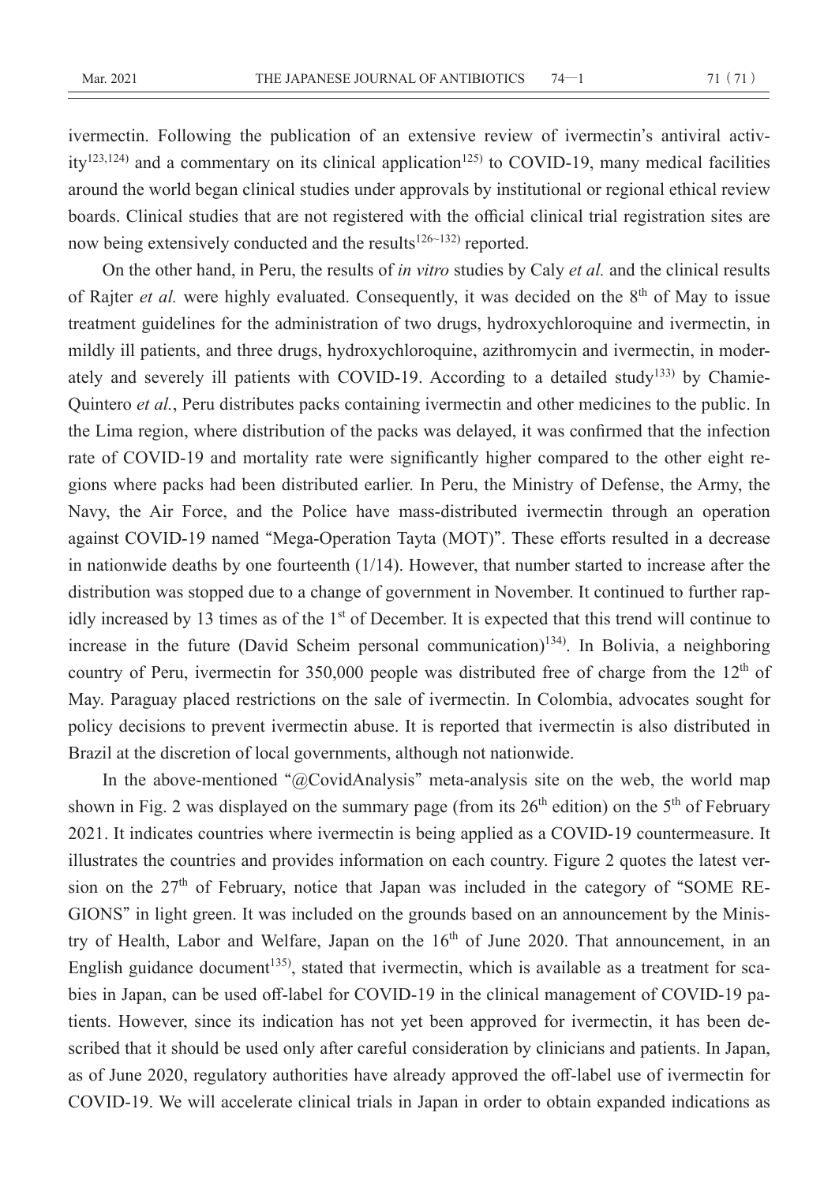ivermectin. Following the publication of an extensive review of ivermectin's antiviral activity[123,124] and a commentary on its clinical application[125] to COVID-19, many medical facilities around the world began clinical studies under approvals by institutional or regional ethical review boards. Clinical studies that are not registered with the official clinical trial registration sites are now being extensively conducted and the results[126~132] reported.

On the other hand, in Peru, the results of *in vitro* studies by Caly *et al.* and the clinical results of Rajter *et al.* were highly evaluated. Consequently, it was decided on the 8th of May to issue treatment guidelines for the administration of two drugs, hydroxychloroquine and ivermectin, in mildly ill patients, and three drugs, hydroxychloroquine, azithromycin and ivermectin, in moderately and severely ill patients with COVID-19. According to a detailed study[133] by Chamie-Quintero *et al.*, Peru distributes packs containing ivermectin and other medicines to the public. In the Lima region, where distribution of the packs was delayed, it was confirmed that the infection rate of COVID-19 and mortality rate were significantly higher compared to the other eight regions where packs had been distributed earlier. In Peru, the Ministry of Defense, the Army, the Navy, the Air Force, and the Police have mass-distributed ivermectin through an operation against COVID-19 named "Mega-Operation Tayta (MOT)". These efforts resulted in a decrease in nationwide deaths by one fourteenth (1/14). However, that number started to increase after the distribution was stopped due to a change of government in November. It continued to further rapidly increased by 13 times as of the 1st of December. It is expected that this trend will continue to increase in the future (David Scheim personal communication)[134]. In Bolivia, a neighboring country of Peru, ivermectin for 350,000 people was distributed free of charge from the 12th of May. Paraguay placed restrictions on the sale of ivermectin. In Colombia, advocates sought for policy decisions to prevent ivermectin abuse. It is reported that ivermectin is also distributed in Brazil at the discretion of local governments, although not nationwide.

In the above-mentioned "@CovidAnalysis" meta-analysis site on the web, the world map shown in Fig. 2 was displayed on the summary page (from its 26th edition) on the 5th of February 2021. It indicates countries where ivermectin is being applied as a COVID-19 countermeasure. It illustrates the countries and provides information on each country. Figure 2 quotes the latest version on the 27th of February, notice that Japan was included in the category of "SOME REGIONS" in light green. It was included on the grounds based on an announcement by the Ministry of Health, Labor and Welfare, Japan on the 16th of June 2020. That announcement, in an English guidance document[135], stated that ivermectin, which is available as a treatment for scabies in Japan, can be used off-label for COVID-19 in the clinical management of COVID-19 patients. However, since its indication has not yet been approved for ivermectin, it has been described that it should be used only after careful consideration by clinicians and patients. In Japan, as of June 2020, regulatory authorities have already approved the off-label use of ivermectin for COVID-19. We will accelerate clinical trials in Japan in order to obtain expanded indications as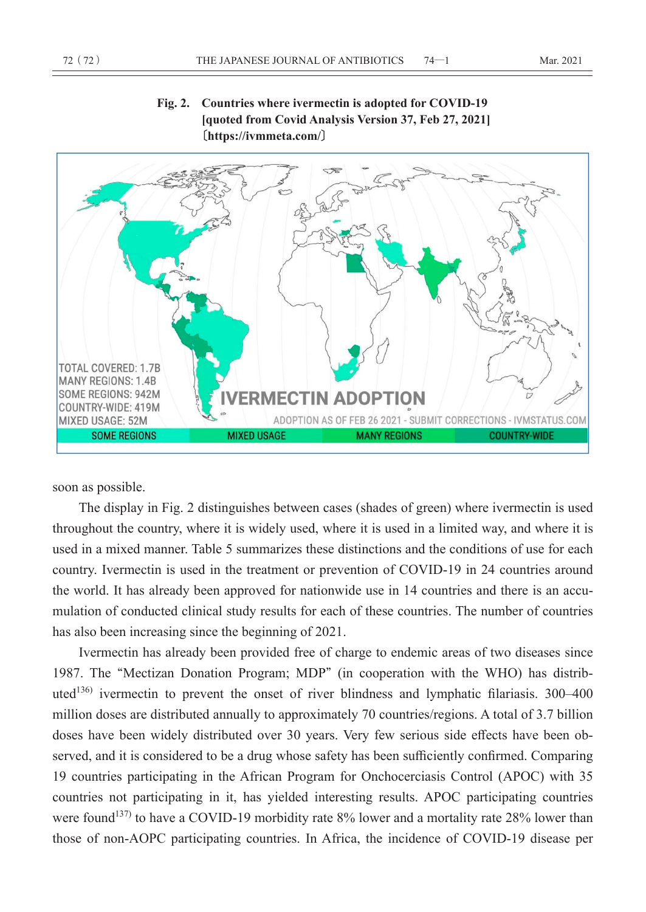**Fig. 2. Countries where ivermectin is adopted for COVID-19 [quoted from Covid Analysis Version 37, Feb 27, 2021] 〔https://ivmmeta.com/〕**

TOTAL COVERED: 1.7B
MANY REGIONS: 1.4B
SOME REGIONS: 942M
COUNTRY-WIDE: 419M
MIXED USAGE: 52M

IVERMECTIN ADOPTION

ADOPTION AS OF FEB 26 2021 - SUBMIT CORRECTIONS - IVMSTATUS.COM

SOME REGIONS | MIXED USAGE | MANY REGIONS | COUNTRY-WIDE

soon as possible.

The display in Fig. 2 distinguishes between cases (shades of green) where ivermectin is used throughout the country, where it is widely used, where it is used in a limited way, and where it is used in a mixed manner. Table 5 summarizes these distinctions and the conditions of use for each country. Ivermectin is used in the treatment or prevention of COVID-19 in 24 countries around the world. It has already been approved for nationwide use in 14 countries and there is an accumulation of conducted clinical study results for each of these countries. The number of countries has also been increasing since the beginning of 2021.

Ivermectin has already been provided free of charge to endemic areas of two diseases since 1987. The "Mectizan Donation Program; MDP" (in cooperation with the WHO) has distributed[136] ivermectin to prevent the onset of river blindness and lymphatic filariasis. 300–400 million doses are distributed annually to approximately 70 countries/regions. A total of 3.7 billion doses have been widely distributed over 30 years. Very few serious side effects have been observed, and it is considered to be a drug whose safety has been sufficiently confirmed. Comparing 19 countries participating in the African Program for Onchocerciasis Control (APOC) with 35 countries not participating in it, has yielded interesting results. APOC participating countries were found[137] to have a COVID-19 morbidity rate 8% lower and a mortality rate 28% lower than those of non-AOPC participating countries. In Africa, the incidence of COVID-19 disease per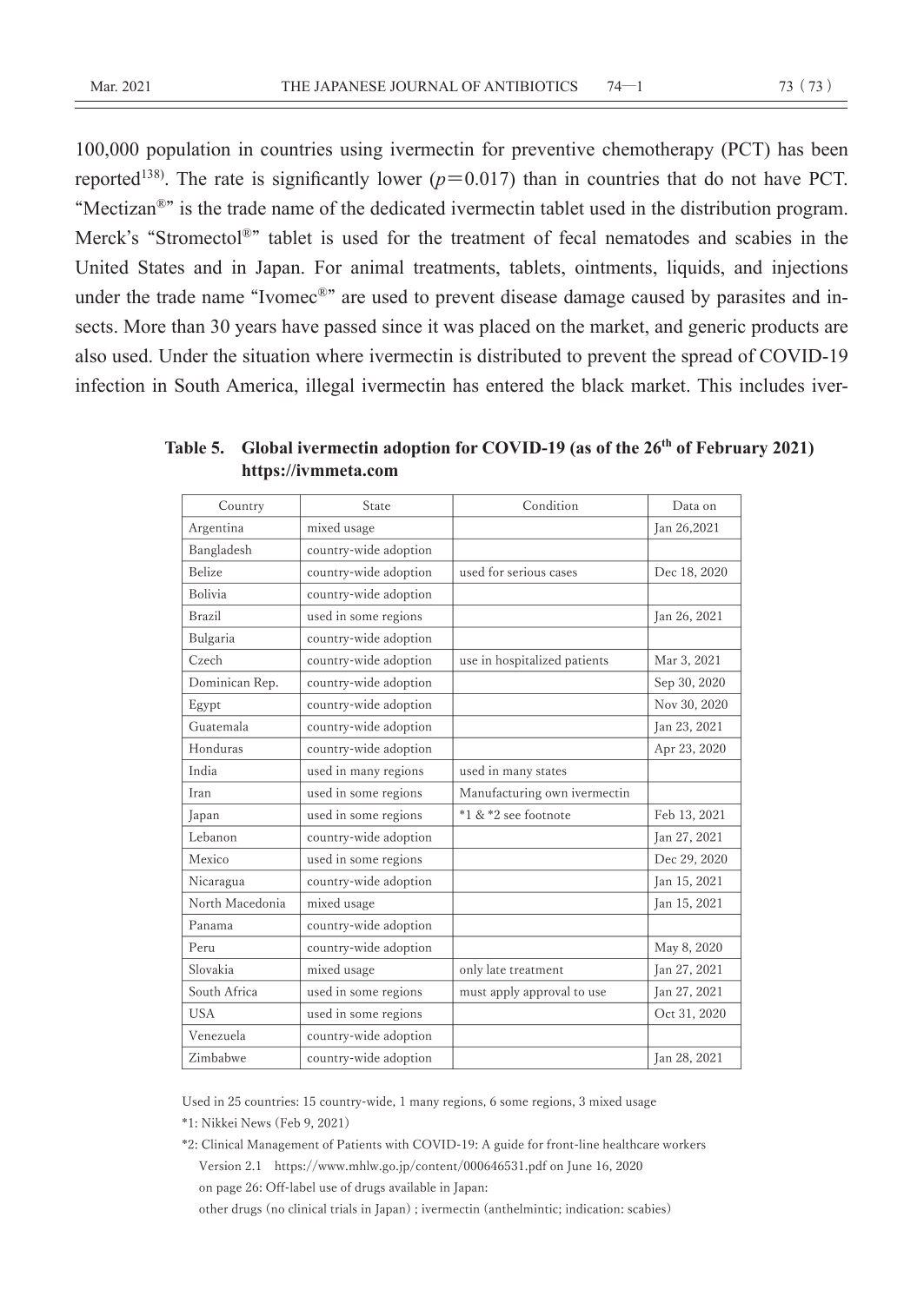100,000 population in countries using ivermectin for preventive chemotherapy (PCT) has been reported[138]. The rate is significantly lower ($p=0.017$) than in countries that do not have PCT. "Mectizan®" is the trade name of the dedicated ivermectin tablet used in the distribution program. Merck's "Stromectol®" tablet is used for the treatment of fecal nematodes and scabies in the United States and in Japan. For animal treatments, tablets, ointments, liquids, and injections under the trade name "Ivomec®" are used to prevent disease damage caused by parasites and insects. More than 30 years have passed since it was placed on the market, and generic products are also used. Under the situation where ivermectin is distributed to prevent the spread of COVID-19 infection in South America, illegal ivermectin has entered the black market. This includes iver-

**Table 5. Global ivermectin adoption for COVID-19 (as of the 26th of February 2021) https://ivmmeta.com**

| Country | State | Condition | Data on |
|---|---|---|---|
| Argentina | mixed usage | | Jan 26,2021 |
| Bangladesh | country-wide adoption | | |
| Belize | country-wide adoption | used for serious cases | Dec 18, 2020 |
| Bolivia | country-wide adoption | | |
| Brazil | used in some regions | | Jan 26, 2021 |
| Bulgaria | country-wide adoption | | |
| Czech | country-wide adoption | use in hospitalized patients | Mar 3, 2021 |
| Dominican Rep. | country-wide adoption | | Sep 30, 2020 |
| Egypt | country-wide adoption | | Nov 30, 2020 |
| Guatemala | country-wide adoption | | Jan 23, 2021 |
| Honduras | country-wide adoption | | Apr 23, 2020 |
| India | used in many regions | used in many states | |
| Iran | used in some regions | Manufacturing own ivermectin | |
| Japan | used in some regions | *1 & *2 see footnote | Feb 13, 2021 |
| Lebanon | country-wide adoption | | Jan 27, 2021 |
| Mexico | used in some regions | | Dec 29, 2020 |
| Nicaragua | country-wide adoption | | Jan 15, 2021 |
| North Macedonia | mixed usage | | Jan 15, 2021 |
| Panama | country-wide adoption | | |
| Peru | country-wide adoption | | May 8, 2020 |
| Slovakia | mixed usage | only late treatment | Jan 27, 2021 |
| South Africa | used in some regions | must apply approval to use | Jan 27, 2021 |
| USA | used in some regions | | Oct 31, 2020 |
| Venezuela | country-wide adoption | | |
| Zimbabwe | country-wide adoption | | Jan 28, 2021 |

Used in 25 countries: 15 country-wide, 1 many regions, 6 some regions, 3 mixed usage

*1: Nikkei News (Feb 9, 2021)

*2: Clinical Management of Patients with COVID-19: A guide for front-line healthcare workers
Version 2.1 https://www.mhlw.go.jp/content/000646531.pdf on June 16, 2020
on page 26: Off-label use of drugs available in Japan:
other drugs (no clinical trials in Japan); ivermectin (anthelmintic; indication: scabies)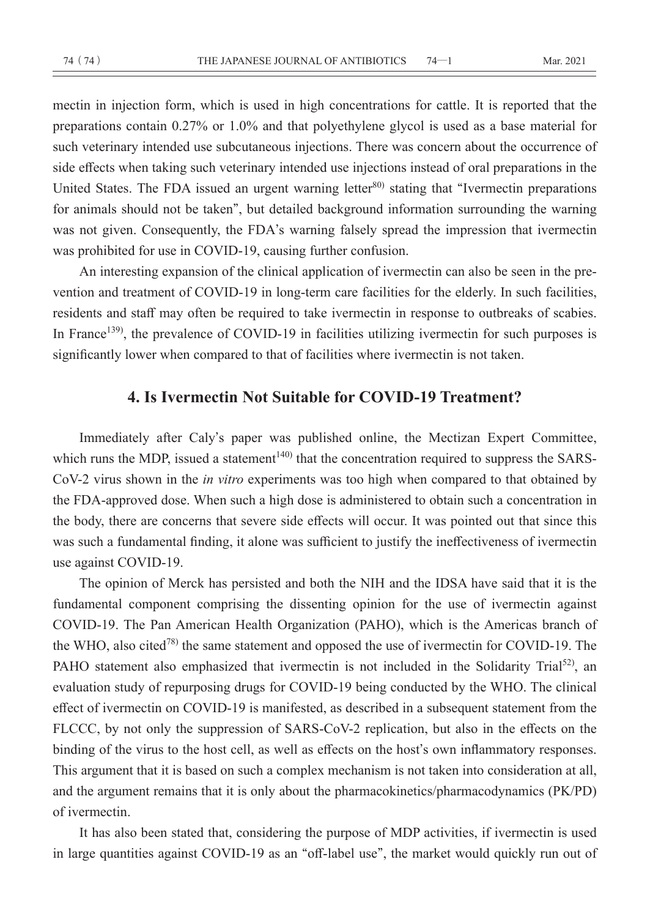mectin in injection form, which is used in high concentrations for cattle. It is reported that the preparations contain 0.27% or 1.0% and that polyethylene glycol is used as a base material for such veterinary intended use subcutaneous injections. There was concern about the occurrence of side effects when taking such veterinary intended use injections instead of oral preparations in the United States. The FDA issued an urgent warning letter[80] stating that "Ivermectin preparations for animals should not be taken", but detailed background information surrounding the warning was not given. Consequently, the FDA's warning falsely spread the impression that ivermectin was prohibited for use in COVID-19, causing further confusion.

An interesting expansion of the clinical application of ivermectin can also be seen in the prevention and treatment of COVID-19 in long-term care facilities for the elderly. In such facilities, residents and staff may often be required to take ivermectin in response to outbreaks of scabies. In France[139], the prevalence of COVID-19 in facilities utilizing ivermectin for such purposes is significantly lower when compared to that of facilities where ivermectin is not taken.

## 4. Is Ivermectin Not Suitable for COVID-19 Treatment?

Immediately after Caly's paper was published online, the Mectizan Expert Committee, which runs the MDP, issued a statement[140] that the concentration required to suppress the SARS-CoV-2 virus shown in the *in vitro* experiments was too high when compared to that obtained by the FDA-approved dose. When such a high dose is administered to obtain such a concentration in the body, there are concerns that severe side effects will occur. It was pointed out that since this was such a fundamental finding, it alone was sufficient to justify the ineffectiveness of ivermectin use against COVID-19.

The opinion of Merck has persisted and both the NIH and the IDSA have said that it is the fundamental component comprising the dissenting opinion for the use of ivermectin against COVID-19. The Pan American Health Organization (PAHO), which is the Americas branch of the WHO, also cited[78] the same statement and opposed the use of ivermectin for COVID-19. The PAHO statement also emphasized that ivermectin is not included in the Solidarity Trial[52], an evaluation study of repurposing drugs for COVID-19 being conducted by the WHO. The clinical effect of ivermectin on COVID-19 is manifested, as described in a subsequent statement from the FLCCC, by not only the suppression of SARS-CoV-2 replication, but also in the effects on the binding of the virus to the host cell, as well as effects on the host's own inflammatory responses. This argument that it is based on such a complex mechanism is not taken into consideration at all, and the argument remains that it is only about the pharmacokinetics/pharmacodynamics (PK/PD) of ivermectin.

It has also been stated that, considering the purpose of MDP activities, if ivermectin is used in large quantities against COVID-19 as an "off-label use", the market would quickly run out of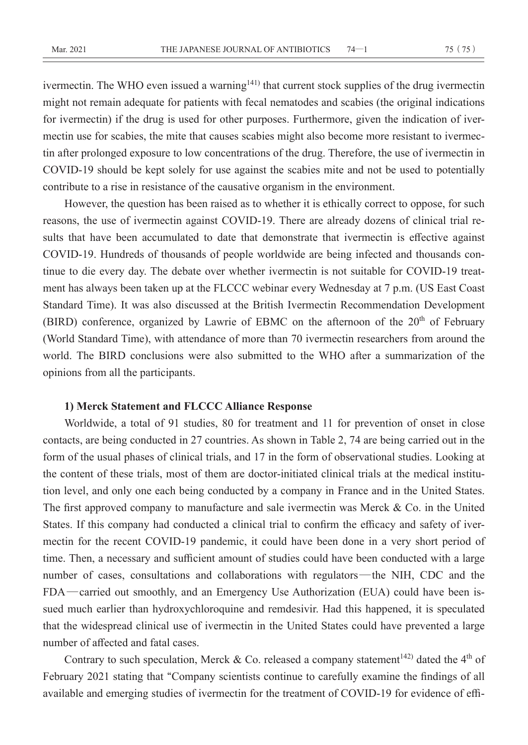ivermectin. The WHO even issued a warning[141] that current stock supplies of the drug ivermectin might not remain adequate for patients with fecal nematodes and scabies (the original indications for ivermectin) if the drug is used for other purposes. Furthermore, given the indication of ivermectin use for scabies, the mite that causes scabies might also become more resistant to ivermectin after prolonged exposure to low concentrations of the drug. Therefore, the use of ivermectin in COVID-19 should be kept solely for use against the scabies mite and not be used to potentially contribute to a rise in resistance of the causative organism in the environment.

However, the question has been raised as to whether it is ethically correct to oppose, for such reasons, the use of ivermectin against COVID-19. There are already dozens of clinical trial results that have been accumulated to date that demonstrate that ivermectin is effective against COVID-19. Hundreds of thousands of people worldwide are being infected and thousands continue to die every day. The debate over whether ivermectin is not suitable for COVID-19 treatment has always been taken up at the FLCCC webinar every Wednesday at 7 p.m. (US East Coast Standard Time). It was also discussed at the British Ivermectin Recommendation Development (BIRD) conference, organized by Lawrie of EBMC on the afternoon of the 20th of February (World Standard Time), with attendance of more than 70 ivermectin researchers from around the world. The BIRD conclusions were also submitted to the WHO after a summarization of the opinions from all the participants.

**1) Merck Statement and FLCCC Alliance Response**

Worldwide, a total of 91 studies, 80 for treatment and 11 for prevention of onset in close contacts, are being conducted in 27 countries. As shown in Table 2, 74 are being carried out in the form of the usual phases of clinical trials, and 17 in the form of observational studies. Looking at the content of these trials, most of them are doctor-initiated clinical trials at the medical institution level, and only one each being conducted by a company in France and in the United States. The first approved company to manufacture and sale ivermectin was Merck & Co. in the United States. If this company had conducted a clinical trial to confirm the efficacy and safety of ivermectin for the recent COVID-19 pandemic, it could have been done in a very short period of time. Then, a necessary and sufficient amount of studies could have been conducted with a large number of cases, consultations and collaborations with regulators—the NIH, CDC and the FDA—carried out smoothly, and an Emergency Use Authorization (EUA) could have been issued much earlier than hydroxychloroquine and remdesivir. Had this happened, it is speculated that the widespread clinical use of ivermectin in the United States could have prevented a large number of affected and fatal cases.

Contrary to such speculation, Merck & Co. released a company statement[142] dated the 4th of February 2021 stating that "Company scientists continue to carefully examine the findings of all available and emerging studies of ivermectin for the treatment of COVID-19 for evidence of effi-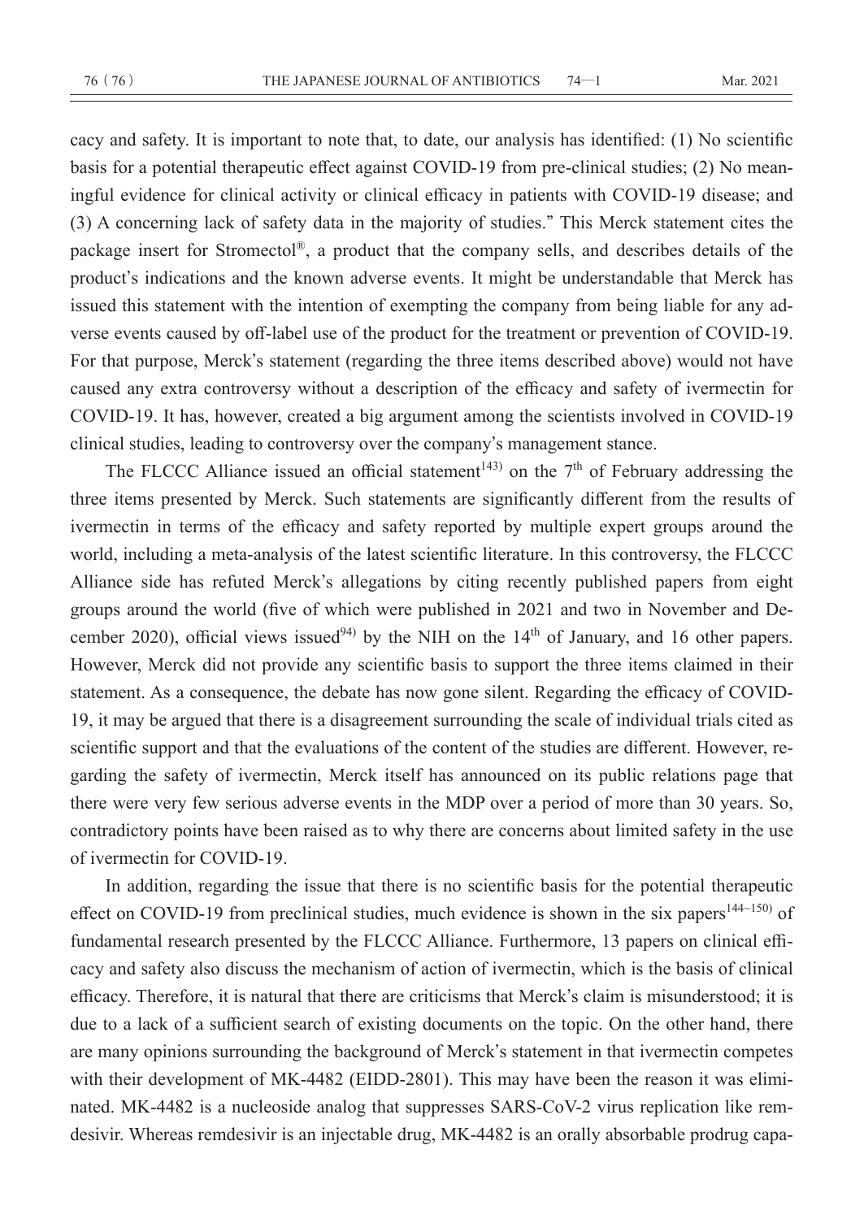cacy and safety. It is important to note that, to date, our analysis has identified: (1) No scientific basis for a potential therapeutic effect against COVID-19 from pre-clinical studies; (2) No meaningful evidence for clinical activity or clinical efficacy in patients with COVID-19 disease; and (3) A concerning lack of safety data in the majority of studies." This Merck statement cites the package insert for Stromectol®, a product that the company sells, and describes details of the product's indications and the known adverse events. It might be understandable that Merck has issued this statement with the intention of exempting the company from being liable for any adverse events caused by off-label use of the product for the treatment or prevention of COVID-19. For that purpose, Merck's statement (regarding the three items described above) would not have caused any extra controversy without a description of the efficacy and safety of ivermectin for COVID-19. It has, however, created a big argument among the scientists involved in COVID-19 clinical studies, leading to controversy over the company's management stance.

The FLCCC Alliance issued an official statement[143] on the 7th of February addressing the three items presented by Merck. Such statements are significantly different from the results of ivermectin in terms of the efficacy and safety reported by multiple expert groups around the world, including a meta-analysis of the latest scientific literature. In this controversy, the FLCCC Alliance side has refuted Merck's allegations by citing recently published papers from eight groups around the world (five of which were published in 2021 and two in November and December 2020), official views issued[94] by the NIH on the 14th of January, and 16 other papers. However, Merck did not provide any scientific basis to support the three items claimed in their statement. As a consequence, the debate has now gone silent. Regarding the efficacy of COVID-19, it may be argued that there is a disagreement surrounding the scale of individual trials cited as scientific support and that the evaluations of the content of the studies are different. However, regarding the safety of ivermectin, Merck itself has announced on its public relations page that there were very few serious adverse events in the MDP over a period of more than 30 years. So, contradictory points have been raised as to why there are concerns about limited safety in the use of ivermectin for COVID-19.

In addition, regarding the issue that there is no scientific basis for the potential therapeutic effect on COVID-19 from preclinical studies, much evidence is shown in the six papers[144~150] of fundamental research presented by the FLCCC Alliance. Furthermore, 13 papers on clinical efficacy and safety also discuss the mechanism of action of ivermectin, which is the basis of clinical efficacy. Therefore, it is natural that there are criticisms that Merck's claim is misunderstood; it is due to a lack of a sufficient search of existing documents on the topic. On the other hand, there are many opinions surrounding the background of Merck's statement in that ivermectin competes with their development of MK-4482 (EIDD-2801). This may have been the reason it was eliminated. MK-4482 is a nucleoside analog that suppresses SARS-CoV-2 virus replication like remdesivir. Whereas remdesivir is an injectable drug, MK-4482 is an orally absorbable prodrug capa-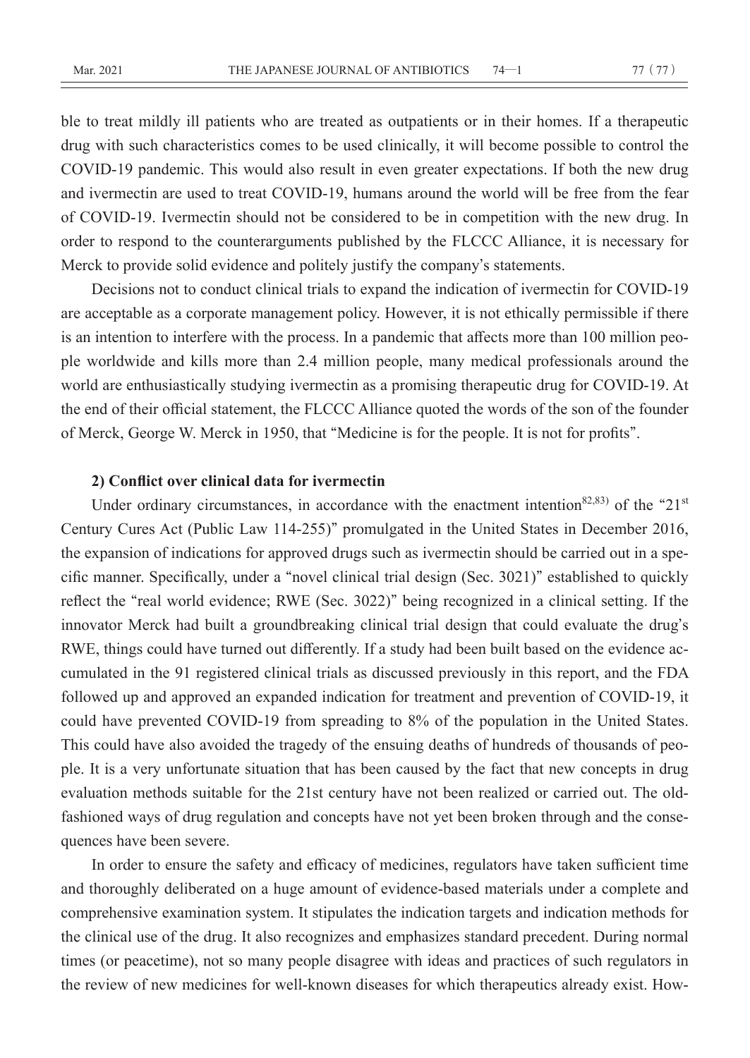ble to treat mildly ill patients who are treated as outpatients or in their homes. If a therapeutic drug with such characteristics comes to be used clinically, it will become possible to control the COVID-19 pandemic. This would also result in even greater expectations. If both the new drug and ivermectin are used to treat COVID-19, humans around the world will be free from the fear of COVID-19. Ivermectin should not be considered to be in competition with the new drug. In order to respond to the counterarguments published by the FLCCC Alliance, it is necessary for Merck to provide solid evidence and politely justify the company's statements.

Decisions not to conduct clinical trials to expand the indication of ivermectin for COVID-19 are acceptable as a corporate management policy. However, it is not ethically permissible if there is an intention to interfere with the process. In a pandemic that affects more than 100 million people worldwide and kills more than 2.4 million people, many medical professionals around the world are enthusiastically studying ivermectin as a promising therapeutic drug for COVID-19. At the end of their official statement, the FLCCC Alliance quoted the words of the son of the founder of Merck, George W. Merck in 1950, that "Medicine is for the people. It is not for profits".

**2) Conflict over clinical data for ivermectin**

Under ordinary circumstances, in accordance with the enactment intention[82,83] of the "21st Century Cures Act (Public Law 114-255)" promulgated in the United States in December 2016, the expansion of indications for approved drugs such as ivermectin should be carried out in a specific manner. Specifically, under a "novel clinical trial design (Sec. 3021)" established to quickly reflect the "real world evidence; RWE (Sec. 3022)" being recognized in a clinical setting. If the innovator Merck had built a groundbreaking clinical trial design that could evaluate the drug's RWE, things could have turned out differently. If a study had been built based on the evidence accumulated in the 91 registered clinical trials as discussed previously in this report, and the FDA followed up and approved an expanded indication for treatment and prevention of COVID-19, it could have prevented COVID-19 from spreading to 8% of the population in the United States. This could have also avoided the tragedy of the ensuing deaths of hundreds of thousands of people. It is a very unfortunate situation that has been caused by the fact that new concepts in drug evaluation methods suitable for the 21st century have not been realized or carried out. The old-fashioned ways of drug regulation and concepts have not yet been broken through and the consequences have been severe.

In order to ensure the safety and efficacy of medicines, regulators have taken sufficient time and thoroughly deliberated on a huge amount of evidence-based materials under a complete and comprehensive examination system. It stipulates the indication targets and indication methods for the clinical use of the drug. It also recognizes and emphasizes standard precedent. During normal times (or peacetime), not so many people disagree with ideas and practices of such regulators in the review of new medicines for well-known diseases for which therapeutics already exist. How-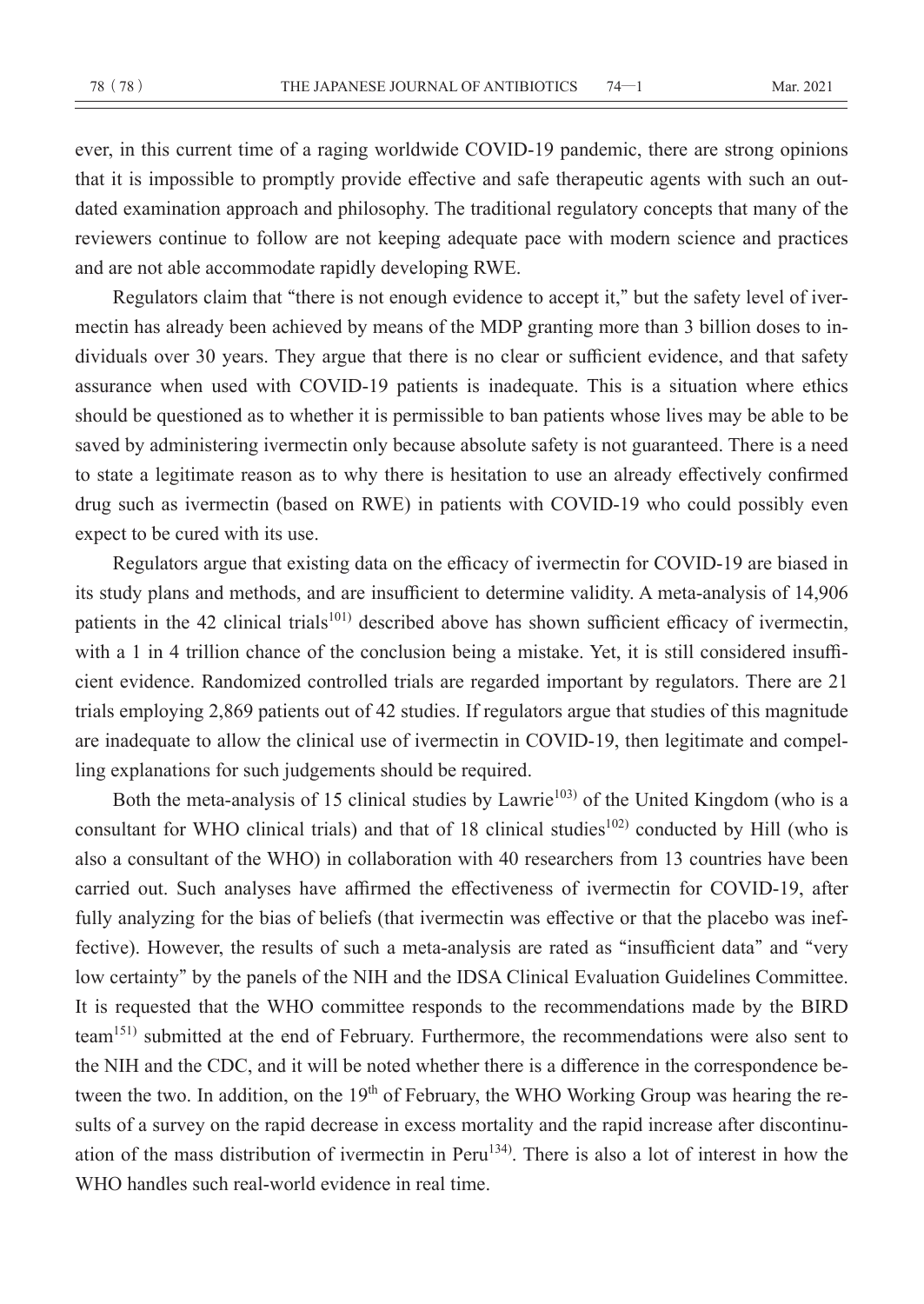ever, in this current time of a raging worldwide COVID-19 pandemic, there are strong opinions that it is impossible to promptly provide effective and safe therapeutic agents with such an outdated examination approach and philosophy. The traditional regulatory concepts that many of the reviewers continue to follow are not keeping adequate pace with modern science and practices and are not able accommodate rapidly developing RWE.

Regulators claim that "there is not enough evidence to accept it," but the safety level of ivermectin has already been achieved by means of the MDP granting more than 3 billion doses to individuals over 30 years. They argue that there is no clear or sufficient evidence, and that safety assurance when used with COVID-19 patients is inadequate. This is a situation where ethics should be questioned as to whether it is permissible to ban patients whose lives may be able to be saved by administering ivermectin only because absolute safety is not guaranteed. There is a need to state a legitimate reason as to why there is hesitation to use an already effectively confirmed drug such as ivermectin (based on RWE) in patients with COVID-19 who could possibly even expect to be cured with its use.

Regulators argue that existing data on the efficacy of ivermectin for COVID-19 are biased in its study plans and methods, and are insufficient to determine validity. A meta-analysis of 14,906 patients in the 42 clinical trials[101] described above has shown sufficient efficacy of ivermectin, with a 1 in 4 trillion chance of the conclusion being a mistake. Yet, it is still considered insufficient evidence. Randomized controlled trials are regarded important by regulators. There are 21 trials employing 2,869 patients out of 42 studies. If regulators argue that studies of this magnitude are inadequate to allow the clinical use of ivermectin in COVID-19, then legitimate and compelling explanations for such judgements should be required.

Both the meta-analysis of 15 clinical studies by Lawrie[103] of the United Kingdom (who is a consultant for WHO clinical trials) and that of 18 clinical studies[102] conducted by Hill (who is also a consultant of the WHO) in collaboration with 40 researchers from 13 countries have been carried out. Such analyses have affirmed the effectiveness of ivermectin for COVID-19, after fully analyzing for the bias of beliefs (that ivermectin was effective or that the placebo was ineffective). However, the results of such a meta-analysis are rated as "insufficient data" and "very low certainty" by the panels of the NIH and the IDSA Clinical Evaluation Guidelines Committee. It is requested that the WHO committee responds to the recommendations made by the BIRD team[151] submitted at the end of February. Furthermore, the recommendations were also sent to the NIH and the CDC, and it will be noted whether there is a difference in the correspondence between the two. In addition, on the 19th of February, the WHO Working Group was hearing the results of a survey on the rapid decrease in excess mortality and the rapid increase after discontinuation of the mass distribution of ivermectin in Peru[134]. There is also a lot of interest in how the WHO handles such real-world evidence in real time.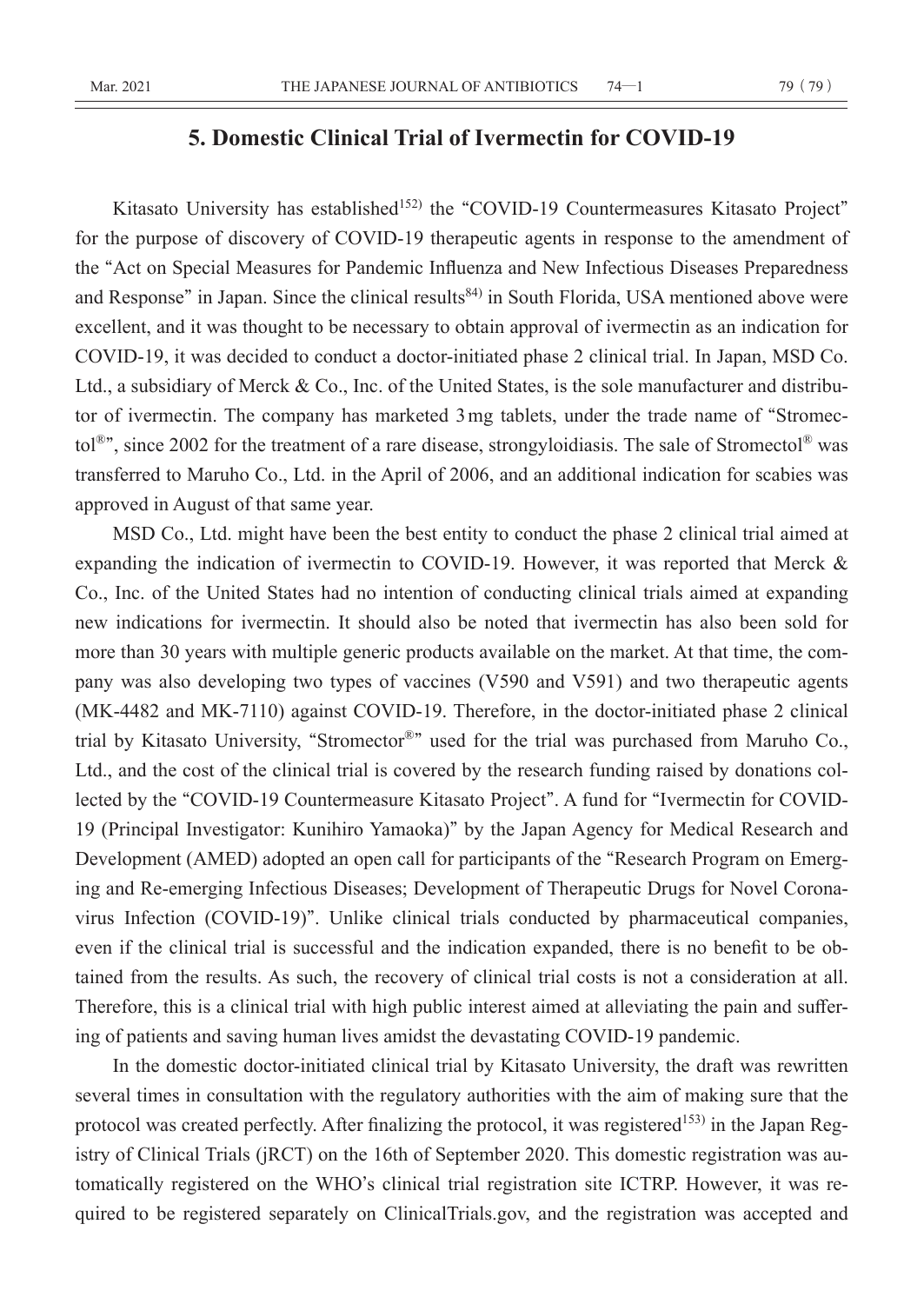## 5. Domestic Clinical Trial of Ivermectin for COVID-19

Kitasato University has established[152] the "COVID-19 Countermeasures Kitasato Project" for the purpose of discovery of COVID-19 therapeutic agents in response to the amendment of the "Act on Special Measures for Pandemic Influenza and New Infectious Diseases Preparedness and Response" in Japan. Since the clinical results[84] in South Florida, USA mentioned above were excellent, and it was thought to be necessary to obtain approval of ivermectin as an indication for COVID-19, it was decided to conduct a doctor-initiated phase 2 clinical trial. In Japan, MSD Co. Ltd., a subsidiary of Merck & Co., Inc. of the United States, is the sole manufacturer and distributor of ivermectin. The company has marketed 3 mg tablets, under the trade name of "Stromectol®", since 2002 for the treatment of a rare disease, strongyloidiasis. The sale of Stromectol® was transferred to Maruho Co., Ltd. in the April of 2006, and an additional indication for scabies was approved in August of that same year.

MSD Co., Ltd. might have been the best entity to conduct the phase 2 clinical trial aimed at expanding the indication of ivermectin to COVID-19. However, it was reported that Merck & Co., Inc. of the United States had no intention of conducting clinical trials aimed at expanding new indications for ivermectin. It should also be noted that ivermectin has also been sold for more than 30 years with multiple generic products available on the market. At that time, the company was also developing two types of vaccines (V590 and V591) and two therapeutic agents (MK-4482 and MK-7110) against COVID-19. Therefore, in the doctor-initiated phase 2 clinical trial by Kitasato University, "Stromector®" used for the trial was purchased from Maruho Co., Ltd., and the cost of the clinical trial is covered by the research funding raised by donations collected by the "COVID-19 Countermeasure Kitasato Project". A fund for "Ivermectin for COVID-19 (Principal Investigator: Kunihiro Yamaoka)" by the Japan Agency for Medical Research and Development (AMED) adopted an open call for participants of the "Research Program on Emerging and Re-emerging Infectious Diseases; Development of Therapeutic Drugs for Novel Coronavirus Infection (COVID-19)". Unlike clinical trials conducted by pharmaceutical companies, even if the clinical trial is successful and the indication expanded, there is no benefit to be obtained from the results. As such, the recovery of clinical trial costs is not a consideration at all. Therefore, this is a clinical trial with high public interest aimed at alleviating the pain and suffering of patients and saving human lives amidst the devastating COVID-19 pandemic.

In the domestic doctor-initiated clinical trial by Kitasato University, the draft was rewritten several times in consultation with the regulatory authorities with the aim of making sure that the protocol was created perfectly. After finalizing the protocol, it was registered[153] in the Japan Registry of Clinical Trials (jRCT) on the 16th of September 2020. This domestic registration was automatically registered on the WHO's clinical trial registration site ICTRP. However, it was required to be registered separately on ClinicalTrials.gov, and the registration was accepted and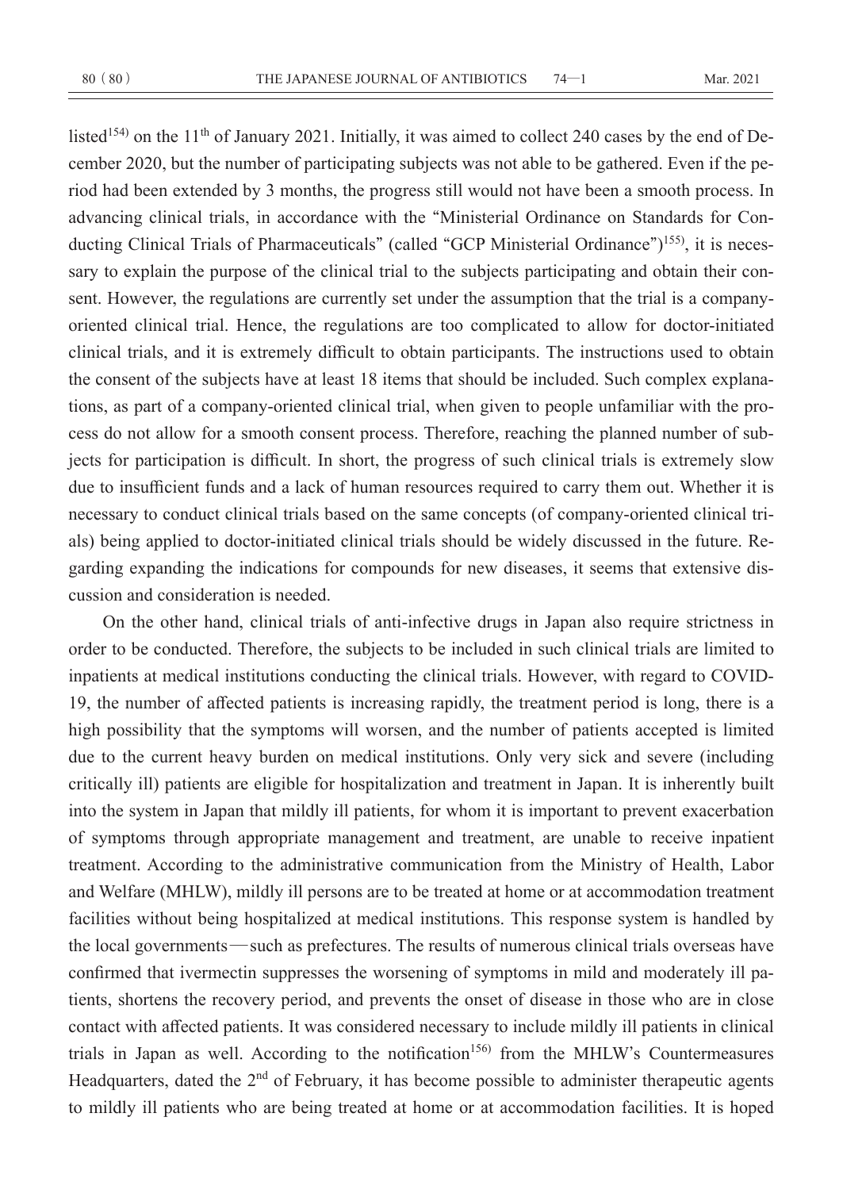listed[154] on the 11th of January 2021. Initially, it was aimed to collect 240 cases by the end of December 2020, but the number of participating subjects was not able to be gathered. Even if the period had been extended by 3 months, the progress still would not have been a smooth process. In advancing clinical trials, in accordance with the "Ministerial Ordinance on Standards for Conducting Clinical Trials of Pharmaceuticals" (called "GCP Ministerial Ordinance")[155], it is necessary to explain the purpose of the clinical trial to the subjects participating and obtain their consent. However, the regulations are currently set under the assumption that the trial is a company-oriented clinical trial. Hence, the regulations are too complicated to allow for doctor-initiated clinical trials, and it is extremely difficult to obtain participants. The instructions used to obtain the consent of the subjects have at least 18 items that should be included. Such complex explanations, as part of a company-oriented clinical trial, when given to people unfamiliar with the process do not allow for a smooth consent process. Therefore, reaching the planned number of subjects for participation is difficult. In short, the progress of such clinical trials is extremely slow due to insufficient funds and a lack of human resources required to carry them out. Whether it is necessary to conduct clinical trials based on the same concepts (of company-oriented clinical trials) being applied to doctor-initiated clinical trials should be widely discussed in the future. Regarding expanding the indications for compounds for new diseases, it seems that extensive discussion and consideration is needed.

On the other hand, clinical trials of anti-infective drugs in Japan also require strictness in order to be conducted. Therefore, the subjects to be included in such clinical trials are limited to inpatients at medical institutions conducting the clinical trials. However, with regard to COVID-19, the number of affected patients is increasing rapidly, the treatment period is long, there is a high possibility that the symptoms will worsen, and the number of patients accepted is limited due to the current heavy burden on medical institutions. Only very sick and severe (including critically ill) patients are eligible for hospitalization and treatment in Japan. It is inherently built into the system in Japan that mildly ill patients, for whom it is important to prevent exacerbation of symptoms through appropriate management and treatment, are unable to receive inpatient treatment. According to the administrative communication from the Ministry of Health, Labor and Welfare (MHLW), mildly ill persons are to be treated at home or at accommodation treatment facilities without being hospitalized at medical institutions. This response system is handled by the local governments—such as prefectures. The results of numerous clinical trials overseas have confirmed that ivermectin suppresses the worsening of symptoms in mild and moderately ill patients, shortens the recovery period, and prevents the onset of disease in those who are in close contact with affected patients. It was considered necessary to include mildly ill patients in clinical trials in Japan as well. According to the notification[156] from the MHLW's Countermeasures Headquarters, dated the 2nd of February, it has become possible to administer therapeutic agents to mildly ill patients who are being treated at home or at accommodation facilities. It is hoped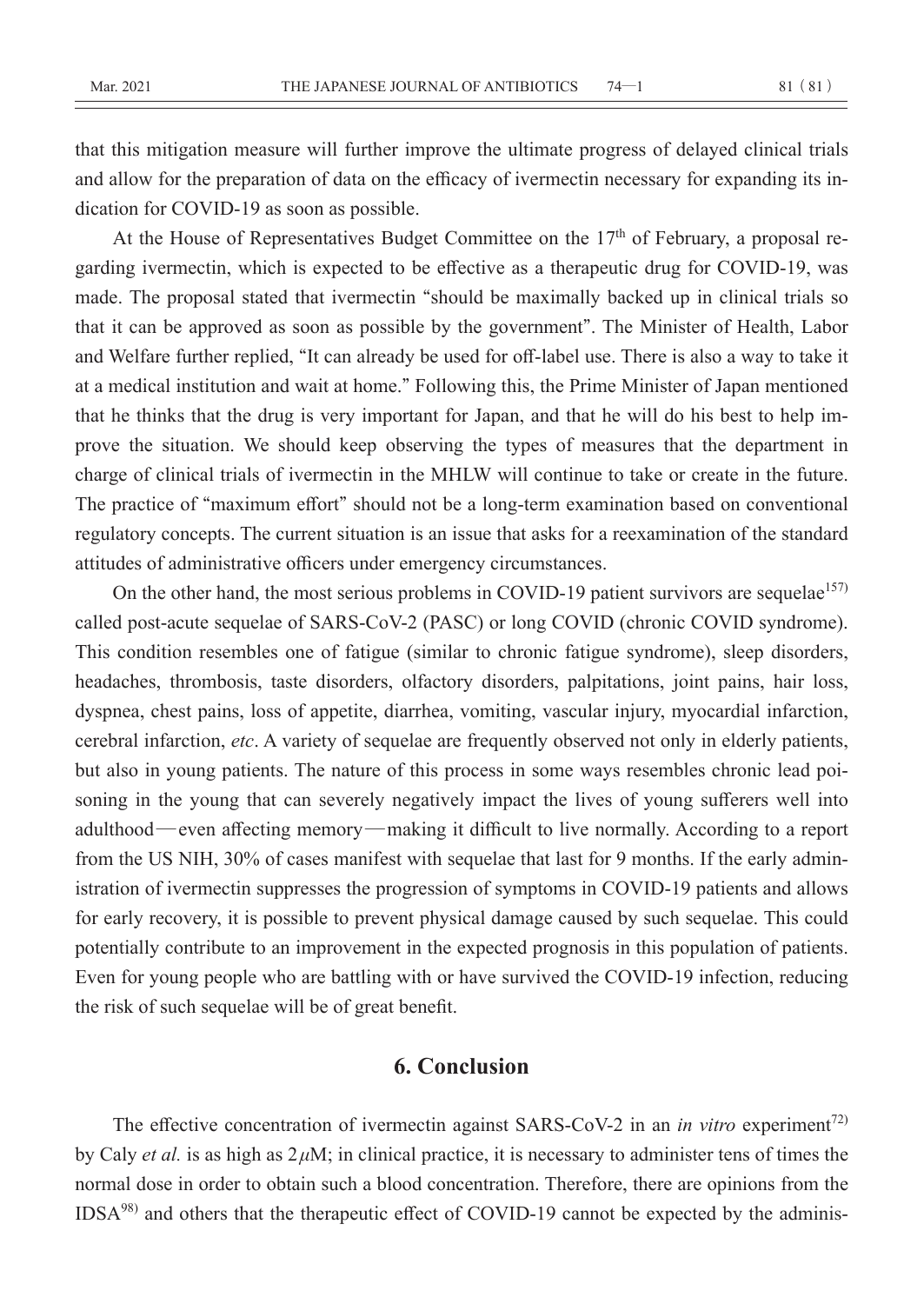that this mitigation measure will further improve the ultimate progress of delayed clinical trials and allow for the preparation of data on the efficacy of ivermectin necessary for expanding its indication for COVID-19 as soon as possible.

At the House of Representatives Budget Committee on the 17th of February, a proposal regarding ivermectin, which is expected to be effective as a therapeutic drug for COVID-19, was made. The proposal stated that ivermectin "should be maximally backed up in clinical trials so that it can be approved as soon as possible by the government". The Minister of Health, Labor and Welfare further replied, "It can already be used for off-label use. There is also a way to take it at a medical institution and wait at home." Following this, the Prime Minister of Japan mentioned that he thinks that the drug is very important for Japan, and that he will do his best to help improve the situation. We should keep observing the types of measures that the department in charge of clinical trials of ivermectin in the MHLW will continue to take or create in the future. The practice of "maximum effort" should not be a long-term examination based on conventional regulatory concepts. The current situation is an issue that asks for a reexamination of the standard attitudes of administrative officers under emergency circumstances.

On the other hand, the most serious problems in COVID-19 patient survivors are sequelae[157] called post-acute sequelae of SARS-CoV-2 (PASC) or long COVID (chronic COVID syndrome). This condition resembles one of fatigue (similar to chronic fatigue syndrome), sleep disorders, headaches, thrombosis, taste disorders, olfactory disorders, palpitations, joint pains, hair loss, dyspnea, chest pains, loss of appetite, diarrhea, vomiting, vascular injury, myocardial infarction, cerebral infarction, *etc*. A variety of sequelae are frequently observed not only in elderly patients, but also in young patients. The nature of this process in some ways resembles chronic lead poisoning in the young that can severely negatively impact the lives of young sufferers well into adulthood—even affecting memory—making it difficult to live normally. According to a report from the US NIH, 30% of cases manifest with sequelae that last for 9 months. If the early administration of ivermectin suppresses the progression of symptoms in COVID-19 patients and allows for early recovery, it is possible to prevent physical damage caused by such sequelae. This could potentially contribute to an improvement in the expected prognosis in this population of patients. Even for young people who are battling with or have survived the COVID-19 infection, reducing the risk of such sequelae will be of great benefit.

## 6. Conclusion

The effective concentration of ivermectin against SARS-CoV-2 in an *in vitro* experiment[72] by Caly *et al.* is as high as $2\,\mu$M; in clinical practice, it is necessary to administer tens of times the normal dose in order to obtain such a blood concentration. Therefore, there are opinions from the IDSA[98] and others that the therapeutic effect of COVID-19 cannot be expected by the adminis-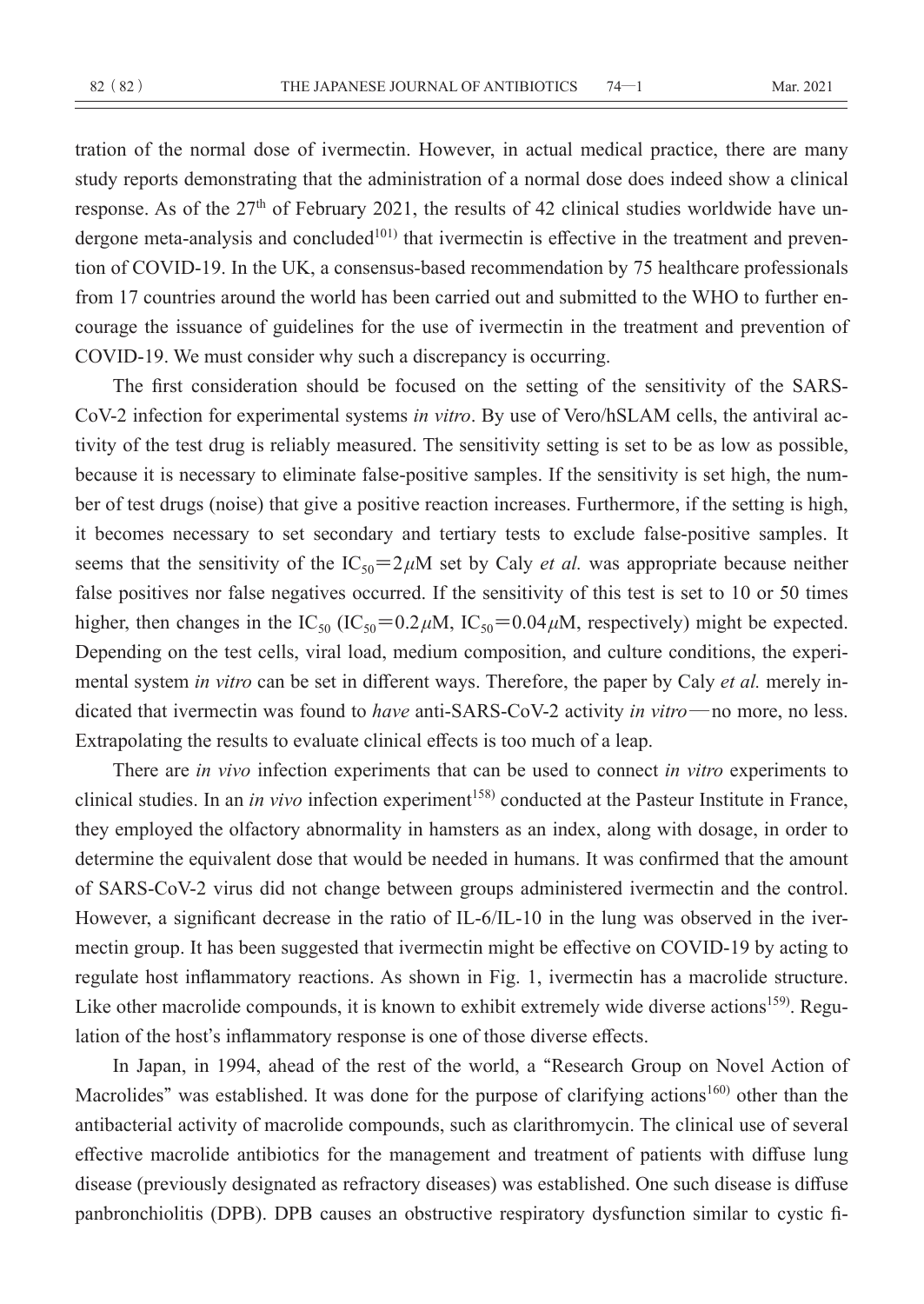tration of the normal dose of ivermectin. However, in actual medical practice, there are many study reports demonstrating that the administration of a normal dose does indeed show a clinical response. As of the $27^{th}$ of February 2021, the results of 42 clinical studies worldwide have undergone meta-analysis and concluded[101)] that ivermectin is effective in the treatment and prevention of COVID-19. In the UK, a consensus-based recommendation by 75 healthcare professionals from 17 countries around the world has been carried out and submitted to the WHO to further encourage the issuance of guidelines for the use of ivermectin in the treatment and prevention of COVID-19. We must consider why such a discrepancy is occurring.

The first consideration should be focused on the setting of the sensitivity of the SARS-CoV-2 infection for experimental systems *in vitro*. By use of Vero/hSLAM cells, the antiviral activity of the test drug is reliably measured. The sensitivity setting is set to be as low as possible, because it is necessary to eliminate false-positive samples. If the sensitivity is set high, the number of test drugs (noise) that give a positive reaction increases. Furthermore, if the setting is high, it becomes necessary to set secondary and tertiary tests to exclude false-positive samples. It seems that the sensitivity of the $IC_{50}=2\mu M$ set by Caly *et al.* was appropriate because neither false positives nor false negatives occurred. If the sensitivity of this test is set to 10 or 50 times higher, then changes in the $IC_{50}$ ($IC_{50}=0.2\mu M$, $IC_{50}=0.04\mu M$, respectively) might be expected. Depending on the test cells, viral load, medium composition, and culture conditions, the experimental system *in vitro* can be set in different ways. Therefore, the paper by Caly *et al.* merely indicated that ivermectin was found to *have* anti-SARS-CoV-2 activity *in vitro*—no more, no less. Extrapolating the results to evaluate clinical effects is too much of a leap.

There are *in vivo* infection experiments that can be used to connect *in vitro* experiments to clinical studies. In an *in vivo* infection experiment[158)] conducted at the Pasteur Institute in France, they employed the olfactory abnormality in hamsters as an index, along with dosage, in order to determine the equivalent dose that would be needed in humans. It was confirmed that the amount of SARS-CoV-2 virus did not change between groups administered ivermectin and the control. However, a significant decrease in the ratio of IL-6/IL-10 in the lung was observed in the ivermectin group. It has been suggested that ivermectin might be effective on COVID-19 by acting to regulate host inflammatory reactions. As shown in Fig. 1, ivermectin has a macrolide structure. Like other macrolide compounds, it is known to exhibit extremely wide diverse actions[159)]. Regulation of the host's inflammatory response is one of those diverse effects.

In Japan, in 1994, ahead of the rest of the world, a "Research Group on Novel Action of Macrolides" was established. It was done for the purpose of clarifying actions[160)] other than the antibacterial activity of macrolide compounds, such as clarithromycin. The clinical use of several effective macrolide antibiotics for the management and treatment of patients with diffuse lung disease (previously designated as refractory diseases) was established. One such disease is diffuse panbronchiolitis (DPB). DPB causes an obstructive respiratory dysfunction similar to cystic fi-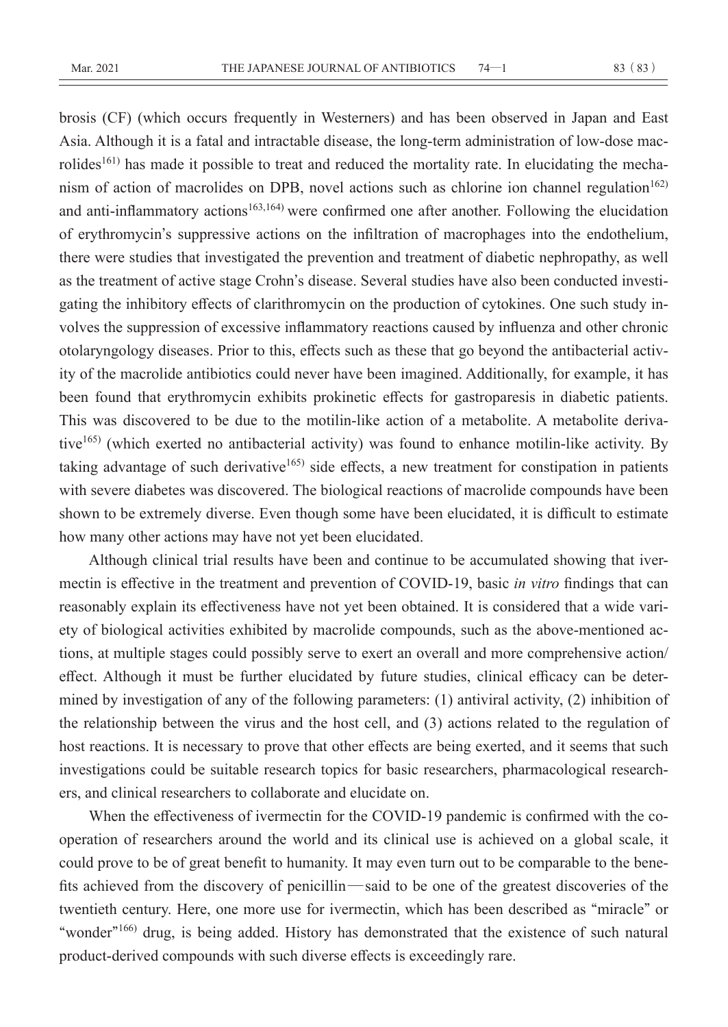brosis (CF) (which occurs frequently in Westerners) and has been observed in Japan and East Asia. Although it is a fatal and intractable disease, the long-term administration of low-dose macrolides[161] has made it possible to treat and reduced the mortality rate. In elucidating the mechanism of action of macrolides on DPB, novel actions such as chlorine ion channel regulation[162] and anti-inflammatory actions[163,164] were confirmed one after another. Following the elucidation of erythromycin's suppressive actions on the infiltration of macrophages into the endothelium, there were studies that investigated the prevention and treatment of diabetic nephropathy, as well as the treatment of active stage Crohn's disease. Several studies have also been conducted investigating the inhibitory effects of clarithromycin on the production of cytokines. One such study involves the suppression of excessive inflammatory reactions caused by influenza and other chronic otolaryngology diseases. Prior to this, effects such as these that go beyond the antibacterial activity of the macrolide antibiotics could never have been imagined. Additionally, for example, it has been found that erythromycin exhibits prokinetic effects for gastroparesis in diabetic patients. This was discovered to be due to the motilin-like action of a metabolite. A metabolite derivative[165] (which exerted no antibacterial activity) was found to enhance motilin-like activity. By taking advantage of such derivative[165] side effects, a new treatment for constipation in patients with severe diabetes was discovered. The biological reactions of macrolide compounds have been shown to be extremely diverse. Even though some have been elucidated, it is difficult to estimate how many other actions may have not yet been elucidated.

Although clinical trial results have been and continue to be accumulated showing that ivermectin is effective in the treatment and prevention of COVID-19, basic *in vitro* findings that can reasonably explain its effectiveness have not yet been obtained. It is considered that a wide variety of biological activities exhibited by macrolide compounds, such as the above-mentioned actions, at multiple stages could possibly serve to exert an overall and more comprehensive action/effect. Although it must be further elucidated by future studies, clinical efficacy can be determined by investigation of any of the following parameters: (1) antiviral activity, (2) inhibition of the relationship between the virus and the host cell, and (3) actions related to the regulation of host reactions. It is necessary to prove that other effects are being exerted, and it seems that such investigations could be suitable research topics for basic researchers, pharmacological researchers, and clinical researchers to collaborate and elucidate on.

When the effectiveness of ivermectin for the COVID-19 pandemic is confirmed with the cooperation of researchers around the world and its clinical use is achieved on a global scale, it could prove to be of great benefit to humanity. It may even turn out to be comparable to the benefits achieved from the discovery of penicillin—said to be one of the greatest discoveries of the twentieth century. Here, one more use for ivermectin, which has been described as "miracle" or "wonder"[166] drug, is being added. History has demonstrated that the existence of such natural product-derived compounds with such diverse effects is exceedingly rare.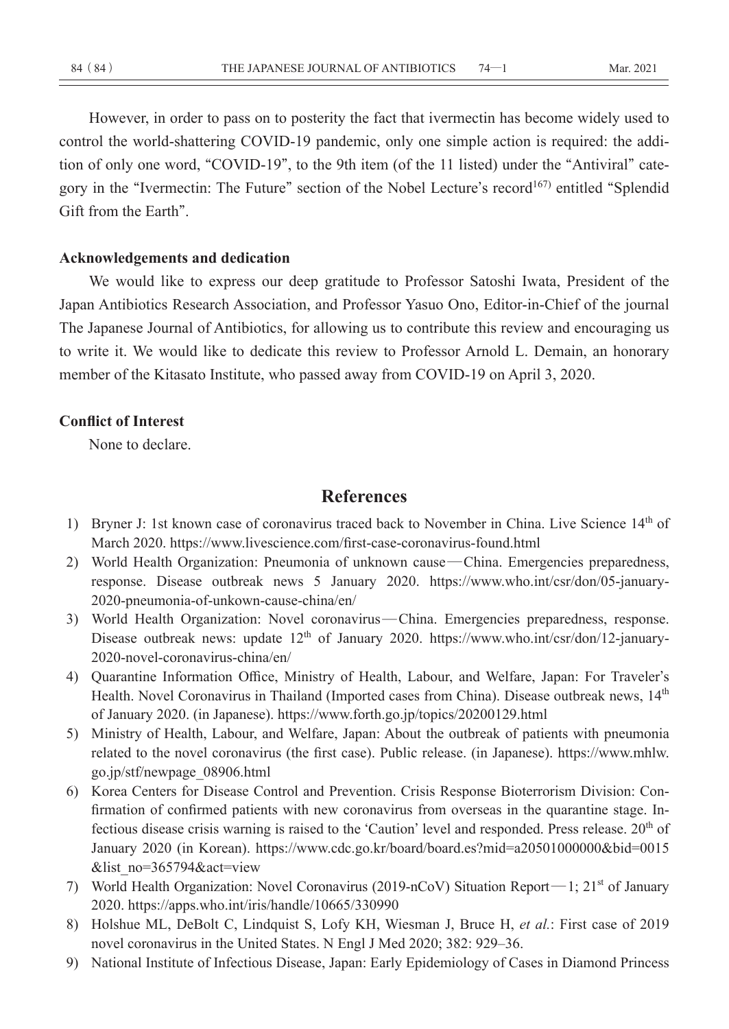However, in order to pass on to posterity the fact that ivermectin has become widely used to control the world-shattering COVID-19 pandemic, only one simple action is required: the addition of only one word, "COVID-19", to the 9th item (of the 11 listed) under the "Antiviral" category in the "Ivermectin: The Future" section of the Nobel Lecture's record[167] entitled "Splendid Gift from the Earth".

### Acknowledgements and dedication

We would like to express our deep gratitude to Professor Satoshi Iwata, President of the Japan Antibiotics Research Association, and Professor Yasuo Ono, Editor-in-Chief of the journal The Japanese Journal of Antibiotics, for allowing us to contribute this review and encouraging us to write it. We would like to dedicate this review to Professor Arnold L. Demain, an honorary member of the Kitasato Institute, who passed away from COVID-19 on April 3, 2020.

### Conflict of Interest

None to declare.

## References

1) Bryner J: 1st known case of coronavirus traced back to November in China. Live Science 14th of March 2020. https://www.livescience.com/first-case-coronavirus-found.html
2) World Health Organization: Pneumonia of unknown cause—China. Emergencies preparedness, response. Disease outbreak news 5 January 2020. https://www.who.int/csr/don/05-january-2020-pneumonia-of-unkown-cause-china/en/
3) World Health Organization: Novel coronavirus—China. Emergencies preparedness, response. Disease outbreak news: update 12th of January 2020. https://www.who.int/csr/don/12-january-2020-novel-coronavirus-china/en/
4) Quarantine Information Office, Ministry of Health, Labour, and Welfare, Japan: For Traveler's Health. Novel Coronavirus in Thailand (Imported cases from China). Disease outbreak news, 14th of January 2020. (in Japanese). https://www.forth.go.jp/topics/20200129.html
5) Ministry of Health, Labour, and Welfare, Japan: About the outbreak of patients with pneumonia related to the novel coronavirus (the first case). Public release. (in Japanese). https://www.mhlw.go.jp/stf/newpage_08906.html
6) Korea Centers for Disease Control and Prevention. Crisis Response Bioterrorism Division: Confirmation of confirmed patients with new coronavirus from overseas in the quarantine stage. Infectious disease crisis warning is raised to the 'Caution' level and responded. Press release. 20th of January 2020 (in Korean). https://www.cdc.go.kr/board/board.es?mid=a20501000000&bid=0015&list_no=365794&act=view
7) World Health Organization: Novel Coronavirus (2019-nCoV) Situation Report—1; 21st of January 2020. https://apps.who.int/iris/handle/10665/330990
8) Holshue ML, DeBolt C, Lindquist S, Lofy KH, Wiesman J, Bruce H, *et al.*: First case of 2019 novel coronavirus in the United States. N Engl J Med 2020; 382: 929–36.
9) National Institute of Infectious Disease, Japan: Early Epidemiology of Cases in Diamond Princess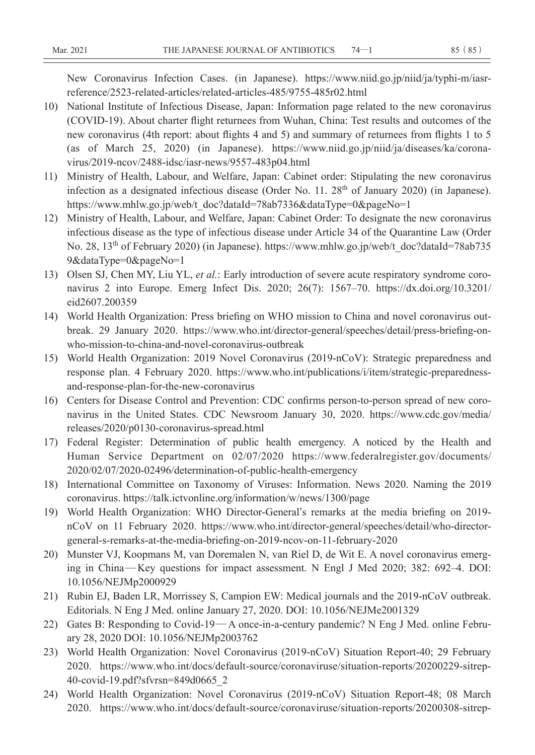New Coronavirus Infection Cases. (in Japanese). https://www.niid.go.jp/niid/ja/typhi-m/iasr-reference/2523-related-articles/related-articles-485/9755-485r02.html

10) National Institute of Infectious Disease, Japan: Information page related to the new coronavirus (COVID-19). About charter flight returnees from Wuhan, China: Test results and outcomes of the new coronavirus (4th report: about flights 4 and 5) and summary of returnees from flights 1 to 5 (as of March 25, 2020) (in Japanese). https://www.niid.go.jp/niid/ja/diseases/ka/corona-virus/2019-ncov/2488-idsc/iasr-news/9557-483p04.html
11) Ministry of Health, Labour, and Welfare, Japan: Cabinet order: Stipulating the new coronavirus infection as a designated infectious disease (Order No. 11. 28th of January 2020) (in Japanese). https://www.mhlw.go.jp/web/t_doc?dataId=78ab7336&dataType=0&pageNo=1
12) Ministry of Health, Labour, and Welfare, Japan: Cabinet Order: To designate the new coronavirus infectious disease as the type of infectious disease under Article 34 of the Quarantine Law (Order No. 28, 13th of February 2020) (in Japanese). https://www.mhlw.go.jp/web/t_doc?dataId=78ab7359&dataType=0&pageNo=1
13) Olsen SJ, Chen MY, Liu YL, *et al.*: Early introduction of severe acute respiratory syndrome coronavirus 2 into Europe. Emerg Infect Dis. 2020; 26(7): 1567–70. https://dx.doi.org/10.3201/eid2607.200359
14) World Health Organization: Press briefing on WHO mission to China and novel coronavirus outbreak. 29 January 2020. https://www.who.int/director-general/speeches/detail/press-briefing-on-who-mission-to-china-and-novel-coronavirus-outbreak
15) World Health Organization: 2019 Novel Coronavirus (2019-nCoV): Strategic preparedness and response plan. 4 February 2020. https://www.who.int/publications/i/item/strategic-preparedness-and-response-plan-for-the-new-coronavirus
16) Centers for Disease Control and Prevention: CDC confirms person-to-person spread of new coronavirus in the United States. CDC Newsroom January 30, 2020. https://www.cdc.gov/media/releases/2020/p0130-coronavirus-spread.html
17) Federal Register: Determination of public health emergency. A noticed by the Health and Human Service Department on 02/07/2020 https://www.federalregister.gov/documents/2020/02/07/2020-02496/determination-of-public-health-emergency
18) International Committee on Taxonomy of Viruses: Information. News 2020. Naming the 2019 coronavirus. https://talk.ictvonline.org/information/w/news/1300/page
19) World Health Organization: WHO Director-General's remarks at the media briefing on 2019-nCoV on 11 February 2020. https://www.who.int/director-general/speeches/detail/who-director-general-s-remarks-at-the-media-briefing-on-2019-ncov-on-11-february-2020
20) Munster VJ, Koopmans M, van Doremalen N, van Riel D, de Wit E. A novel coronavirus emerging in China—Key questions for impact assessment. N Engl J Med 2020; 382: 692–4. DOI: 10.1056/NEJMp2000929
21) Rubin EJ, Baden LR, Morrissey S, Campion EW: Medical journals and the 2019-nCoV outbreak. Editorials. N Eng J Med. online January 27, 2020. DOI: 10.1056/NEJMe2001329
22) Gates B: Responding to Covid-19—A once-in-a-century pandemic? N Eng J Med. online February 28, 2020 DOI: 10.1056/NEJMp2003762
23) World Health Organization: Novel Coronavirus (2019-nCoV) Situation Report-40; 29 February 2020. https://www.who.int/docs/default-source/coronaviruse/situation-reports/20200229-sitrep-40-covid-19.pdf?sfvrsn=849d0665_2
24) World Health Organization: Novel Coronavirus (2019-nCoV) Situation Report-48; 08 March 2020. https://www.who.int/docs/default-source/coronaviruse/situation-reports/20200308-sitrep-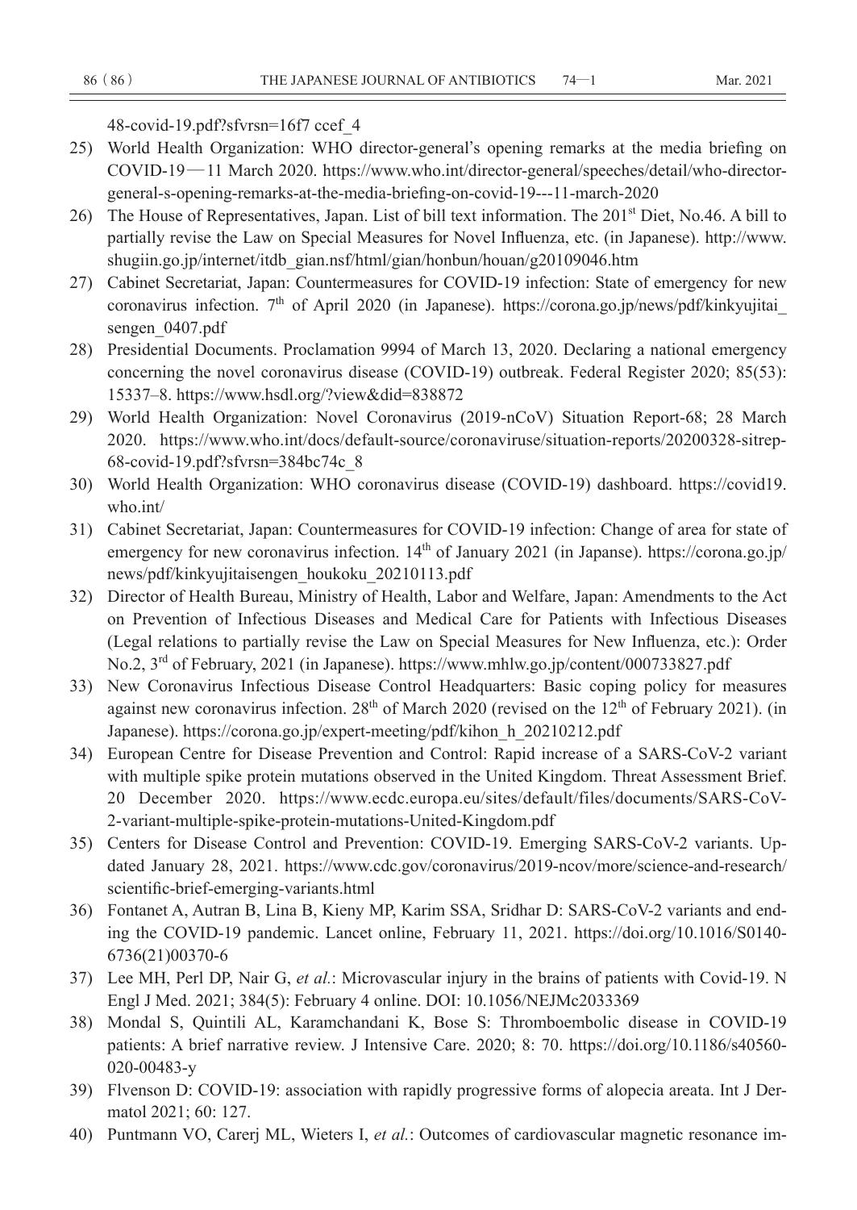48-covid-19.pdf?sfvrsn=16f7 ccef_4

25) World Health Organization: WHO director-general's opening remarks at the media briefing on COVID-19—11 March 2020. https://www.who.int/director-general/speeches/detail/who-director-general-s-opening-remarks-at-the-media-briefing-on-covid-19---11-march-2020
26) The House of Representatives, Japan. List of bill text information. The 201st Diet, No.46. A bill to partially revise the Law on Special Measures for Novel Influenza, etc. (in Japanese). http://www.shugiin.go.jp/internet/itdb_gian.nsf/html/gian/honbun/houan/g20109046.htm
27) Cabinet Secretariat, Japan: Countermeasures for COVID-19 infection: State of emergency for new coronavirus infection. 7th of April 2020 (in Japanese). https://corona.go.jp/news/pdf/kinkyujitai_sengen_0407.pdf
28) Presidential Documents. Proclamation 9994 of March 13, 2020. Declaring a national emergency concerning the novel coronavirus disease (COVID-19) outbreak. Federal Register 2020; 85(53): 15337–8. https://www.hsdl.org/?view&did=838872
29) World Health Organization: Novel Coronavirus (2019-nCoV) Situation Report-68; 28 March 2020. https://www.who.int/docs/default-source/coronaviruse/situation-reports/20200328-sitrep-68-covid-19.pdf?sfvrsn=384bc74c_8
30) World Health Organization: WHO coronavirus disease (COVID-19) dashboard. https://covid19.who.int/
31) Cabinet Secretariat, Japan: Countermeasures for COVID-19 infection: Change of area for state of emergency for new coronavirus infection. 14th of January 2021 (in Japanse). https://corona.go.jp/news/pdf/kinkyujitaisengen_houkoku_20210113.pdf
32) Director of Health Bureau, Ministry of Health, Labor and Welfare, Japan: Amendments to the Act on Prevention of Infectious Diseases and Medical Care for Patients with Infectious Diseases (Legal relations to partially revise the Law on Special Measures for New Influenza, etc.): Order No.2, 3rd of February, 2021 (in Japanese). https://www.mhlw.go.jp/content/000733827.pdf
33) New Coronavirus Infectious Disease Control Headquarters: Basic coping policy for measures against new coronavirus infection. 28th of March 2020 (revised on the 12th of February 2021). (in Japanese). https://corona.go.jp/expert-meeting/pdf/kihon_h_20210212.pdf
34) European Centre for Disease Prevention and Control: Rapid increase of a SARS-CoV-2 variant with multiple spike protein mutations observed in the United Kingdom. Threat Assessment Brief. 20 December 2020. https://www.ecdc.europa.eu/sites/default/files/documents/SARS-CoV-2-variant-multiple-spike-protein-mutations-United-Kingdom.pdf
35) Centers for Disease Control and Prevention: COVID-19. Emerging SARS-CoV-2 variants. Updated January 28, 2021. https://www.cdc.gov/coronavirus/2019-ncov/more/science-and-research/scientific-brief-emerging-variants.html
36) Fontanet A, Autran B, Lina B, Kieny MP, Karim SSA, Sridhar D: SARS-CoV-2 variants and ending the COVID-19 pandemic. Lancet online, February 11, 2021. https://doi.org/10.1016/S0140-6736(21)00370-6
37) Lee MH, Perl DP, Nair G, *et al.*: Microvascular injury in the brains of patients with Covid-19. N Engl J Med. 2021; 384(5): February 4 online. DOI: 10.1056/NEJMc2033369
38) Mondal S, Quintili AL, Karamchandani K, Bose S: Thromboembolic disease in COVID-19 patients: A brief narrative review. J Intensive Care. 2020; 8: 70. https://doi.org/10.1186/s40560-020-00483-y
39) Flvenson D: COVID-19: association with rapidly progressive forms of alopecia areata. Int J Dermatol 2021; 60: 127.
40) Puntmann VO, Carerj ML, Wieters I, *et al.*: Outcomes of cardiovascular magnetic resonance im-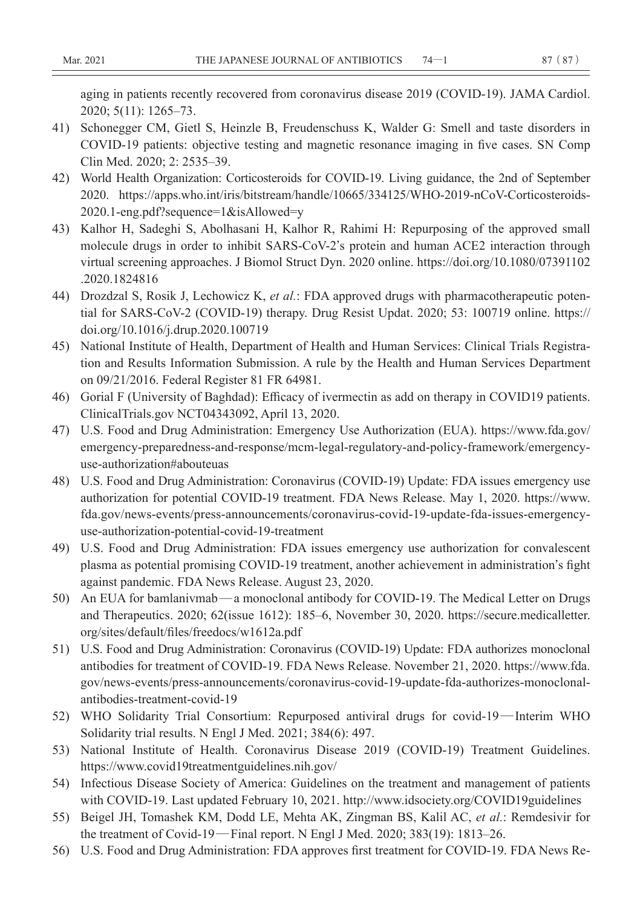aging in patients recently recovered from coronavirus disease 2019 (COVID-19). JAMA Cardiol. 2020; 5(11): 1265–73.

41) Schonegger CM, Gietl S, Heinzle B, Freudenschuss K, Walder G: Smell and taste disorders in COVID-19 patients: objective testing and magnetic resonance imaging in five cases. SN Comp Clin Med. 2020; 2: 2535–39.

42) World Health Organization: Corticosteroids for COVID-19. Living guidance, the 2nd of September 2020. https://apps.who.int/iris/bitstream/handle/10665/334125/WHO-2019-nCoV-Corticosteroids-2020.1-eng.pdf?sequence=1&isAllowed=y

43) Kalhor H, Sadeghi S, Abolhasani H, Kalhor R, Rahimi H: Repurposing of the approved small molecule drugs in order to inhibit SARS-CoV-2's protein and human ACE2 interaction through virtual screening approaches. J Biomol Struct Dyn. 2020 online. https://doi.org/10.1080/07391102.2020.1824816

44) Drozdzal S, Rosik J, Lechowicz K, *et al.*: FDA approved drugs with pharmacotherapeutic potential for SARS-CoV-2 (COVID-19) therapy. Drug Resist Updat. 2020; 53: 100719 online. https://doi.org/10.1016/j.drup.2020.100719

45) National Institute of Health, Department of Health and Human Services: Clinical Trials Registration and Results Information Submission. A rule by the Health and Human Services Department on 09/21/2016. Federal Register 81 FR 64981.

46) Gorial F (University of Baghdad): Efficacy of ivermectin as add on therapy in COVID19 patients. ClinicalTrials.gov NCT04343092, April 13, 2020.

47) U.S. Food and Drug Administration: Emergency Use Authorization (EUA). https://www.fda.gov/emergency-preparedness-and-response/mcm-legal-regulatory-and-policy-framework/emergency-use-authorization#abouteuas

48) U.S. Food and Drug Administration: Coronavirus (COVID-19) Update: FDA issues emergency use authorization for potential COVID-19 treatment. FDA News Release. May 1, 2020. https://www.fda.gov/news-events/press-announcements/coronavirus-covid-19-update-fda-issues-emergency-use-authorization-potential-covid-19-treatment

49) U.S. Food and Drug Administration: FDA issues emergency use authorization for convalescent plasma as potential promising COVID-19 treatment, another achievement in administration's fight against pandemic. FDA News Release. August 23, 2020.

50) An EUA for bamlanivmab—a monoclonal antibody for COVID-19. The Medical Letter on Drugs and Therapeutics. 2020; 62(issue 1612): 185–6, November 30, 2020. https://secure.medicalletter.org/sites/default/files/freedocs/w1612a.pdf

51) U.S. Food and Drug Administration: Coronavirus (COVID-19) Update: FDA authorizes monoclonal antibodies for treatment of COVID-19. FDA News Release. November 21, 2020. https://www.fda.gov/news-events/press-announcements/coronavirus-covid-19-update-fda-authorizes-monoclonal-antibodies-treatment-covid-19

52) WHO Solidarity Trial Consortium: Repurposed antiviral drugs for covid-19—Interim WHO Solidarity trial results. N Engl J Med. 2021; 384(6): 497.

53) National Institute of Health. Coronavirus Disease 2019 (COVID-19) Treatment Guidelines. https://www.covid19treatmentguidelines.nih.gov/

54) Infectious Disease Society of America: Guidelines on the treatment and management of patients with COVID-19. Last updated February 10, 2021. http://www.idsociety.org/COVID19guidelines

55) Beigel JH, Tomashek KM, Dodd LE, Mehta AK, Zingman BS, Kalil AC, *et al.*: Remdesivir for the treatment of Covid-19—Final report. N Engl J Med. 2020; 383(19): 1813–26.

56) U.S. Food and Drug Administration: FDA approves first treatment for COVID-19. FDA News Re-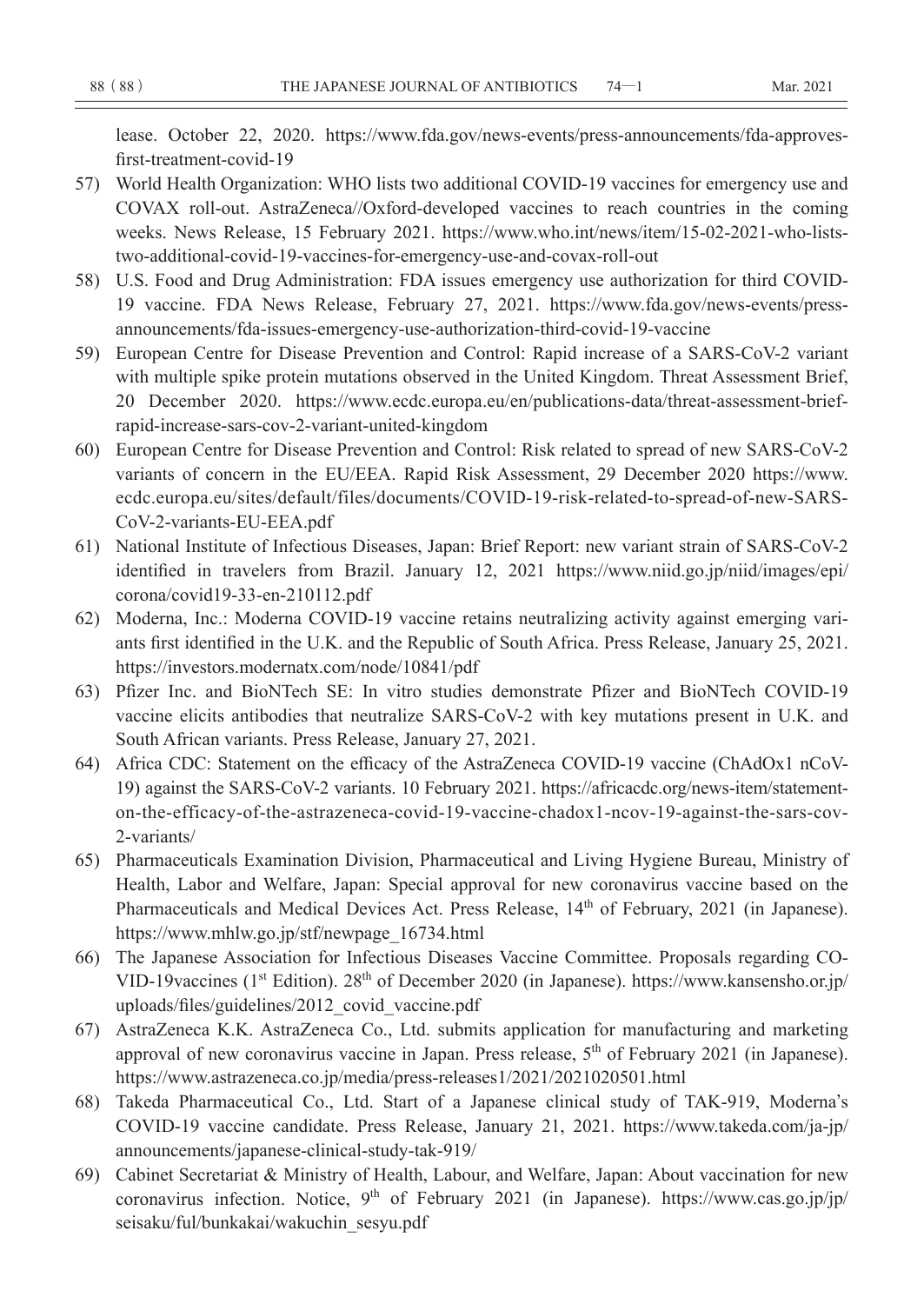lease. October 22, 2020. https://www.fda.gov/news-events/press-announcements/fda-approves-first-treatment-covid-19

57) World Health Organization: WHO lists two additional COVID-19 vaccines for emergency use and COVAX roll-out. AstraZeneca//Oxford-developed vaccines to reach countries in the coming weeks. News Release, 15 February 2021. https://www.who.int/news/item/15-02-2021-who-lists-two-additional-covid-19-vaccines-for-emergency-use-and-covax-roll-out

58) U.S. Food and Drug Administration: FDA issues emergency use authorization for third COVID-19 vaccine. FDA News Release, February 27, 2021. https://www.fda.gov/news-events/press-announcements/fda-issues-emergency-use-authorization-third-covid-19-vaccine

59) European Centre for Disease Prevention and Control: Rapid increase of a SARS-CoV-2 variant with multiple spike protein mutations observed in the United Kingdom. Threat Assessment Brief, 20 December 2020. https://www.ecdc.europa.eu/en/publications-data/threat-assessment-brief-rapid-increase-sars-cov-2-variant-united-kingdom

60) European Centre for Disease Prevention and Control: Risk related to spread of new SARS-CoV-2 variants of concern in the EU/EEA. Rapid Risk Assessment, 29 December 2020 https://www.ecdc.europa.eu/sites/default/files/documents/COVID-19-risk-related-to-spread-of-new-SARS-CoV-2-variants-EU-EEA.pdf

61) National Institute of Infectious Diseases, Japan: Brief Report: new variant strain of SARS-CoV-2 identified in travelers from Brazil. January 12, 2021 https://www.niid.go.jp/niid/images/epi/corona/covid19-33-en-210112.pdf

62) Moderna, Inc.: Moderna COVID-19 vaccine retains neutralizing activity against emerging variants first identified in the U.K. and the Republic of South Africa. Press Release, January 25, 2021. https://investors.modernatx.com/node/10841/pdf

63) Pfizer Inc. and BioNTech SE: In vitro studies demonstrate Pfizer and BioNTech COVID-19 vaccine elicits antibodies that neutralize SARS-CoV-2 with key mutations present in U.K. and South African variants. Press Release, January 27, 2021.

64) Africa CDC: Statement on the efficacy of the AstraZeneca COVID-19 vaccine (ChAdOx1 nCoV-19) against the SARS-CoV-2 variants. 10 February 2021. https://africacdc.org/news-item/statement-on-the-efficacy-of-the-astrazeneca-covid-19-vaccine-chadox1-ncov-19-against-the-sars-cov-2-variants/

65) Pharmaceuticals Examination Division, Pharmaceutical and Living Hygiene Bureau, Ministry of Health, Labor and Welfare, Japan: Special approval for new coronavirus vaccine based on the Pharmaceuticals and Medical Devices Act. Press Release, 14th of February, 2021 (in Japanese). https://www.mhlw.go.jp/stf/newpage_16734.html

66) The Japanese Association for Infectious Diseases Vaccine Committee. Proposals regarding COVID-19vaccines (1st Edition). 28th of December 2020 (in Japanese). https://www.kansensho.or.jp/uploads/files/guidelines/2012_covid_vaccine.pdf

67) AstraZeneca K.K. AstraZeneca Co., Ltd. submits application for manufacturing and marketing approval of new coronavirus vaccine in Japan. Press release, 5th of February 2021 (in Japanese). https://www.astrazeneca.co.jp/media/press-releases1/2021/2021020501.html

68) Takeda Pharmaceutical Co., Ltd. Start of a Japanese clinical study of TAK-919, Moderna's COVID-19 vaccine candidate. Press Release, January 21, 2021. https://www.takeda.com/ja-jp/announcements/japanese-clinical-study-tak-919/

69) Cabinet Secretariat & Ministry of Health, Labour, and Welfare, Japan: About vaccination for new coronavirus infection. Notice, 9th of February 2021 (in Japanese). https://www.cas.go.jp/jp/seisaku/ful/bunkakai/wakuchin_sesyu.pdf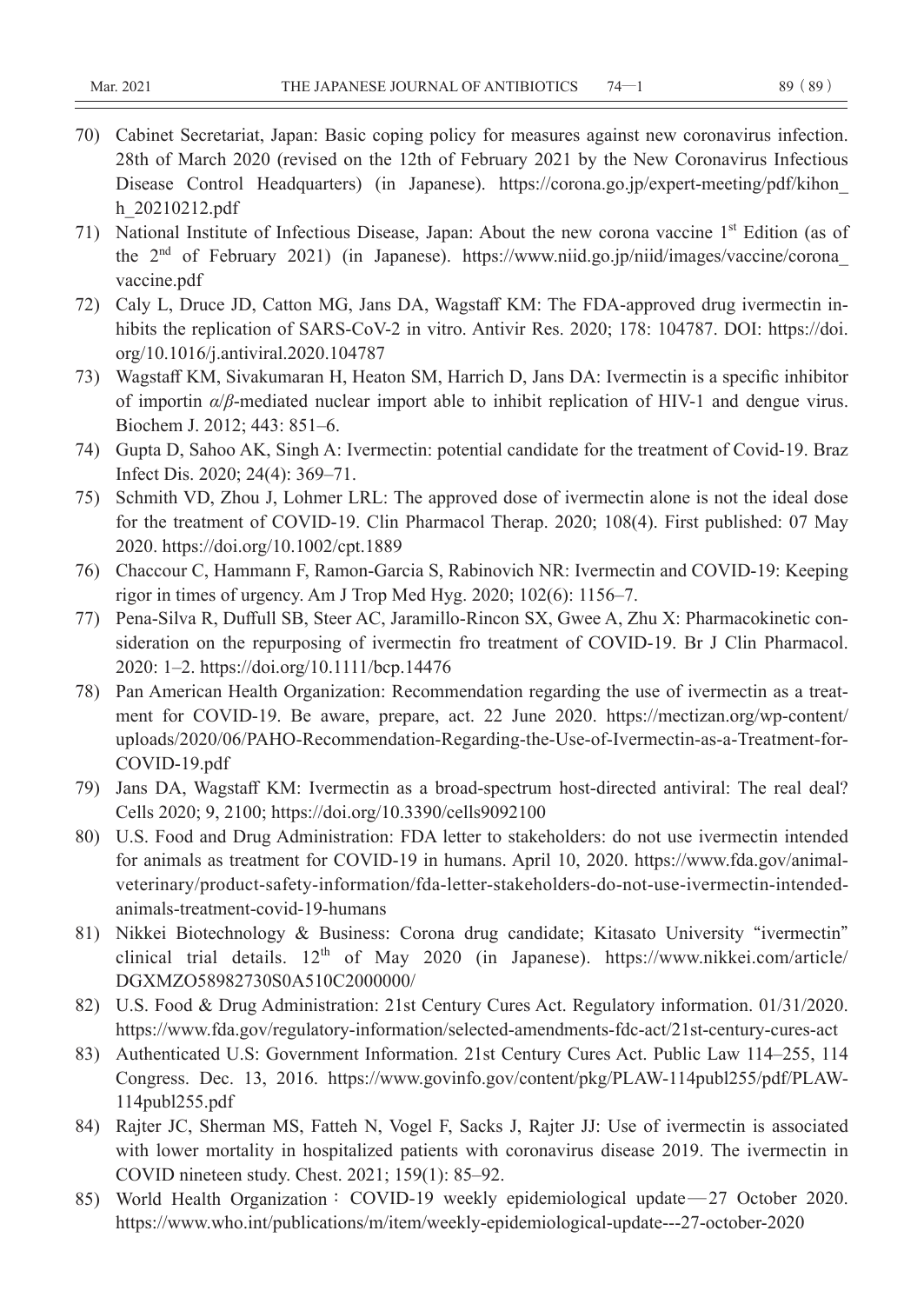70) Cabinet Secretariat, Japan: Basic coping policy for measures against new coronavirus infection. 28th of March 2020 (revised on the 12th of February 2021 by the New Coronavirus Infectious Disease Control Headquarters) (in Japanese). https://corona.go.jp/expert-meeting/pdf/kihon_h_20210212.pdf
71) National Institute of Infectious Disease, Japan: About the new corona vaccine 1st Edition (as of the 2nd of February 2021) (in Japanese). https://www.niid.go.jp/niid/images/vaccine/corona_vaccine.pdf
72) Caly L, Druce JD, Catton MG, Jans DA, Wagstaff KM: The FDA-approved drug ivermectin inhibits the replication of SARS-CoV-2 in vitro. Antivir Res. 2020; 178: 104787. DOI: https://doi.org/10.1016/j.antiviral.2020.104787
73) Wagstaff KM, Sivakumaran H, Heaton SM, Harrich D, Jans DA: Ivermectin is a specific inhibitor of importin $\alpha/\beta$-mediated nuclear import able to inhibit replication of HIV-1 and dengue virus. Biochem J. 2012; 443: 851–6.
74) Gupta D, Sahoo AK, Singh A: Ivermectin: potential candidate for the treatment of Covid-19. Braz Infect Dis. 2020; 24(4): 369–71.
75) Schmith VD, Zhou J, Lohmer LRL: The approved dose of ivermectin alone is not the ideal dose for the treatment of COVID-19. Clin Pharmacol Therap. 2020; 108(4). First published: 07 May 2020. https://doi.org/10.1002/cpt.1889
76) Chaccour C, Hammann F, Ramon-Garcia S, Rabinovich NR: Ivermectin and COVID-19: Keeping rigor in times of urgency. Am J Trop Med Hyg. 2020; 102(6): 1156–7.
77) Pena-Silva R, Duffull SB, Steer AC, Jaramillo-Rincon SX, Gwee A, Zhu X: Pharmacokinetic consideration on the repurposing of ivermectin fro treatment of COVID-19. Br J Clin Pharmacol. 2020: 1–2. https://doi.org/10.1111/bcp.14476
78) Pan American Health Organization: Recommendation regarding the use of ivermectin as a treatment for COVID-19. Be aware, prepare, act. 22 June 2020. https://mectizan.org/wp-content/uploads/2020/06/PAHO-Recommendation-Regarding-the-Use-of-Ivermectin-as-a-Treatment-for-COVID-19.pdf
79) Jans DA, Wagstaff KM: Ivermectin as a broad-spectrum host-directed antiviral: The real deal? Cells 2020; 9, 2100; https://doi.org/10.3390/cells9092100
80) U.S. Food and Drug Administration: FDA letter to stakeholders: do not use ivermectin intended for animals as treatment for COVID-19 in humans. April 10, 2020. https://www.fda.gov/animal-veterinary/product-safety-information/fda-letter-stakeholders-do-not-use-ivermectin-intended-animals-treatment-covid-19-humans
81) Nikkei Biotechnology & Business: Corona drug candidate; Kitasato University "ivermectin" clinical trial details. 12th of May 2020 (in Japanese). https://www.nikkei.com/article/DGXMZO58982730S0A510C2000000/
82) U.S. Food & Drug Administration: 21st Century Cures Act. Regulatory information. 01/31/2020. https://www.fda.gov/regulatory-information/selected-amendments-fdc-act/21st-century-cures-act
83) Authenticated U.S: Government Information. 21st Century Cures Act. Public Law 114–255, 114 Congress. Dec. 13, 2016. https://www.govinfo.gov/content/pkg/PLAW-114publ255/pdf/PLAW-114publ255.pdf
84) Rajter JC, Sherman MS, Fatteh N, Vogel F, Sacks J, Rajter JJ: Use of ivermectin is associated with lower mortality in hospitalized patients with coronavirus disease 2019. The ivermectin in COVID nineteen study. Chest. 2021; 159(1): 85–92.
85) World Health Organization：COVID-19 weekly epidemiological update—27 October 2020. https://www.who.int/publications/m/item/weekly-epidemiological-update---27-october-2020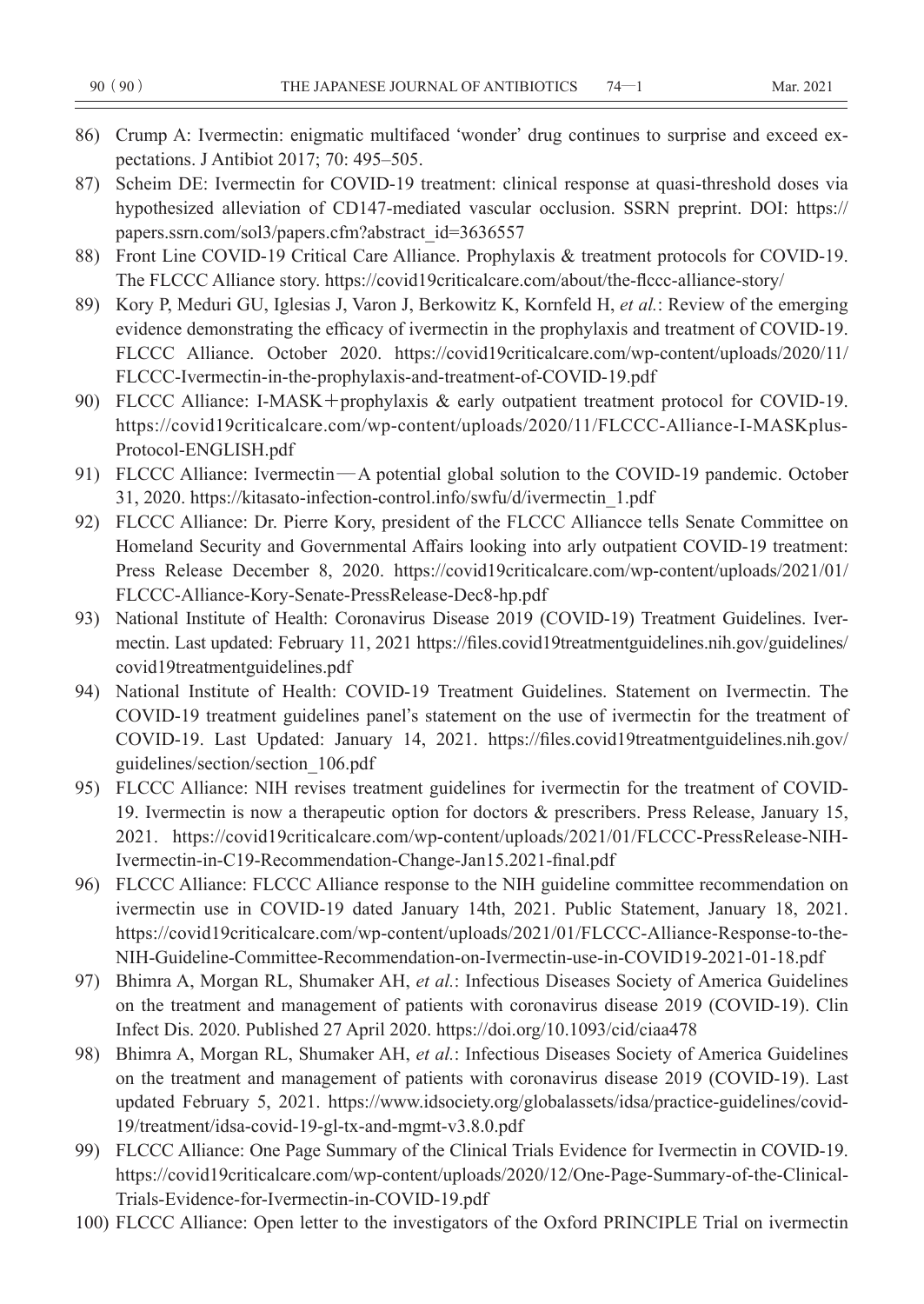86) Crump A: Ivermectin: enigmatic multifaced 'wonder' drug continues to surprise and exceed expectations. J Antibiot 2017; 70: 495–505.

87) Scheim DE: Ivermectin for COVID-19 treatment: clinical response at quasi-threshold doses via hypothesized alleviation of CD147-mediated vascular occlusion. SSRN preprint. DOI: https://papers.ssrn.com/sol3/papers.cfm?abstract_id=3636557

88) Front Line COVID-19 Critical Care Alliance. Prophylaxis & treatment protocols for COVID-19. The FLCCC Alliance story. https://covid19criticalcare.com/about/the-flccc-alliance-story/

89) Kory P, Meduri GU, Iglesias J, Varon J, Berkowitz K, Kornfeld H, *et al.*: Review of the emerging evidence demonstrating the efficacy of ivermectin in the prophylaxis and treatment of COVID-19. FLCCC Alliance. October 2020. https://covid19criticalcare.com/wp-content/uploads/2020/11/FLCCC-Ivermectin-in-the-prophylaxis-and-treatment-of-COVID-19.pdf

90) FLCCC Alliance: I-MASK＋prophylaxis & early outpatient treatment protocol for COVID-19. https://covid19criticalcare.com/wp-content/uploads/2020/11/FLCCC-Alliance-I-MASKplus-Protocol-ENGLISH.pdf

91) FLCCC Alliance: Ivermectin—A potential global solution to the COVID-19 pandemic. October 31, 2020. https://kitasato-infection-control.info/swfu/d/ivermectin_1.pdf

92) FLCCC Alliance: Dr. Pierre Kory, president of the FLCCC Alliancce tells Senate Committee on Homeland Security and Governmental Affairs looking into arly outpatient COVID-19 treatment: Press Release December 8, 2020. https://covid19criticalcare.com/wp-content/uploads/2021/01/FLCCC-Alliance-Kory-Senate-PressRelease-Dec8-hp.pdf

93) National Institute of Health: Coronavirus Disease 2019 (COVID-19) Treatment Guidelines. Ivermectin. Last updated: February 11, 2021 https://files.covid19treatmentguidelines.nih.gov/guidelines/covid19treatmentguidelines.pdf

94) National Institute of Health: COVID-19 Treatment Guidelines. Statement on Ivermectin. The COVID-19 treatment guidelines panel's statement on the use of ivermectin for the treatment of COVID-19. Last Updated: January 14, 2021. https://files.covid19treatmentguidelines.nih.gov/guidelines/section/section_106.pdf

95) FLCCC Alliance: NIH revises treatment guidelines for ivermectin for the treatment of COVID-19. Ivermectin is now a therapeutic option for doctors & prescribers. Press Release, January 15, 2021. https://covid19criticalcare.com/wp-content/uploads/2021/01/FLCCC-PressRelease-NIH-Ivermectin-in-C19-Recommendation-Change-Jan15.2021-final.pdf

96) FLCCC Alliance: FLCCC Alliance response to the NIH guideline committee recommendation on ivermectin use in COVID-19 dated January 14th, 2021. Public Statement, January 18, 2021. https://covid19criticalcare.com/wp-content/uploads/2021/01/FLCCC-Alliance-Response-to-the-NIH-Guideline-Committee-Recommendation-on-Ivermectin-use-in-COVID19-2021-01-18.pdf

97) Bhimra A, Morgan RL, Shumaker AH, *et al.*: Infectious Diseases Society of America Guidelines on the treatment and management of patients with coronavirus disease 2019 (COVID-19). Clin Infect Dis. 2020. Published 27 April 2020. https://doi.org/10.1093/cid/ciaa478

98) Bhimra A, Morgan RL, Shumaker AH, *et al.*: Infectious Diseases Society of America Guidelines on the treatment and management of patients with coronavirus disease 2019 (COVID-19). Last updated February 5, 2021. https://www.idsociety.org/globalassets/idsa/practice-guidelines/covid-19/treatment/idsa-covid-19-gl-tx-and-mgmt-v3.8.0.pdf

99) FLCCC Alliance: One Page Summary of the Clinical Trials Evidence for Ivermectin in COVID-19. https://covid19criticalcare.com/wp-content/uploads/2020/12/One-Page-Summary-of-the-Clinical-Trials-Evidence-for-Ivermectin-in-COVID-19.pdf

100) FLCCC Alliance: Open letter to the investigators of the Oxford PRINCIPLE Trial on ivermectin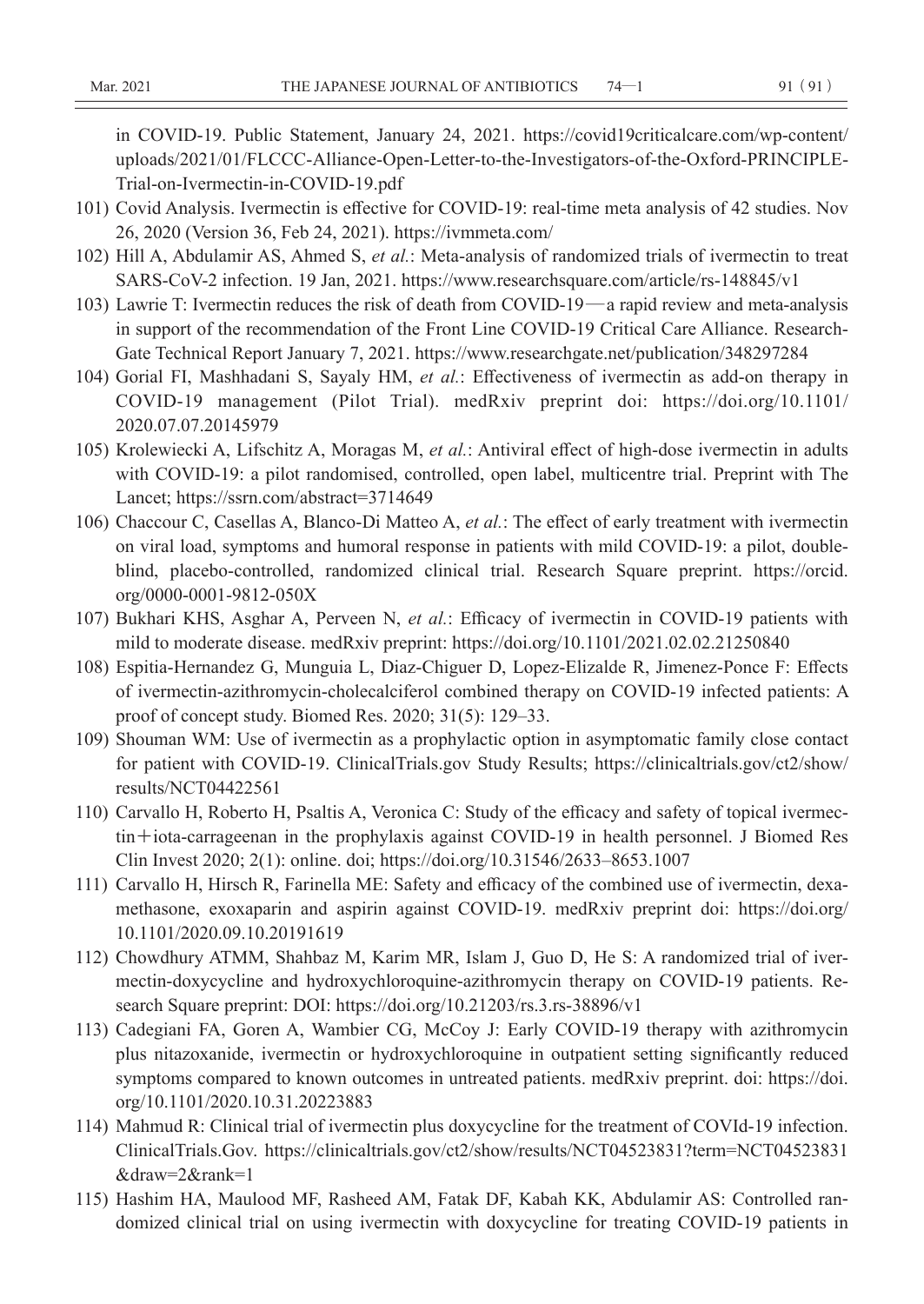in COVID-19. Public Statement, January 24, 2021. https://covid19criticalcare.com/wp-content/uploads/2021/01/FLCCC-Alliance-Open-Letter-to-the-Investigators-of-the-Oxford-PRINCIPLE-Trial-on-Ivermectin-in-COVID-19.pdf

101) Covid Analysis. Ivermectin is effective for COVID-19: real-time meta analysis of 42 studies. Nov 26, 2020 (Version 36, Feb 24, 2021). https://ivmmeta.com/
102) Hill A, Abdulamir AS, Ahmed S, *et al.*: Meta-analysis of randomized trials of ivermectin to treat SARS-CoV-2 infection. 19 Jan, 2021. https://www.researchsquare.com/article/rs-148845/v1
103) Lawrie T: Ivermectin reduces the risk of death from COVID-19—a rapid review and meta-analysis in support of the recommendation of the Front Line COVID-19 Critical Care Alliance. ResearchGate Technical Report January 7, 2021. https://www.researchgate.net/publication/348297284
104) Gorial FI, Mashhadani S, Sayaly HM, *et al.*: Effectiveness of ivermectin as add-on therapy in COVID-19 management (Pilot Trial). medRxiv preprint doi: https://doi.org/10.1101/2020.07.07.20145979
105) Krolewiecki A, Lifschitz A, Moragas M, *et al.*: Antiviral effect of high-dose ivermectin in adults with COVID-19: a pilot randomised, controlled, open label, multicentre trial. Preprint with The Lancet; https://ssrn.com/abstract=3714649
106) Chaccour C, Casellas A, Blanco-Di Matteo A, *et al.*: The effect of early treatment with ivermectin on viral load, symptoms and humoral response in patients with mild COVID-19: a pilot, double-blind, placebo-controlled, randomized clinical trial. Research Square preprint. https://orcid.org/0000-0001-9812-050X
107) Bukhari KHS, Asghar A, Perveen N, *et al.*: Efficacy of ivermectin in COVID-19 patients with mild to moderate disease. medRxiv preprint: https://doi.org/10.1101/2021.02.02.21250840
108) Espitia-Hernandez G, Munguia L, Diaz-Chiguer D, Lopez-Elizalde R, Jimenez-Ponce F: Effects of ivermectin-azithromycin-cholecalciferol combined therapy on COVID-19 infected patients: A proof of concept study. Biomed Res. 2020; 31(5): 129–33.
109) Shouman WM: Use of ivermectin as a prophylactic option in asymptomatic family close contact for patient with COVID-19. ClinicalTrials.gov Study Results; https://clinicaltrials.gov/ct2/show/results/NCT04422561
110) Carvallo H, Roberto H, Psaltis A, Veronica C: Study of the efficacy and safety of topical ivermectin＋iota-carrageenan in the prophylaxis against COVID-19 in health personnel. J Biomed Res Clin Invest 2020; 2(1): online. doi; https://doi.org/10.31546/2633–8653.1007
111) Carvallo H, Hirsch R, Farinella ME: Safety and efficacy of the combined use of ivermectin, dexamethasone, exoxaparin and aspirin against COVID-19. medRxiv preprint doi: https://doi.org/10.1101/2020.09.10.20191619
112) Chowdhury ATMM, Shahbaz M, Karim MR, Islam J, Guo D, He S: A randomized trial of ivermectin-doxycycline and hydroxychloroquine-azithromycin therapy on COVID-19 patients. Research Square preprint: DOI: https://doi.org/10.21203/rs.3.rs-38896/v1
113) Cadegiani FA, Goren A, Wambier CG, McCoy J: Early COVID-19 therapy with azithromycin plus nitazoxanide, ivermectin or hydroxychloroquine in outpatient setting significantly reduced symptoms compared to known outcomes in untreated patients. medRxiv preprint. doi: https://doi.org/10.1101/2020.10.31.20223883
114) Mahmud R: Clinical trial of ivermectin plus doxycycline for the treatment of COVId-19 infection. ClinicalTrials.Gov. https://clinicaltrials.gov/ct2/show/results/NCT04523831?term=NCT04523831&draw=2&rank=1
115) Hashim HA, Maulood MF, Rasheed AM, Fatak DF, Kabah KK, Abdulamir AS: Controlled randomized clinical trial on using ivermectin with doxycycline for treating COVID-19 patients in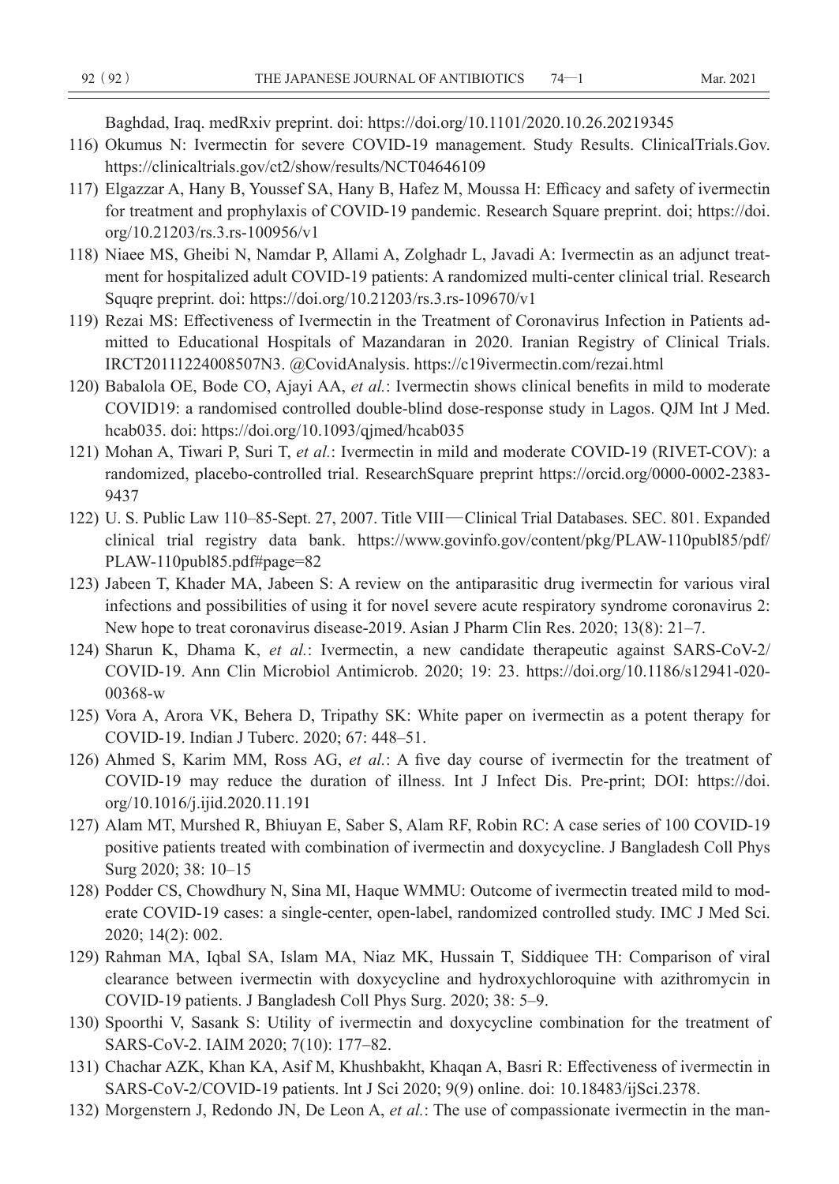Baghdad, Iraq. medRxiv preprint. doi: https://doi.org/10.1101/2020.10.26.20219345

116) Okumus N: Ivermectin for severe COVID-19 management. Study Results. ClinicalTrials.Gov. https://clinicaltrials.gov/ct2/show/results/NCT04646109

117) Elgazzar A, Hany B, Youssef SA, Hany B, Hafez M, Moussa H: Efficacy and safety of ivermectin for treatment and prophylaxis of COVID-19 pandemic. Research Square preprint. doi; https://doi.org/10.21203/rs.3.rs-100956/v1

118) Niaee MS, Gheibi N, Namdar P, Allami A, Zolghadr L, Javadi A: Ivermectin as an adjunct treatment for hospitalized adult COVID-19 patients: A randomized multi-center clinical trial. Research Squqre preprint. doi: https://doi.org/10.21203/rs.3.rs-109670/v1

119) Rezai MS: Effectiveness of Ivermectin in the Treatment of Coronavirus Infection in Patients admitted to Educational Hospitals of Mazandaran in 2020. Iranian Registry of Clinical Trials. IRCT20111224008507N3. @CovidAnalysis. https://c19ivermectin.com/rezai.html

120) Babalola OE, Bode CO, Ajayi AA, *et al.*: Ivermectin shows clinical benefits in mild to moderate COVID19: a randomised controlled double-blind dose-response study in Lagos. QJM Int J Med. hcab035. doi: https://doi.org/10.1093/qjmed/hcab035

121) Mohan A, Tiwari P, Suri T, *et al.*: Ivermectin in mild and moderate COVID-19 (RIVET-COV): a randomized, placebo-controlled trial. ResearchSquare preprint https://orcid.org/0000-0002-2383-9437

122) U. S. Public Law 110–85-Sept. 27, 2007. Title VIII—Clinical Trial Databases. SEC. 801. Expanded clinical trial registry data bank. https://www.govinfo.gov/content/pkg/PLAW-110publ85/pdf/PLAW-110publ85.pdf#page=82

123) Jabeen T, Khader MA, Jabeen S: A review on the antiparasitic drug ivermectin for various viral infections and possibilities of using it for novel severe acute respiratory syndrome coronavirus 2: New hope to treat coronavirus disease-2019. Asian J Pharm Clin Res. 2020; 13(8): 21–7.

124) Sharun K, Dhama K, *et al.*: Ivermectin, a new candidate therapeutic against SARS-CoV-2/COVID-19. Ann Clin Microbiol Antimicrob. 2020; 19: 23. https://doi.org/10.1186/s12941-020-00368-w

125) Vora A, Arora VK, Behera D, Tripathy SK: White paper on ivermectin as a potent therapy for COVID-19. Indian J Tuberc. 2020; 67: 448–51.

126) Ahmed S, Karim MM, Ross AG, *et al.*: A five day course of ivermectin for the treatment of COVID-19 may reduce the duration of illness. Int J Infect Dis. Pre-print; DOI: https://doi.org/10.1016/j.ijid.2020.11.191

127) Alam MT, Murshed R, Bhiuyan E, Saber S, Alam RF, Robin RC: A case series of 100 COVID-19 positive patients treated with combination of ivermectin and doxycycline. J Bangladesh Coll Phys Surg 2020; 38: 10–15

128) Podder CS, Chowdhury N, Sina MI, Haque WMMU: Outcome of ivermectin treated mild to moderate COVID-19 cases: a single-center, open-label, randomized controlled study. IMC J Med Sci. 2020; 14(2): 002.

129) Rahman MA, Iqbal SA, Islam MA, Niaz MK, Hussain T, Siddiquee TH: Comparison of viral clearance between ivermectin with doxycycline and hydroxychloroquine with azithromycin in COVID-19 patients. J Bangladesh Coll Phys Surg. 2020; 38: 5–9.

130) Spoorthi V, Sasank S: Utility of ivermectin and doxycycline combination for the treatment of SARS-CoV-2. IAIM 2020; 7(10): 177–82.

131) Chachar AZK, Khan KA, Asif M, Khushbakht, Khaqan A, Basri R: Effectiveness of ivermectin in SARS-CoV-2/COVID-19 patients. Int J Sci 2020; 9(9) online. doi: 10.18483/ijSci.2378.

132) Morgenstern J, Redondo JN, De Leon A, *et al.*: The use of compassionate ivermectin in the man-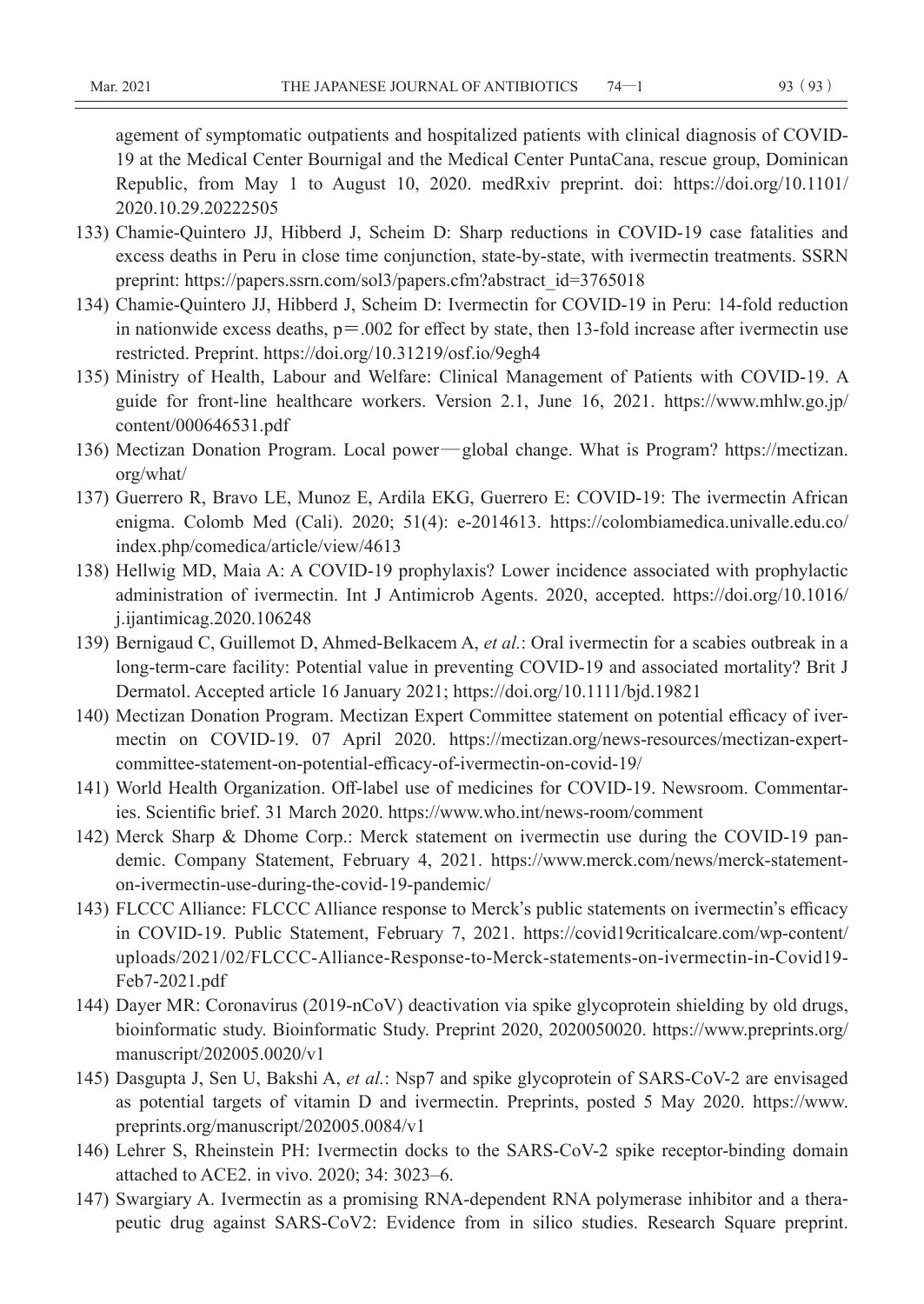agement of symptomatic outpatients and hospitalized patients with clinical diagnosis of COVID-19 at the Medical Center Bournigal and the Medical Center PuntaCana, rescue group, Dominican Republic, from May 1 to August 10, 2020. medRxiv preprint. doi: https://doi.org/10.1101/2020.10.29.20222505

133) Chamie-Quintero JJ, Hibberd J, Scheim D: Sharp reductions in COVID-19 case fatalities and excess deaths in Peru in close time conjunction, state-by-state, with ivermectin treatments. SSRN preprint: https://papers.ssrn.com/sol3/papers.cfm?abstract_id=3765018

134) Chamie-Quintero JJ, Hibberd J, Scheim D: Ivermectin for COVID-19 in Peru: 14-fold reduction in nationwide excess deaths, p=.002 for effect by state, then 13-fold increase after ivermectin use restricted. Preprint. https://doi.org/10.31219/osf.io/9egh4

135) Ministry of Health, Labour and Welfare: Clinical Management of Patients with COVID-19. A guide for front-line healthcare workers. Version 2.1, June 16, 2021. https://www.mhlw.go.jp/content/000646531.pdf

136) Mectizan Donation Program. Local power—global change. What is Program? https://mectizan.org/what/

137) Guerrero R, Bravo LE, Munoz E, Ardila EKG, Guerrero E: COVID-19: The ivermectin African enigma. Colomb Med (Cali). 2020; 51(4): e-2014613. https://colombiamedica.univalle.edu.co/index.php/comedica/article/view/4613

138) Hellwig MD, Maia A: A COVID-19 prophylaxis? Lower incidence associated with prophylactic administration of ivermectin. Int J Antimicrob Agents. 2020, accepted. https://doi.org/10.1016/j.ijantimicag.2020.106248

139) Bernigaud C, Guillemot D, Ahmed-Belkacem A, *et al.*: Oral ivermectin for a scabies outbreak in a long-term-care facility: Potential value in preventing COVID-19 and associated mortality? Brit J Dermatol. Accepted article 16 January 2021; https://doi.org/10.1111/bjd.19821

140) Mectizan Donation Program. Mectizan Expert Committee statement on potential efficacy of ivermectin on COVID-19. 07 April 2020. https://mectizan.org/news-resources/mectizan-expert-committee-statement-on-potential-efficacy-of-ivermectin-on-covid-19/

141) World Health Organization. Off-label use of medicines for COVID-19. Newsroom. Commentaries. Scientific brief. 31 March 2020. https://www.who.int/news-room/comment

142) Merck Sharp & Dhome Corp.: Merck statement on ivermectin use during the COVID-19 pandemic. Company Statement, February 4, 2021. https://www.merck.com/news/merck-statement-on-ivermectin-use-during-the-covid-19-pandemic/

143) FLCCC Alliance: FLCCC Alliance response to Merck's public statements on ivermectin's efficacy in COVID-19. Public Statement, February 7, 2021. https://covid19criticalcare.com/wp-content/uploads/2021/02/FLCCC-Alliance-Response-to-Merck-statements-on-ivermectin-in-Covid19-Feb7-2021.pdf

144) Dayer MR: Coronavirus (2019-nCoV) deactivation via spike glycoprotein shielding by old drugs, bioinformatic study. Bioinformatic Study. Preprint 2020, 2020050020. https://www.preprints.org/manuscript/202005.0020/v1

145) Dasgupta J, Sen U, Bakshi A, *et al.*: Nsp7 and spike glycoprotein of SARS-CoV-2 are envisaged as potential targets of vitamin D and ivermectin. Preprints, posted 5 May 2020. https://www.preprints.org/manuscript/202005.0084/v1

146) Lehrer S, Rheinstein PH: Ivermectin docks to the SARS-CoV-2 spike receptor-binding domain attached to ACE2. in vivo. 2020; 34: 3023–6.

147) Swargiary A. Ivermectin as a promising RNA-dependent RNA polymerase inhibitor and a therapeutic drug against SARS-CoV2: Evidence from in silico studies. Research Square preprint.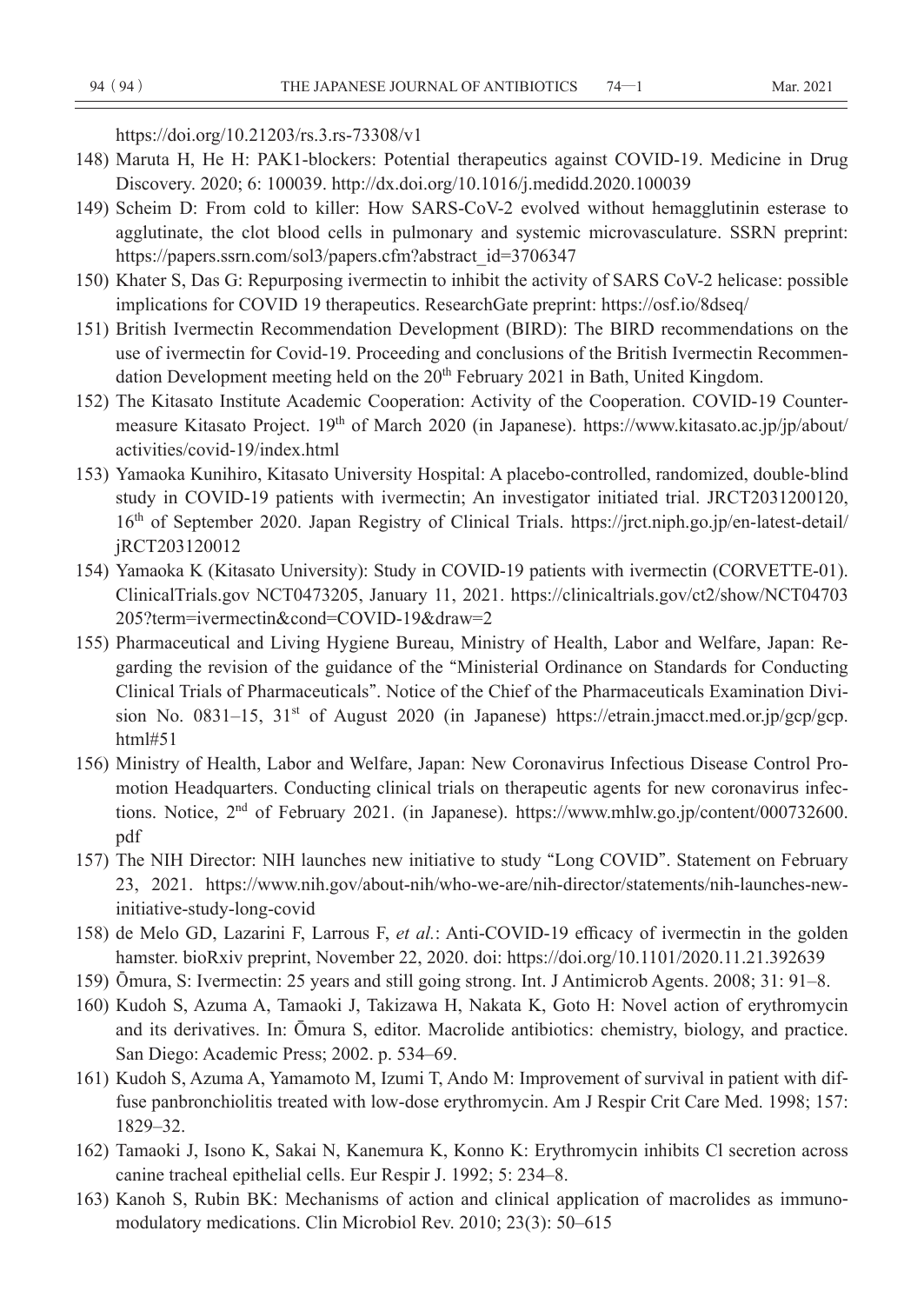https://doi.org/10.21203/rs.3.rs-73308/v1

148) Maruta H, He H: PAK1-blockers: Potential therapeutics against COVID-19. Medicine in Drug Discovery. 2020; 6: 100039. http://dx.doi.org/10.1016/j.medidd.2020.100039
149) Scheim D: From cold to killer: How SARS-CoV-2 evolved without hemagglutinin esterase to agglutinate, the clot blood cells in pulmonary and systemic microvasculature. SSRN preprint: https://papers.ssrn.com/sol3/papers.cfm?abstract_id=3706347
150) Khater S, Das G: Repurposing ivermectin to inhibit the activity of SARS CoV-2 helicase: possible implications for COVID 19 therapeutics. ResearchGate preprint: https://osf.io/8dseq/
151) British Ivermectin Recommendation Development (BIRD): The BIRD recommendations on the use of ivermectin for Covid-19. Proceeding and conclusions of the British Ivermectin Recommendation Development meeting held on the 20th February 2021 in Bath, United Kingdom.
152) The Kitasato Institute Academic Cooperation: Activity of the Cooperation. COVID-19 Countermeasure Kitasato Project. 19th of March 2020 (in Japanese). https://www.kitasato.ac.jp/jp/about/activities/covid-19/index.html
153) Yamaoka Kunihiro, Kitasato University Hospital: A placebo-controlled, randomized, double-blind study in COVID-19 patients with ivermectin; An investigator initiated trial. JRCT2031200120, 16th of September 2020. Japan Registry of Clinical Trials. https://jrct.niph.go.jp/en-latest-detail/jRCT203120012
154) Yamaoka K (Kitasato University): Study in COVID-19 patients with ivermectin (CORVETTE-01). ClinicalTrials.gov NCT0473205, January 11, 2021. https://clinicaltrials.gov/ct2/show/NCT04703205?term=ivermectin&cond=COVID-19&draw=2
155) Pharmaceutical and Living Hygiene Bureau, Ministry of Health, Labor and Welfare, Japan: Regarding the revision of the guidance of the "Ministerial Ordinance on Standards for Conducting Clinical Trials of Pharmaceuticals". Notice of the Chief of the Pharmaceuticals Examination Division No. 0831–15, 31st of August 2020 (in Japanese) https://etrain.jmacct.med.or.jp/gcp/gcp.html#51
156) Ministry of Health, Labor and Welfare, Japan: New Coronavirus Infectious Disease Control Promotion Headquarters. Conducting clinical trials on therapeutic agents for new coronavirus infections. Notice, 2nd of February 2021. (in Japanese). https://www.mhlw.go.jp/content/000732600.pdf
157) The NIH Director: NIH launches new initiative to study "Long COVID". Statement on February 23, 2021. https://www.nih.gov/about-nih/who-we-are/nih-director/statements/nih-launches-new-initiative-study-long-covid
158) de Melo GD, Lazarini F, Larrous F, *et al.*: Anti-COVID-19 efficacy of ivermectin in the golden hamster. bioRxiv preprint, November 22, 2020. doi: https://doi.org/10.1101/2020.11.21.392639
159) Ōmura, S: Ivermectin: 25 years and still going strong. Int. J Antimicrob Agents. 2008; 31: 91–8.
160) Kudoh S, Azuma A, Tamaoki J, Takizawa H, Nakata K, Goto H: Novel action of erythromycin and its derivatives. In: Ōmura S, editor. Macrolide antibiotics: chemistry, biology, and practice. San Diego: Academic Press; 2002. p. 534–69.
161) Kudoh S, Azuma A, Yamamoto M, Izumi T, Ando M: Improvement of survival in patient with diffuse panbronchiolitis treated with low-dose erythromycin. Am J Respir Crit Care Med. 1998; 157: 1829–32.
162) Tamaoki J, Isono K, Sakai N, Kanemura K, Konno K: Erythromycin inhibits Cl secretion across canine tracheal epithelial cells. Eur Respir J. 1992; 5: 234–8.
163) Kanoh S, Rubin BK: Mechanisms of action and clinical application of macrolides as immunomodulatory medications. Clin Microbiol Rev. 2010; 23(3): 50–615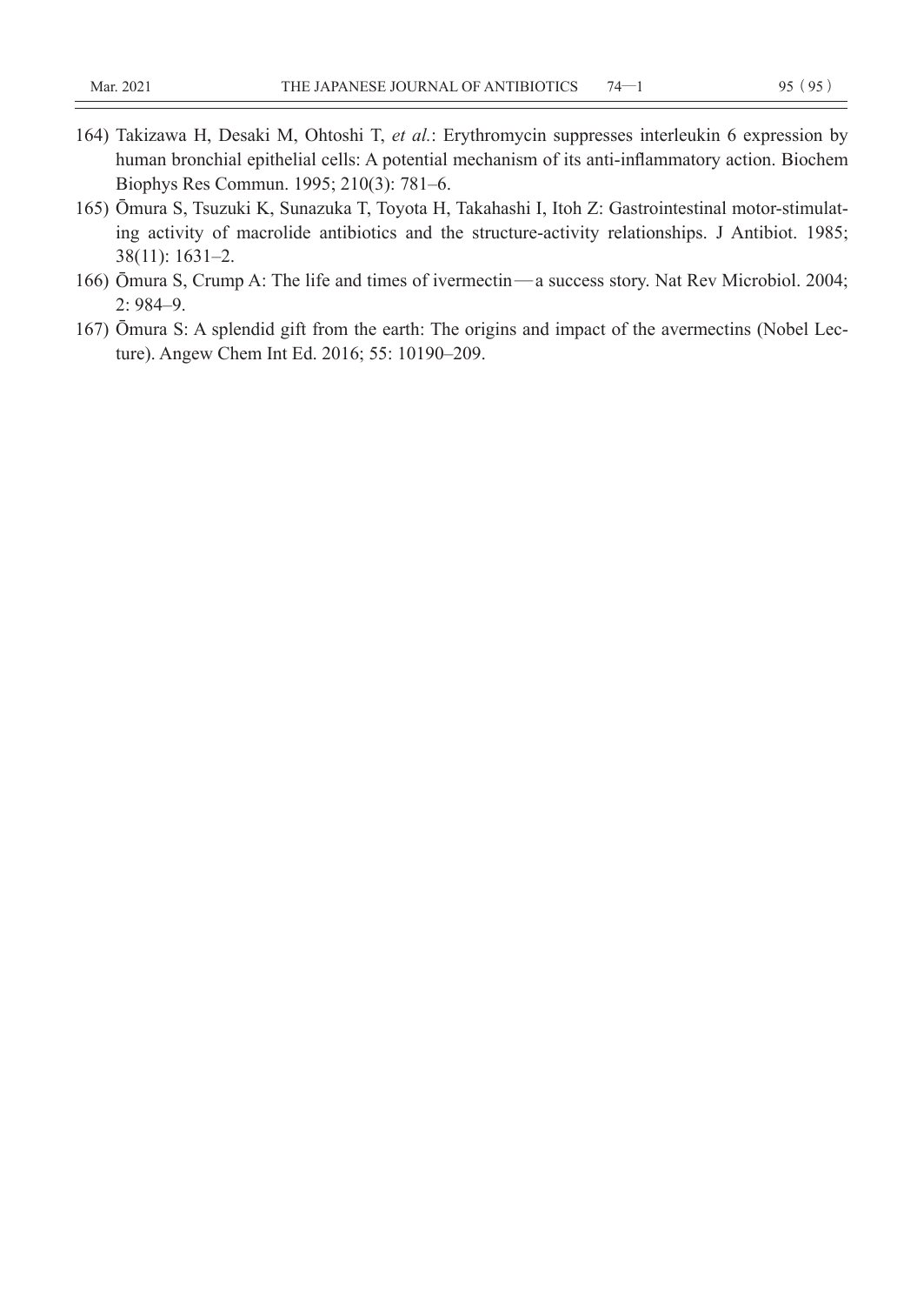164) Takizawa H, Desaki M, Ohtoshi T, *et al.*: Erythromycin suppresses interleukin 6 expression by human bronchial epithelial cells: A potential mechanism of its anti-inflammatory action. Biochem Biophys Res Commun. 1995; 210(3): 781–6.

165) Ōmura S, Tsuzuki K, Sunazuka T, Toyota H, Takahashi I, Itoh Z: Gastrointestinal motor-stimulating activity of macrolide antibiotics and the structure-activity relationships. J Antibiot. 1985; 38(11): 1631–2.

166) Ōmura S, Crump A: The life and times of ivermectin—a success story. Nat Rev Microbiol. 2004; 2: 984–9.

167) Ōmura S: A splendid gift from the earth: The origins and impact of the avermectins (Nobel Lecture). Angew Chem Int Ed. 2016; 55: 10190–209.